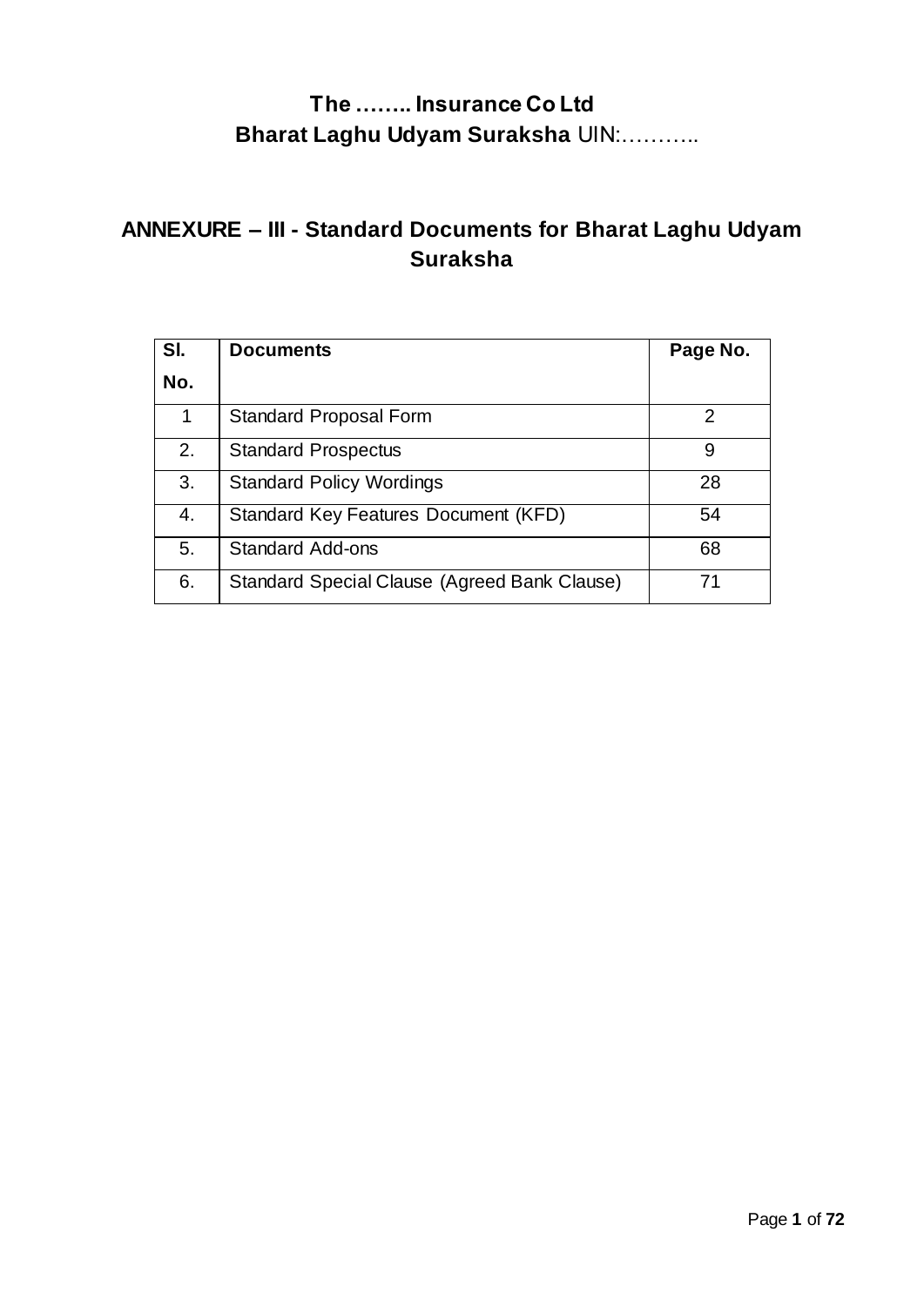# The …….. Insurance Co Ltd

## Bharat Laghu Udyam Suraksha UIN:………..

## ANNEXURE – III - Standard Documents for Bharat Laghu Udyam Suraksha

| Sl. No. | Documents | Page No. |
|---|---|---|
| 1 | Standard Proposal Form | 2 |
| 2. | Standard Prospectus | 9 |
| 3. | Standard Policy Wordings | 28 |
| 4. | Standard Key Features Document (KFD) | 54 |
| 5. | Standard Add-ons | 68 |
| 6. | Standard Special Clause (Agreed Bank Clause) | 71 |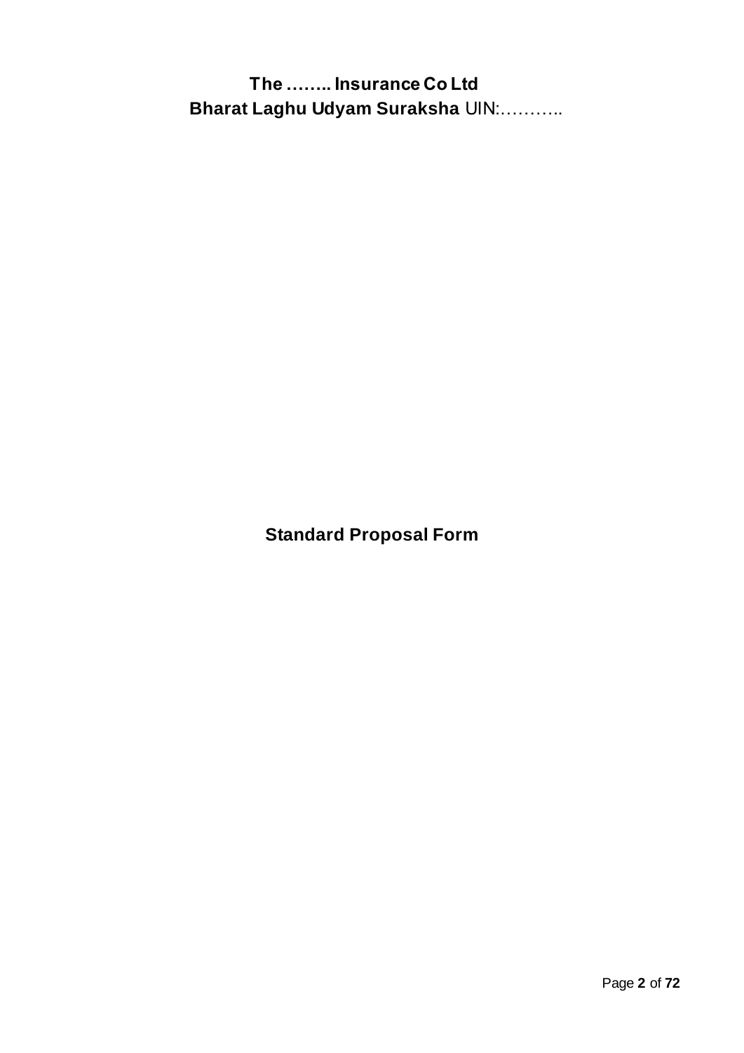**The …….. Insurance Co Ltd**

**Bharat Laghu Udyam Suraksha** UIN:………..

## Standard Proposal Form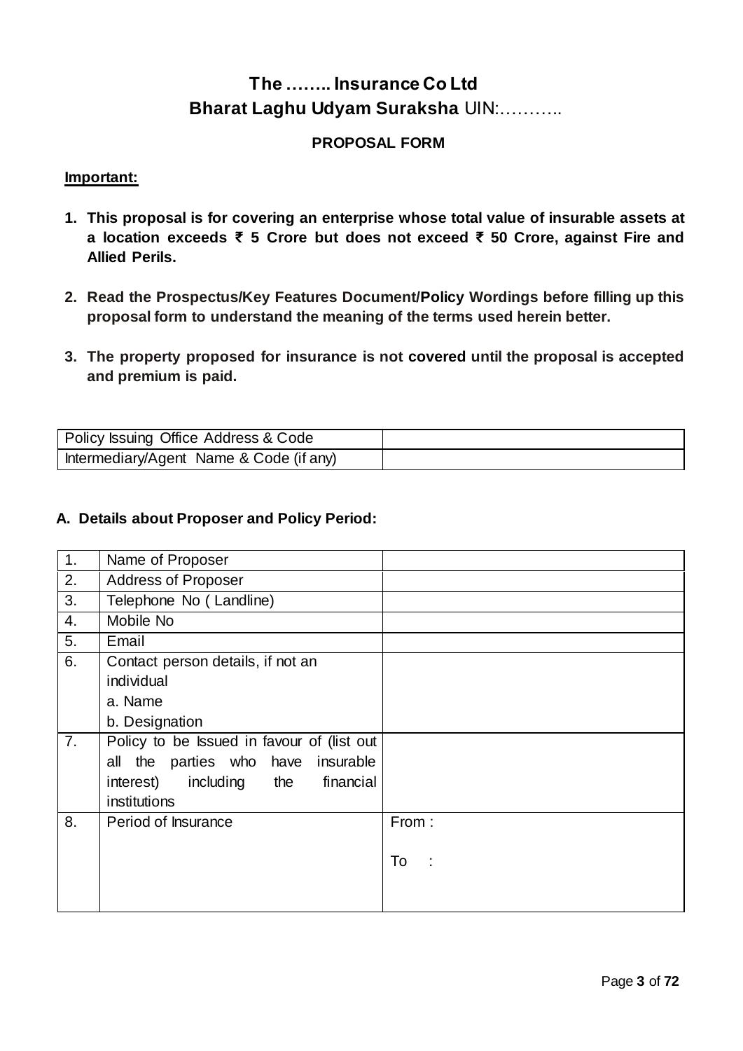# The …….. Insurance Co Ltd
# Bharat Laghu Udyam Suraksha UIN:………..

## PROPOSAL FORM

**Important:**

1. **This proposal is for covering an enterprise whose total value of insurable assets at a location exceeds ₹ 5 Crore but does not exceed ₹ 50 Crore, against Fire and Allied Perils.**
2. **Read the Prospectus/Key Features Document/Policy Wordings before filling up this proposal form to understand the meaning of the terms used herein better.**
3. **The property proposed for insurance is not covered until the proposal is accepted and premium is paid.**

| Policy Issuing Office Address & Code | |
|---|---|
| Intermediary/Agent Name & Code (if any) | |

### A. Details about Proposer and Policy Period:

| | | |
|---|---|---|
| 1. | Name of Proposer | |
| 2. | Address of Proposer | |
| 3. | Telephone No ( Landline) | |
| 4. | Mobile No | |
| 5. | Email | |
| 6. | Contact person details, if not an individual<br>a. Name<br>b. Designation | |
| 7. | Policy to be Issued in favour of (list out all the parties who have insurable interest) including the financial institutions | |
| 8. | Period of Insurance | From :<br><br>To : |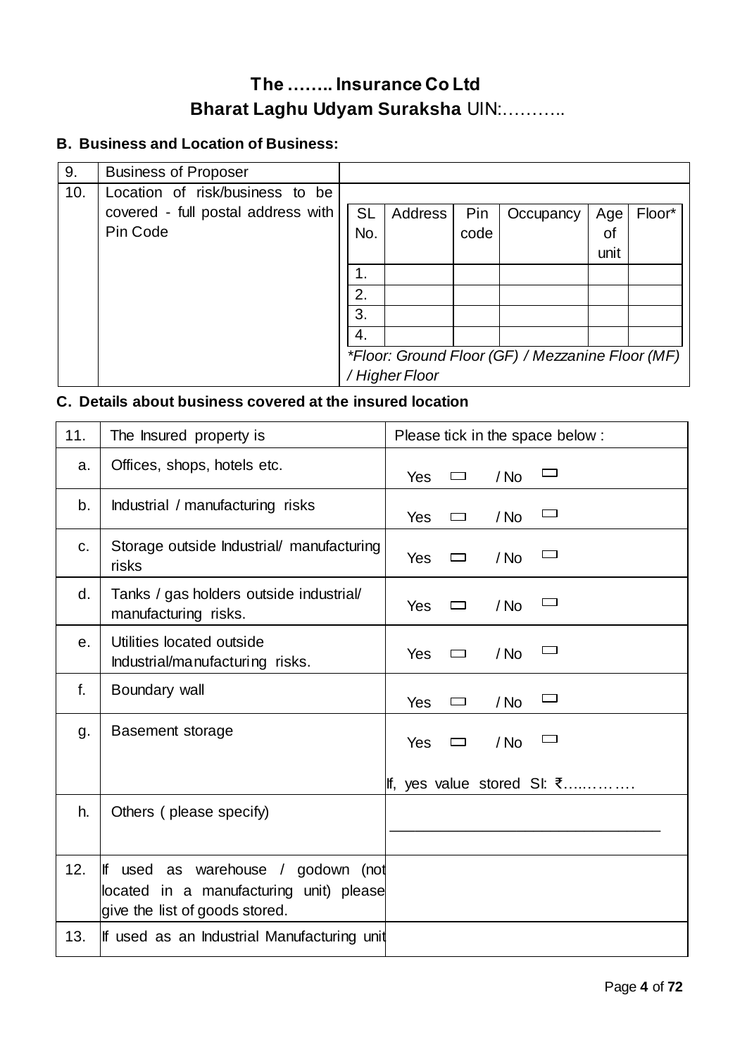# The …….. Insurance Co Ltd
## Bharat Laghu Udyam Suraksha UIN:………..

### B. Business and Location of Business:

| 9. | Business of Proposer | | | | | | |
|---|---|---|---|---|---|---|---|
| 10. | Location of risk/business to be covered - full postal address with Pin Code | SL No. | Address | Pin code | Occupancy | Age of unit | Floor* |
| | | 1. | | | | | |
| | | 2. | | | | | |
| | | 3. | | | | | |
| | | 4. | | | | | |
| | | *Floor: Ground Floor (GF) / Mezzanine Floor (MF) / Higher Floor* | | | | | |

### C. Details about business covered at the insured location

| 11. | The Insured property is | Please tick in the space below : |
|---|---|---|
| a. | Offices, shops, hotels etc. | Yes ☐ / No ☐ |
| b. | Industrial / manufacturing risks | Yes ☐ / No ☐ |
| c. | Storage outside Industrial/ manufacturing risks | Yes ☐ / No ☐ |
| d. | Tanks / gas holders outside industrial/ manufacturing risks. | Yes ☐ / No ☐ |
| e. | Utilities located outside Industrial/manufacturing risks. | Yes ☐ / No ☐ |
| f. | Boundary wall | Yes ☐ / No ☐ |
| g. | Basement storage | Yes ☐ / No ☐<br>If, yes value stored SI: ₹…..………. |
| h. | Others ( please specify) | ________________________________ |
| 12. | If used as warehouse / godown (not located in a manufacturing unit) please give the list of goods stored. | |
| 13. | If used as an Industrial Manufacturing unit | |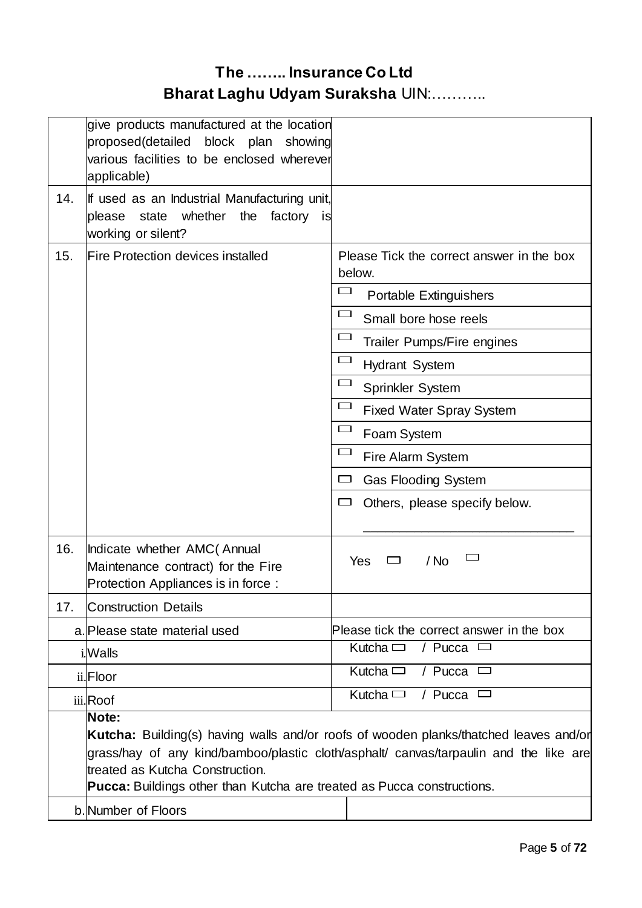**The …….. Insurance Co Ltd**

**Bharat Laghu Udyam Suraksha** UIN:………..

| | | |
|---|---|---|
| | give products manufactured at the location proposed(detailed block plan showing various facilities to be enclosed wherever applicable) | |
| 14. | If used as an Industrial Manufacturing unit, please state whether the factory is working or silent? | |
| 15. | Fire Protection devices installed | Please Tick the correct answer in the box below. |
| | | ☐ Portable Extinguishers |
| | | ☐ Small bore hose reels |
| | | ☐ Trailer Pumps/Fire engines |
| | | ☐ Hydrant System |
| | | ☐ Sprinkler System |
| | | ☐ Fixed Water Spray System |
| | | ☐ Foam System |
| | | ☐ Fire Alarm System |
| | | ☐ Gas Flooding System |
| | | ☐ Others, please specify below. ____________________________ |
| 16. | Indicate whether AMC( Annual Maintenance contract) for the Fire Protection Appliances is in force : | Yes ☐ / No ☐ |
| 17. | Construction Details | |
| a. | Please state material used | Please tick the correct answer in the box |
| i. | Walls | Kutcha ☐ / Pucca ☐ |
| ii. | Floor | Kutcha ☐ / Pucca ☐ |
| iii. | Roof | Kutcha ☐ / Pucca ☐ |
| | **Note:** **Kutcha:** Building(s) having walls and/or roofs of wooden planks/thatched leaves and/or grass/hay of any kind/bamboo/plastic cloth/asphalt/ canvas/tarpaulin and the like are treated as Kutcha Construction. **Pucca:** Buildings other than Kutcha are treated as Pucca constructions. | |
| b. | Number of Floors | |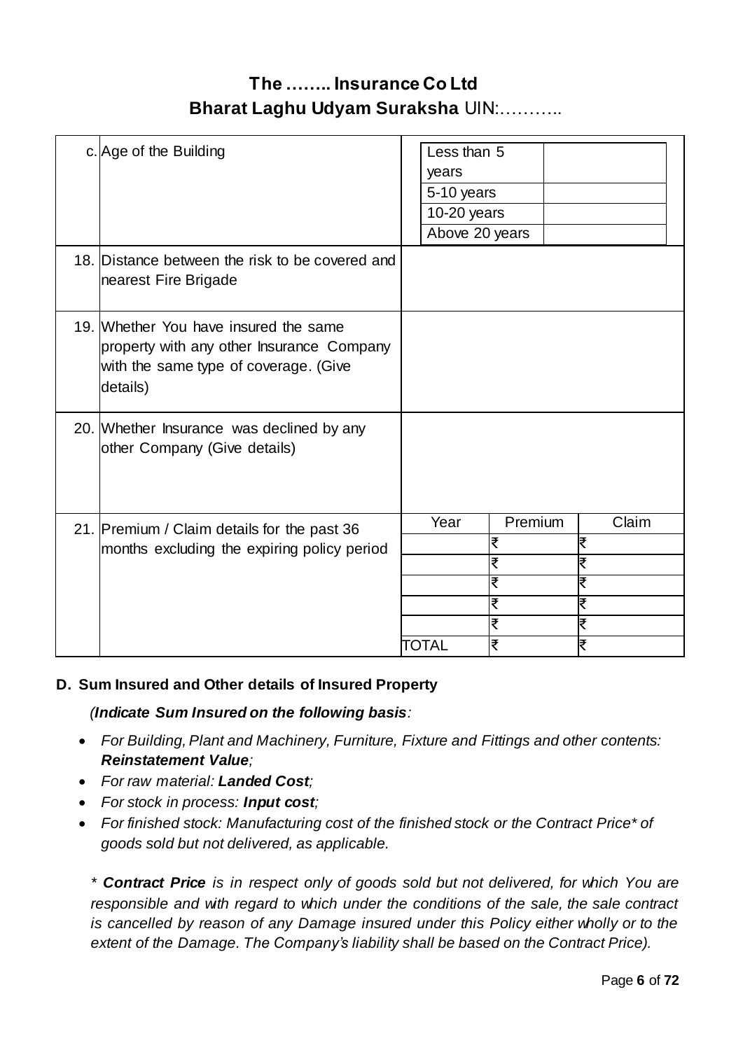# The …….. Insurance Co Ltd

## Bharat Laghu Udyam Suraksha UIN:………..

| | | | | |
|---|---|---|---|---|
| c. | Age of the Building | Less than 5 years | | |
| | | 5-10 years | | |
| | | 10-20 years | | |
| | | Above 20 years | | |
| 18. | Distance between the risk to be covered and nearest Fire Brigade | | | |
| 19. | Whether You have insured the same property with any other Insurance Company with the same type of coverage. (Give details) | | | |
| 20. | Whether Insurance was declined by any other Company (Give details) | | | |
| 21. | Premium / Claim details for the past 36 months excluding the expiring policy period | Year | Premium | Claim |
| | | | ₹ | ₹ |
| | | | ₹ | ₹ |
| | | | ₹ | ₹ |
| | | | ₹ | ₹ |
| | | | ₹ | ₹ |
| | | TOTAL | ₹ | ₹ |

**D. Sum Insured and Other details of Insured Property**

*(**Indicate Sum Insured on the following basis**:*

- *For Building, Plant and Machinery, Furniture, Fixture and Fittings and other contents: **Reinstatement Value**;*
- *For raw material: **Landed Cost**;*
- *For stock in process: **Input cost**;*
- *For finished stock: Manufacturing cost of the finished stock or the Contract Price* of goods sold but not delivered, as applicable.*

*\* **Contract Price** is in respect only of goods sold but not delivered, for which You are responsible and with regard to which under the conditions of the sale, the sale contract is cancelled by reason of any Damage insured under this Policy either wholly or to the extent of the Damage. The Company's liability shall be based on the Contract Price).*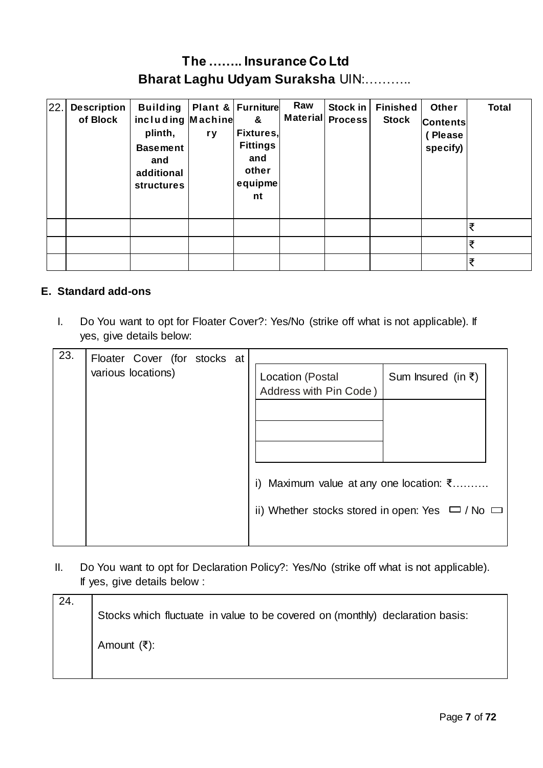# The …….. Insurance Co Ltd

## Bharat Laghu Udyam Suraksha UIN:………..

| 22. | Description of Block | Building including plinth, Basement and additional structures | Plant & Machinery | Furniture & Fixtures, Fittings and other equipment | Raw Material | Stock in Process | Finished Stock | Other Contents (Please specify) | Total |
|---|---|---|---|---|---|---|---|---|---|
| | | | | | | | | | ₹ |
| | | | | | | | | | ₹ |
| | | | | | | | | | ₹ |

**E. Standard add-ons**

I. Do You want to opt for Floater Cover?: Yes/No (strike off what is not applicable). If yes, give details below:

| 23. | Floater Cover (for stocks at various locations) | Location (Postal Address with Pin Code) | Sum Insured (in ₹) |
|---|---|---|---|
| | | | |
| | | | |
| | | | |
| | | i) Maximum value at any one location: ₹………. | |
| | | ii) Whether stocks stored in open: Yes ☐ / No ☐ | |

II. Do You want to opt for Declaration Policy?: Yes/No (strike off what is not applicable). If yes, give details below :

| 24. | Stocks which fluctuate in value to be covered on (monthly) declaration basis:<br><br>Amount (₹): |
|---|---|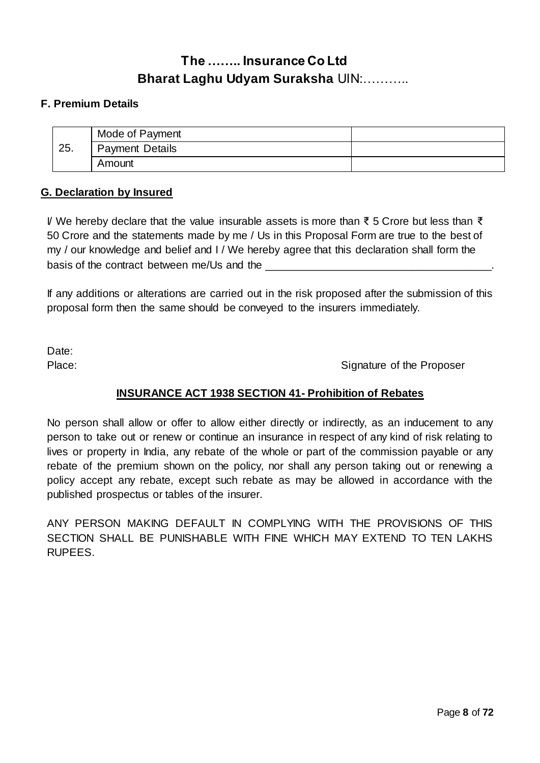# The …….. Insurance Co Ltd
## Bharat Laghu Udyam Suraksha UIN:………..

### F. Premium Details

| 25. | | |
|---|---|---|
| | Mode of Payment | |
| | Payment Details | |
| | Amount | |

### G. Declaration by Insured

I/ We hereby declare that the value insurable assets is more than ₹ 5 Crore but less than ₹ 50 Crore and the statements made by me / Us in this Proposal Form are true to the best of my / our knowledge and belief and I / We hereby agree that this declaration shall form the basis of the contract between me/Us and the ______________________________________.

If any additions or alterations are carried out in the risk proposed after the submission of this proposal form then the same should be conveyed to the insurers immediately.

Date:

Place: Signature of the Proposer

**INSURANCE ACT 1938 SECTION 41- Prohibition of Rebates**

No person shall allow or offer to allow either directly or indirectly, as an inducement to any person to take out or renew or continue an insurance in respect of any kind of risk relating to lives or property in India, any rebate of the whole or part of the commission payable or any rebate of the premium shown on the policy, nor shall any person taking out or renewing a policy accept any rebate, except such rebate as may be allowed in accordance with the published prospectus or tables of the insurer.

ANY PERSON MAKING DEFAULT IN COMPLYING WITH THE PROVISIONS OF THIS SECTION SHALL BE PUNISHABLE WITH FINE WHICH MAY EXTEND TO TEN LAKHS RUPEES.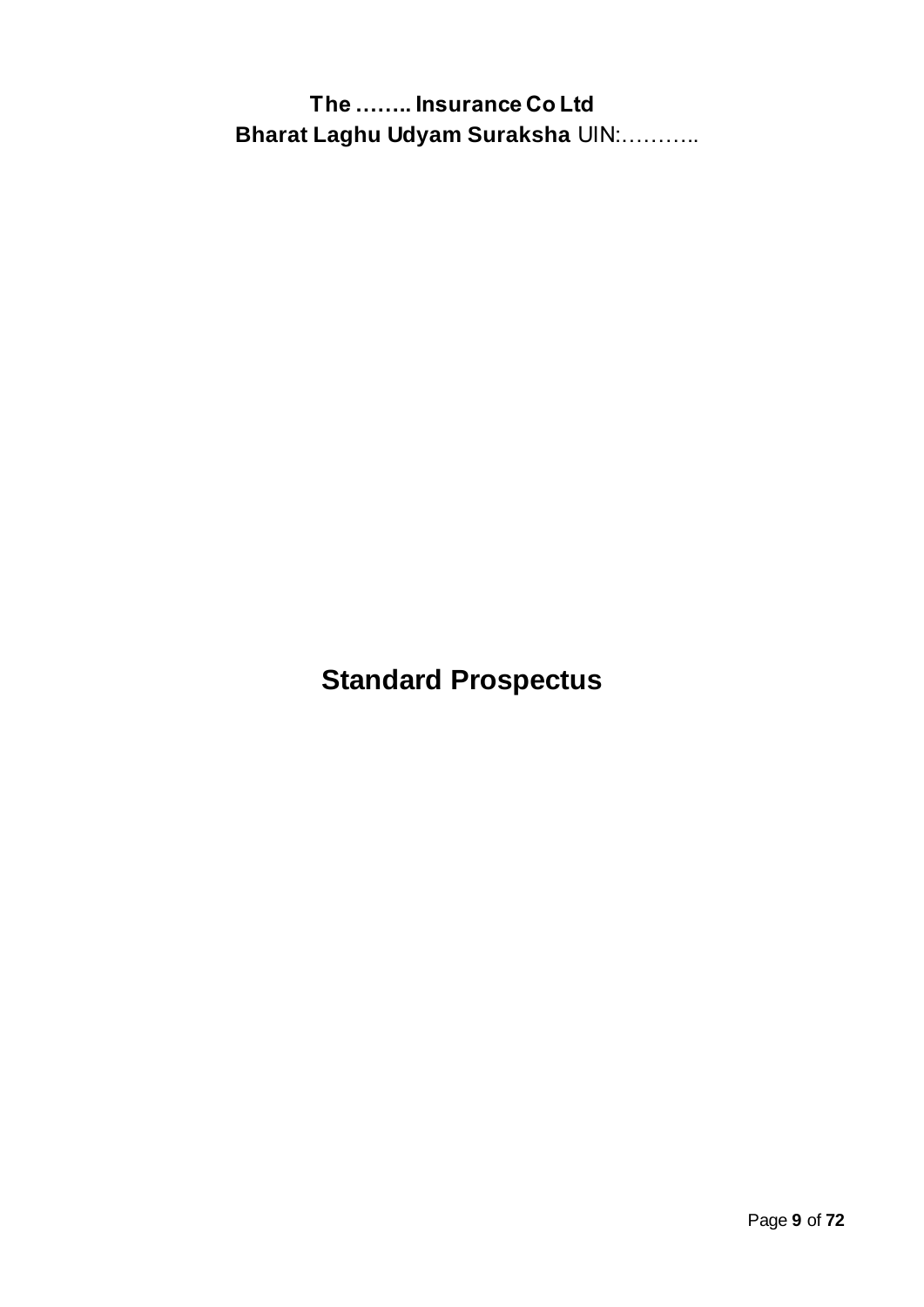# Standard Prospectus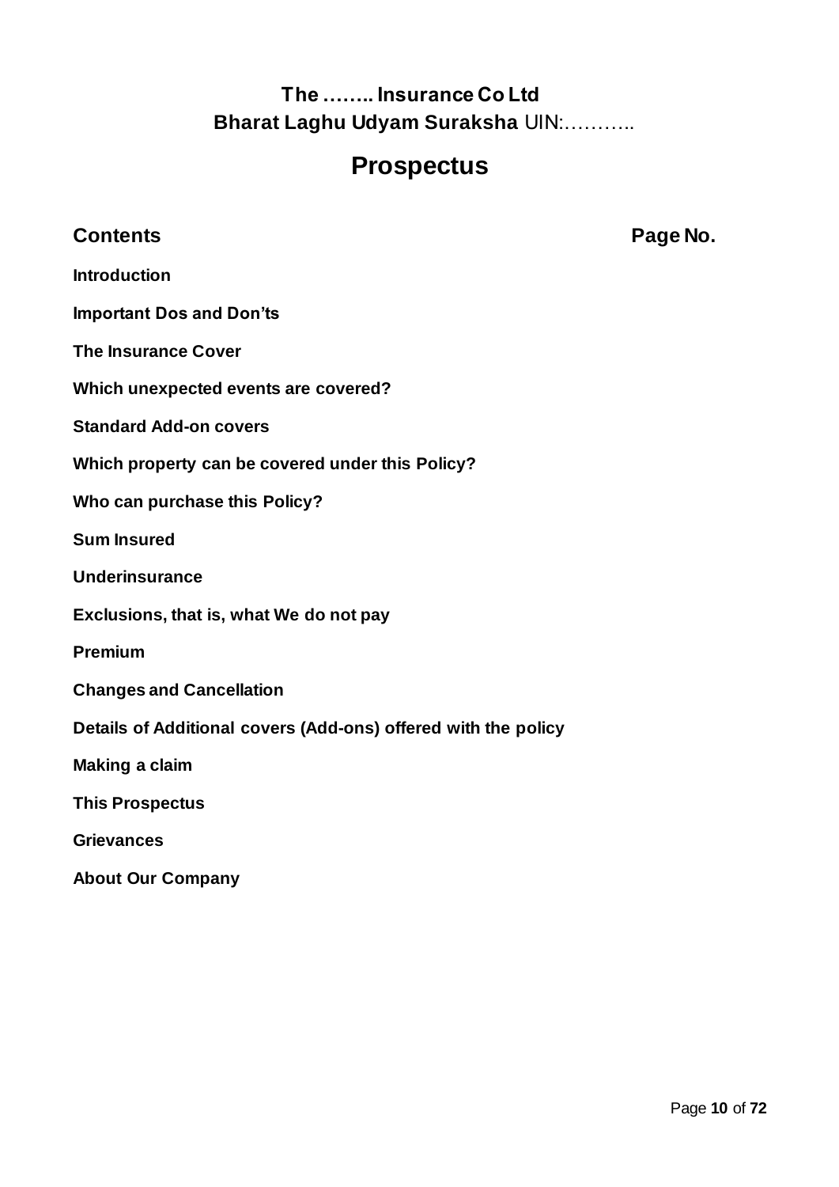**The …….. Insurance Co Ltd**
**Bharat Laghu Udyam Suraksha** UIN:………..

# Prospectus

| **Contents** | **Page No.** |
|---|---|
| **Introduction** | |
| **Important Dos and Don’ts** | |
| **The Insurance Cover** | |
| **Which unexpected events are covered?** | |
| **Standard Add-on covers** | |
| **Which property can be covered under this Policy?** | |
| **Who can purchase this Policy?** | |
| **Sum Insured** | |
| **Underinsurance** | |
| **Exclusions, that is, what We do not pay** | |
| **Premium** | |
| **Changes and Cancellation** | |
| **Details of Additional covers (Add-ons) offered with the policy** | |
| **Making a claim** | |
| **This Prospectus** | |
| **Grievances** | |
| **About Our Company** | |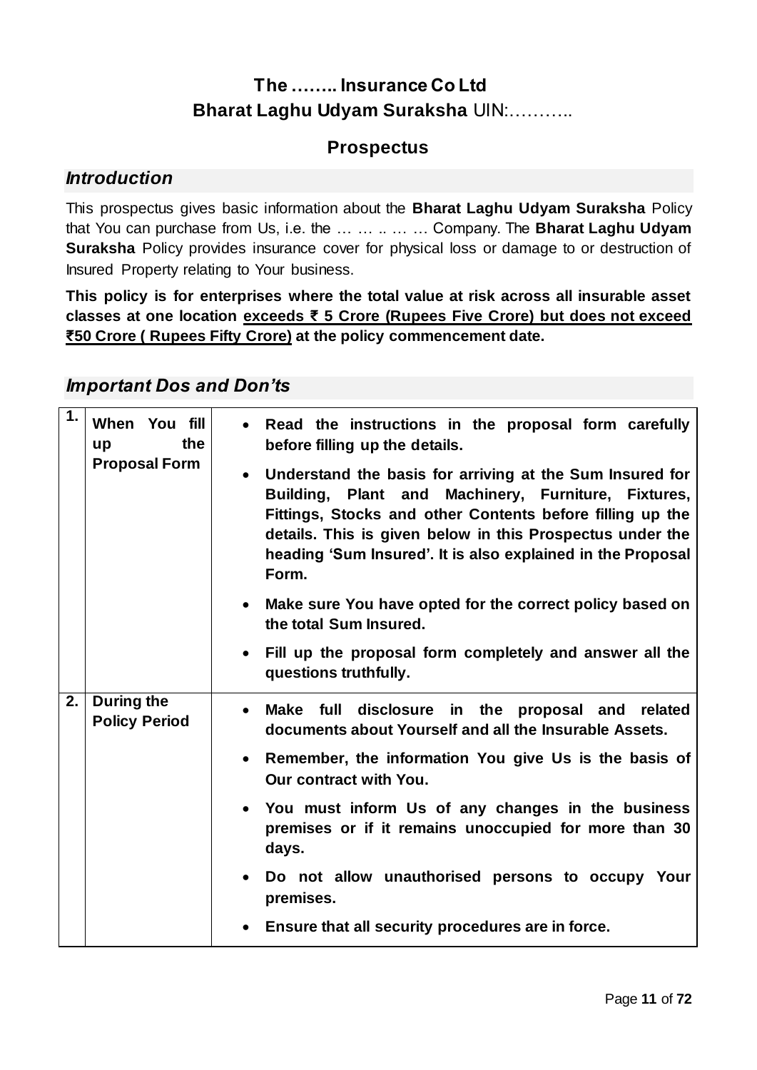# The …….. Insurance Co Ltd

# **Bharat Laghu Udyam Suraksha** UIN:………..

## Prospectus

### *Introduction*

This prospectus gives basic information about the **Bharat Laghu Udyam Suraksha** Policy that You can purchase from Us, i.e. the … … .. … … Company. The **Bharat Laghu Udyam Suraksha** Policy provides insurance cover for physical loss or damage to or destruction of Insured Property relating to Your business.

**This policy is for enterprises where the total value at risk across all insurable asset classes at one location <u>exceeds ₹ 5 Crore (Rupees Five Crore) but does not exceed ₹50 Crore ( Rupees Fifty Crore)</u> at the policy commencement date.**

### *Important Dos and Don'ts*

| | | |
|---|---|---|
| **1.** | **When You fill up the Proposal Form** | • **Read the instructions in the proposal form carefully before filling up the details.**<br>• **Understand the basis for arriving at the Sum Insured for Building, Plant and Machinery, Furniture, Fixtures, Fittings, Stocks and other Contents before filling up the details. This is given below in this Prospectus under the heading 'Sum Insured'. It is also explained in the Proposal Form.**<br>• **Make sure You have opted for the correct policy based on the total Sum Insured.**<br>• **Fill up the proposal form completely and answer all the questions truthfully.** |
| **2.** | **During the Policy Period** | • **Make full disclosure in the proposal and related documents about Yourself and all the Insurable Assets.**<br>• **Remember, the information You give Us is the basis of Our contract with You.**<br>• **You must inform Us of any changes in the business premises or if it remains unoccupied for more than 30 days.**<br>• **Do not allow unauthorised persons to occupy Your premises.**<br>• **Ensure that all security procedures are in force.** |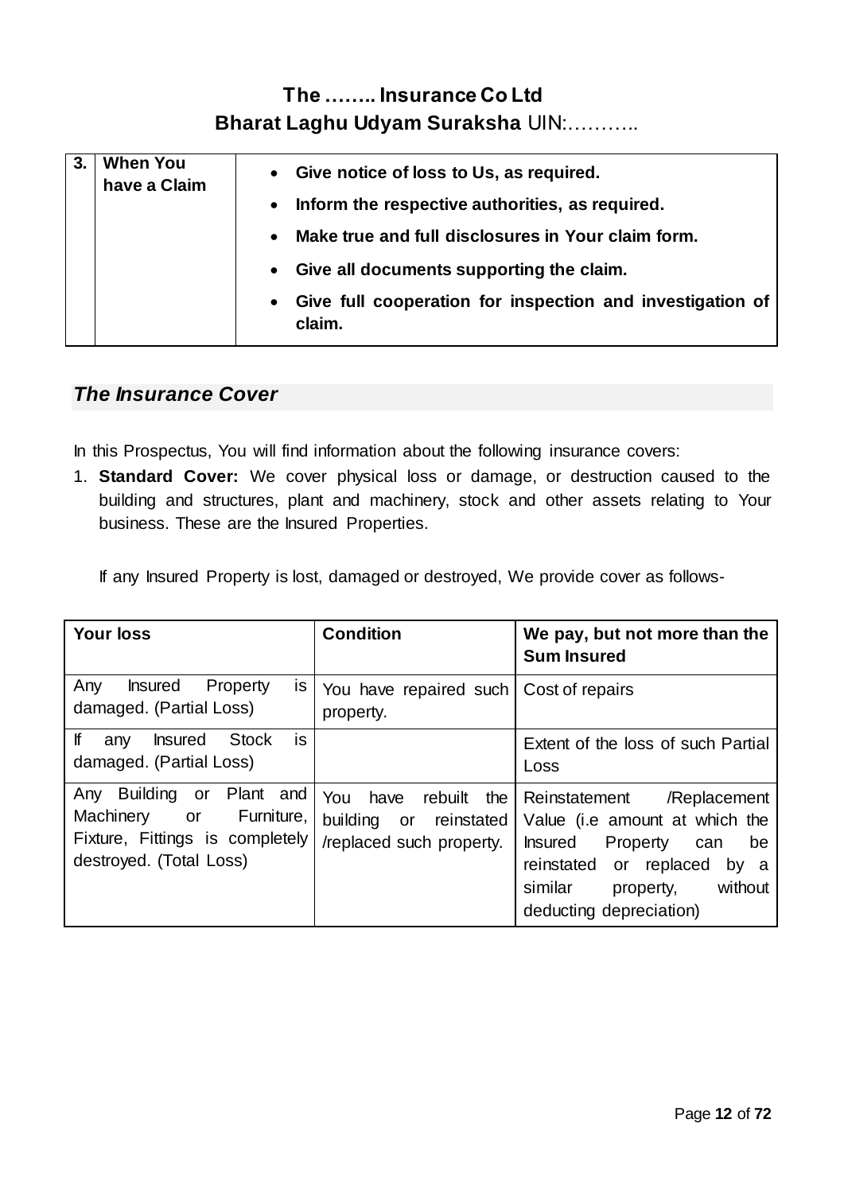| 3. | When You have a Claim | • **Give notice of loss to Us, as required.**<br>• **Inform the respective authorities, as required.**<br>• **Make true and full disclosures in Your claim form.**<br>• **Give all documents supporting the claim.**<br>• **Give full cooperation for inspection and investigation of claim.** |
|---|---|---|

## *The Insurance Cover*

In this Prospectus, You will find information about the following insurance covers:

1. **Standard Cover:** We cover physical loss or damage, or destruction caused to the building and structures, plant and machinery, stock and other assets relating to Your business. These are the Insured Properties.

   If any Insured Property is lost, damaged or destroyed, We provide cover as follows-

| Your loss | Condition | We pay, but not more than the Sum Insured |
|---|---|---|
| Any Insured Property is damaged. (Partial Loss) | You have repaired such property. | Cost of repairs |
| If any Insured Stock is damaged. (Partial Loss) | | Extent of the loss of such Partial Loss |
| Any Building or Plant and Machinery or Furniture, Fixture, Fittings is completely destroyed. (Total Loss) | You have rebuilt the building or reinstated /replaced such property. | Reinstatement /Replacement Value (i.e amount at which the Insured Property can be reinstated or replaced by a similar property, without deducting depreciation) |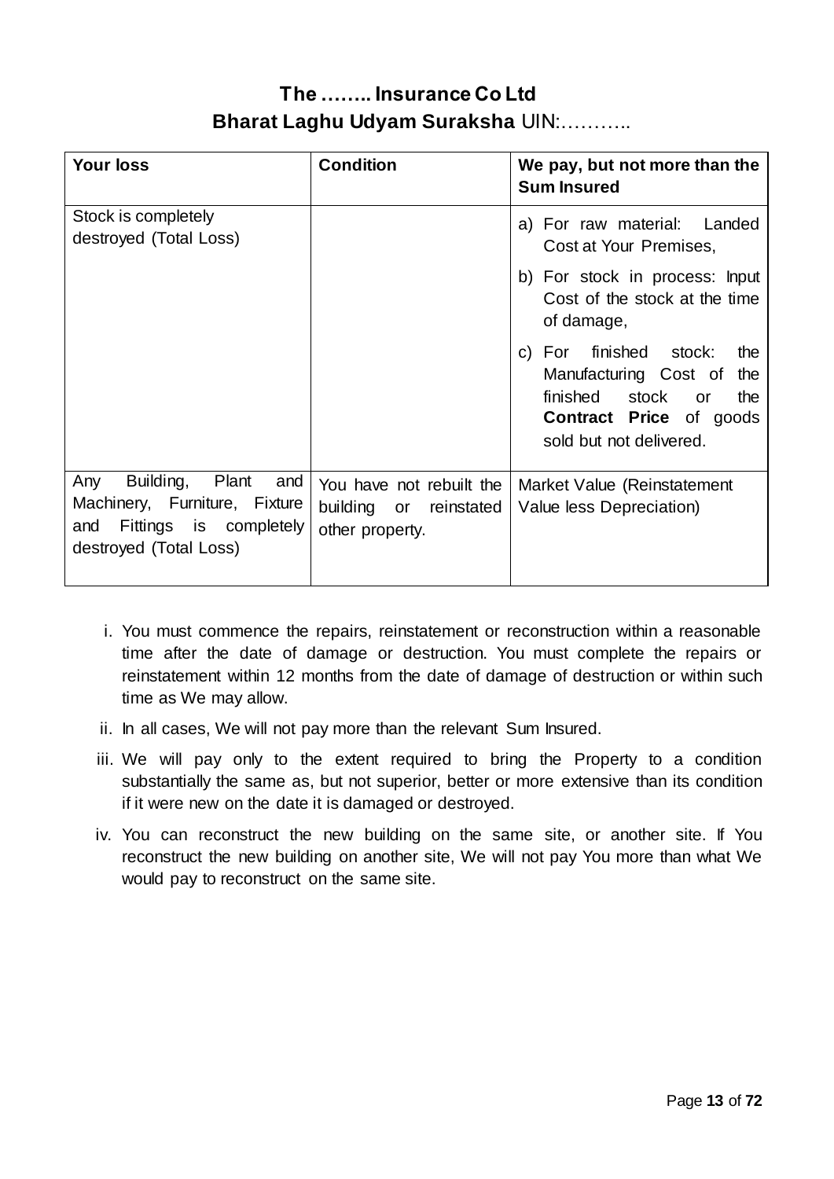| Your loss | Condition | We pay, but not more than the Sum Insured |
|---|---|---|
| Stock is completely destroyed (Total Loss) | | a) For raw material: Landed Cost at Your Premises,<br>b) For stock in process: Input Cost of the stock at the time of damage,<br>c) For finished stock: the Manufacturing Cost of the finished stock or the **Contract Price** of goods sold but not delivered. |
| Any Building, Plant and Machinery, Furniture, Fixture and Fittings is completely destroyed (Total Loss) | You have not rebuilt the building or reinstated other property. | Market Value (Reinstatement Value less Depreciation) |

i. You must commence the repairs, reinstatement or reconstruction within a reasonable time after the date of damage or destruction. You must complete the repairs or reinstatement within 12 months from the date of damage of destruction or within such time as We may allow.

ii. In all cases, We will not pay more than the relevant Sum Insured.

iii. We will pay only to the extent required to bring the Property to a condition substantially the same as, but not superior, better or more extensive than its condition if it were new on the date it is damaged or destroyed.

iv. You can reconstruct the new building on the same site, or another site. If You reconstruct the new building on another site, We will not pay You more than what We would pay to reconstruct on the same site.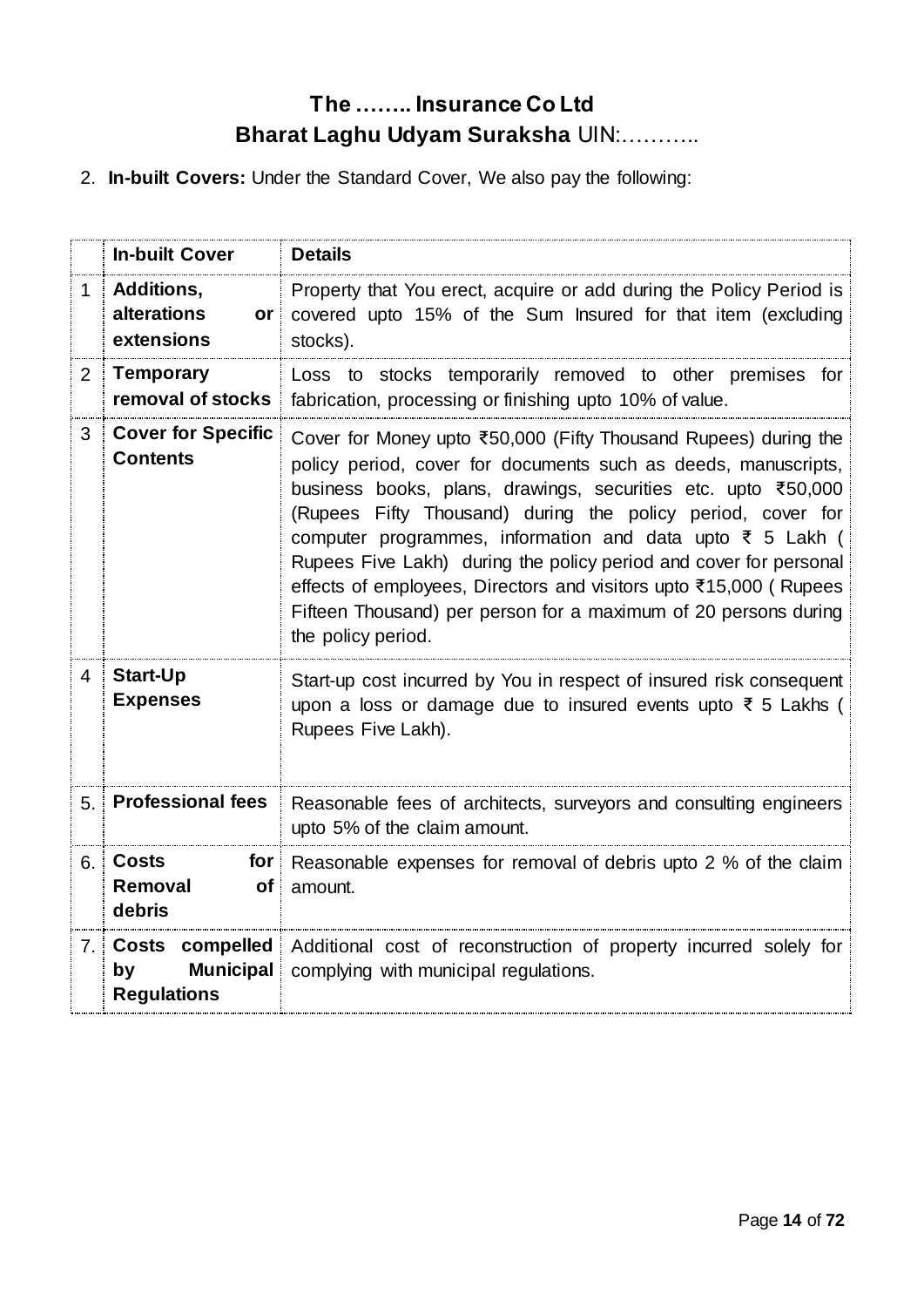2. **In-built Covers:** Under the Standard Cover, We also pay the following:

| | In-built Cover | Details |
|---|---|---|
| 1 | **Additions, alterations or extensions** | Property that You erect, acquire or add during the Policy Period is covered upto 15% of the Sum Insured for that item (excluding stocks). |
| 2 | **Temporary removal of stocks** | Loss to stocks temporarily removed to other premises for fabrication, processing or finishing upto 10% of value. |
| 3 | **Cover for Specific Contents** | Cover for Money upto ₹50,000 (Fifty Thousand Rupees) during the policy period, cover for documents such as deeds, manuscripts, business books, plans, drawings, securities etc. upto ₹50,000 (Rupees Fifty Thousand) during the policy period, cover for computer programmes, information and data upto ₹ 5 Lakh ( Rupees Five Lakh) during the policy period and cover for personal effects of employees, Directors and visitors upto ₹15,000 ( Rupees Fifteen Thousand) per person for a maximum of 20 persons during the policy period. |
| 4 | **Start-Up Expenses** | Start-up cost incurred by You in respect of insured risk consequent upon a loss or damage due to insured events upto ₹ 5 Lakhs ( Rupees Five Lakh). |
| 5. | **Professional fees** | Reasonable fees of architects, surveyors and consulting engineers upto 5% of the claim amount. |
| 6. | **Costs for Removal of debris** | Reasonable expenses for removal of debris upto 2 % of the claim amount. |
| 7. | **Costs compelled by Municipal Regulations** | Additional cost of reconstruction of property incurred solely for complying with municipal regulations. |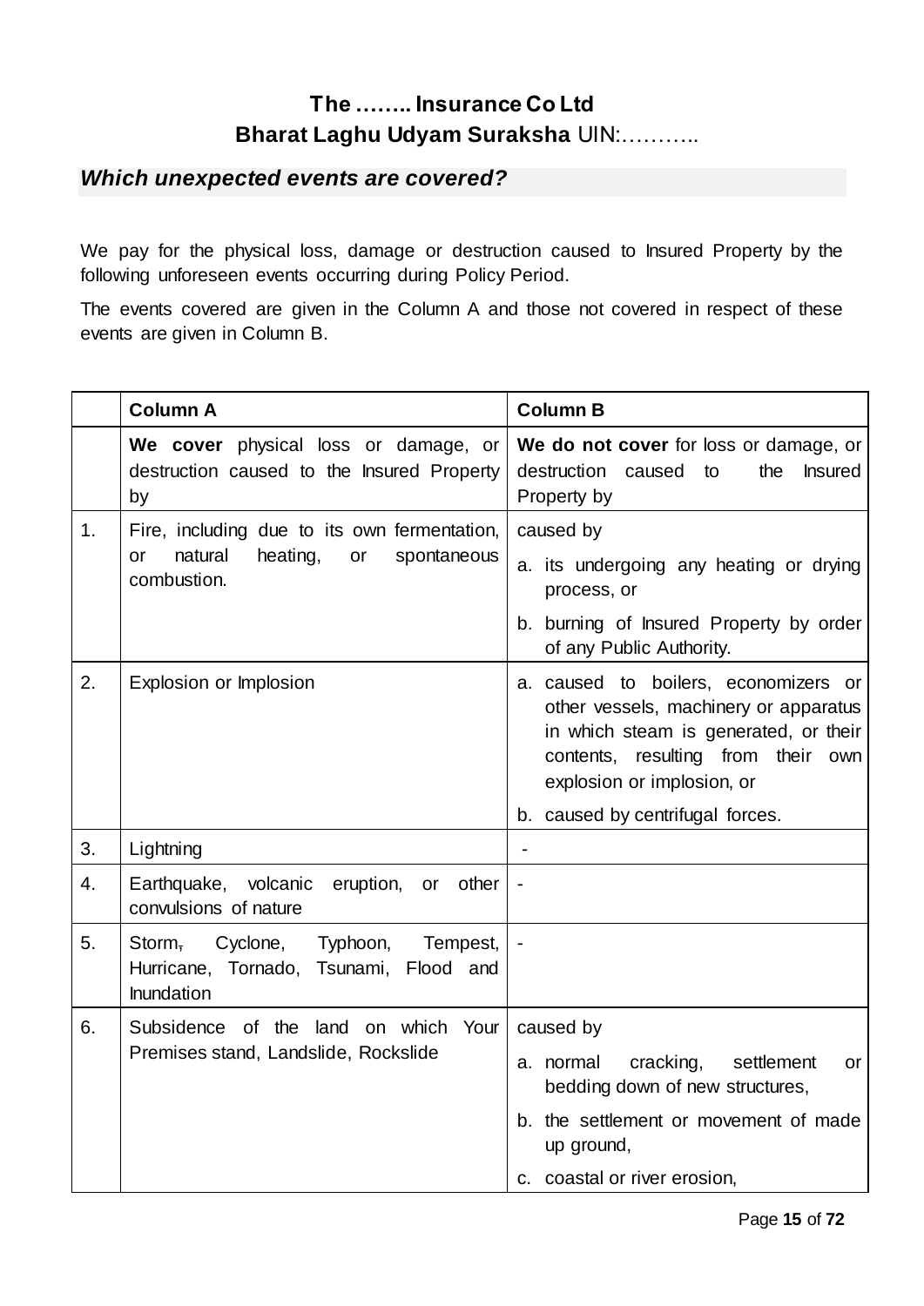**The …….. Insurance Co Ltd**
**Bharat Laghu Udyam Suraksha** UIN:………..

## *Which unexpected events are covered?*

We pay for the physical loss, damage or destruction caused to Insured Property by the following unforeseen events occurring during Policy Period.

The events covered are given in the Column A and those not covered in respect of these events are given in Column B.

| | Column A | Column B |
|---|---|---|
| | **We cover** physical loss or damage, or destruction caused to the Insured Property by | **We do not cover** for loss or damage, or destruction caused to the Insured Property by |
| 1. | Fire, including due to its own fermentation, or natural heating, or spontaneous combustion. | caused by<br>a. its undergoing any heating or drying process, or<br>b. burning of Insured Property by order of any Public Authority. |
| 2. | Explosion or Implosion | a. caused to boilers, economizers or other vessels, machinery or apparatus in which steam is generated, or their contents, resulting from their own explosion or implosion, or<br>b. caused by centrifugal forces. |
| 3. | Lightning | - |
| 4. | Earthquake, volcanic eruption, or other convulsions of nature | - |
| 5. | Storm, Cyclone, Typhoon, Tempest, Hurricane, Tornado, Tsunami, Flood and Inundation | - |
| 6. | Subsidence of the land on which Your Premises stand, Landslide, Rockslide | caused by<br>a. normal cracking, settlement or bedding down of new structures,<br>b. the settlement or movement of made up ground,<br>c. coastal or river erosion, |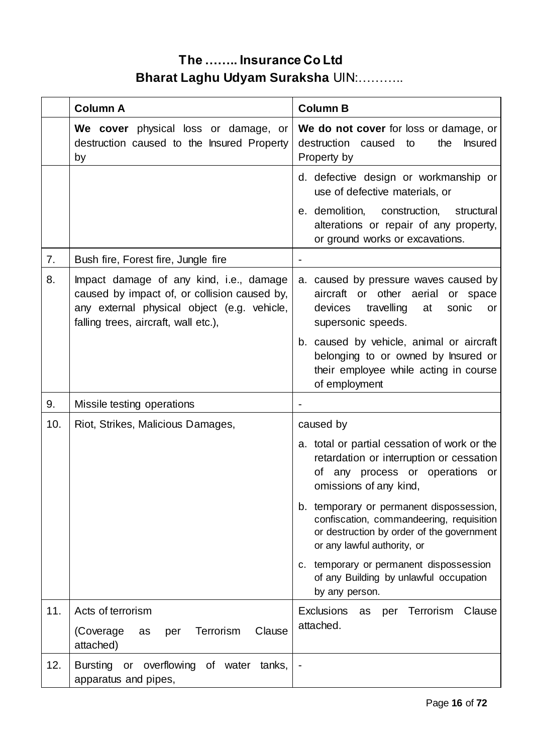# The …….. Insurance Co Ltd

## Bharat Laghu Udyam Suraksha UIN:………..

| | Column A | Column B |
|---|---|---|
| | **We cover** physical loss or damage, or destruction caused to the Insured Property by | **We do not cover** for loss or damage, or destruction caused to the Insured Property by |
| | | d. defective design or workmanship or use of defective materials, or<br>e. demolition, construction, structural alterations or repair of any property, or ground works or excavations. |
| 7. | Bush fire, Forest fire, Jungle fire | - |
| 8. | Impact damage of any kind, i.e., damage caused by impact of, or collision caused by, any external physical object (e.g. vehicle, falling trees, aircraft, wall etc.), | a. caused by pressure waves caused by aircraft or other aerial or space devices travelling at sonic or supersonic speeds.<br>b. caused by vehicle, animal or aircraft belonging to or owned by Insured or their employee while acting in course of employment |
| 9. | Missile testing operations | - |
| 10. | Riot, Strikes, Malicious Damages, | caused by<br>a. total or partial cessation of work or the retardation or interruption or cessation of any process or operations or omissions of any kind,<br>b. temporary or permanent dispossession, confiscation, commandeering, requisition or destruction by order of the government or any lawful authority, or<br>c. temporary or permanent dispossession of any Building by unlawful occupation by any person. |
| 11. | Acts of terrorism<br>(Coverage as per Terrorism Clause attached) | Exclusions as per Terrorism Clause attached. |
| 12. | Bursting or overflowing of water tanks, apparatus and pipes, | - |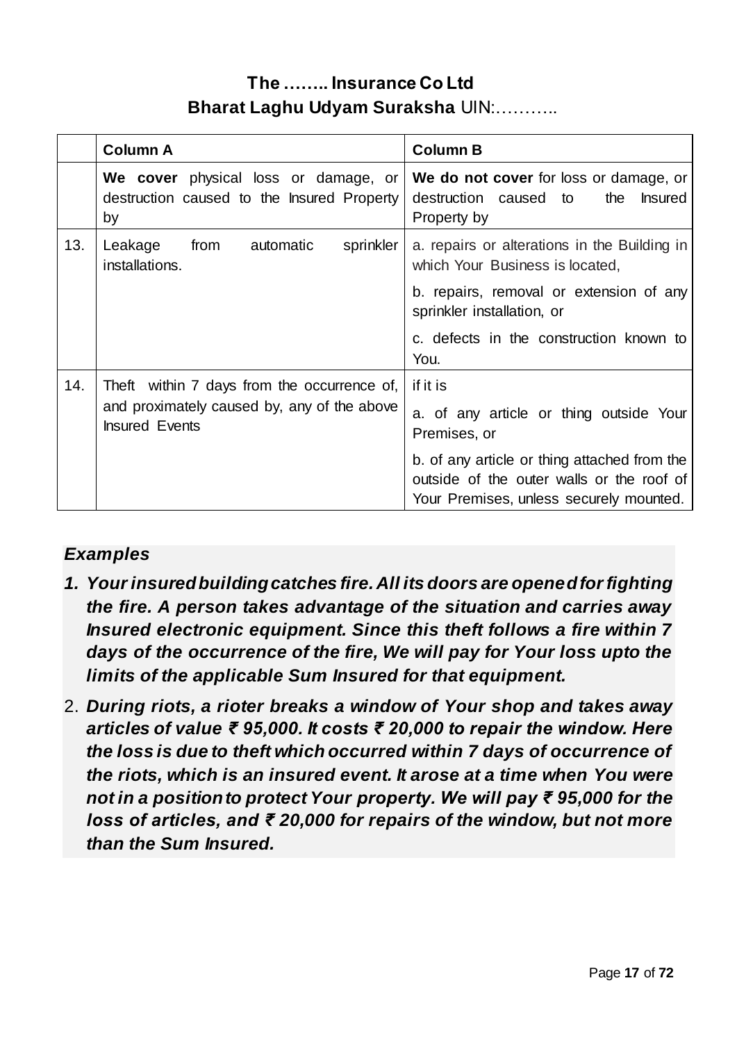**The …….. Insurance Co Ltd**
**Bharat Laghu Udyam Suraksha** UIN:………..

| | **Column A** | **Column B** |
|---|---|---|
| | **We cover** physical loss or damage, or destruction caused to the Insured Property by | **We do not cover** for loss or damage, or destruction caused to the Insured Property by |
| 13. | Leakage from automatic sprinkler installations. | a. repairs or alterations in the Building in which Your Business is located,<br>b. repairs, removal or extension of any sprinkler installation, or<br>c. defects in the construction known to You. |
| 14. | Theft within 7 days from the occurrence of, and proximately caused by, any of the above Insured Events | if it is<br>a. of any article or thing outside Your Premises, or<br>b. of any article or thing attached from the outside of the outer walls or the roof of Your Premises, unless securely mounted. |

***Examples***

1. ***Your insured building catches fire. All its doors are opened for fighting the fire. A person takes advantage of the situation and carries away Insured electronic equipment. Since this theft follows a fire within 7 days of the occurrence of the fire, We will pay for Your loss upto the limits of the applicable Sum Insured for that equipment.***
2. ***During riots, a rioter breaks a window of Your shop and takes away articles of value ₹ 95,000. It costs ₹ 20,000 to repair the window. Here the loss is due to theft which occurred within 7 days of occurrence of the riots, which is an insured event. It arose at a time when You were not in a position to protect Your property. We will pay ₹ 95,000 for the loss of articles, and ₹ 20,000 for repairs of the window, but not more than the Sum Insured.***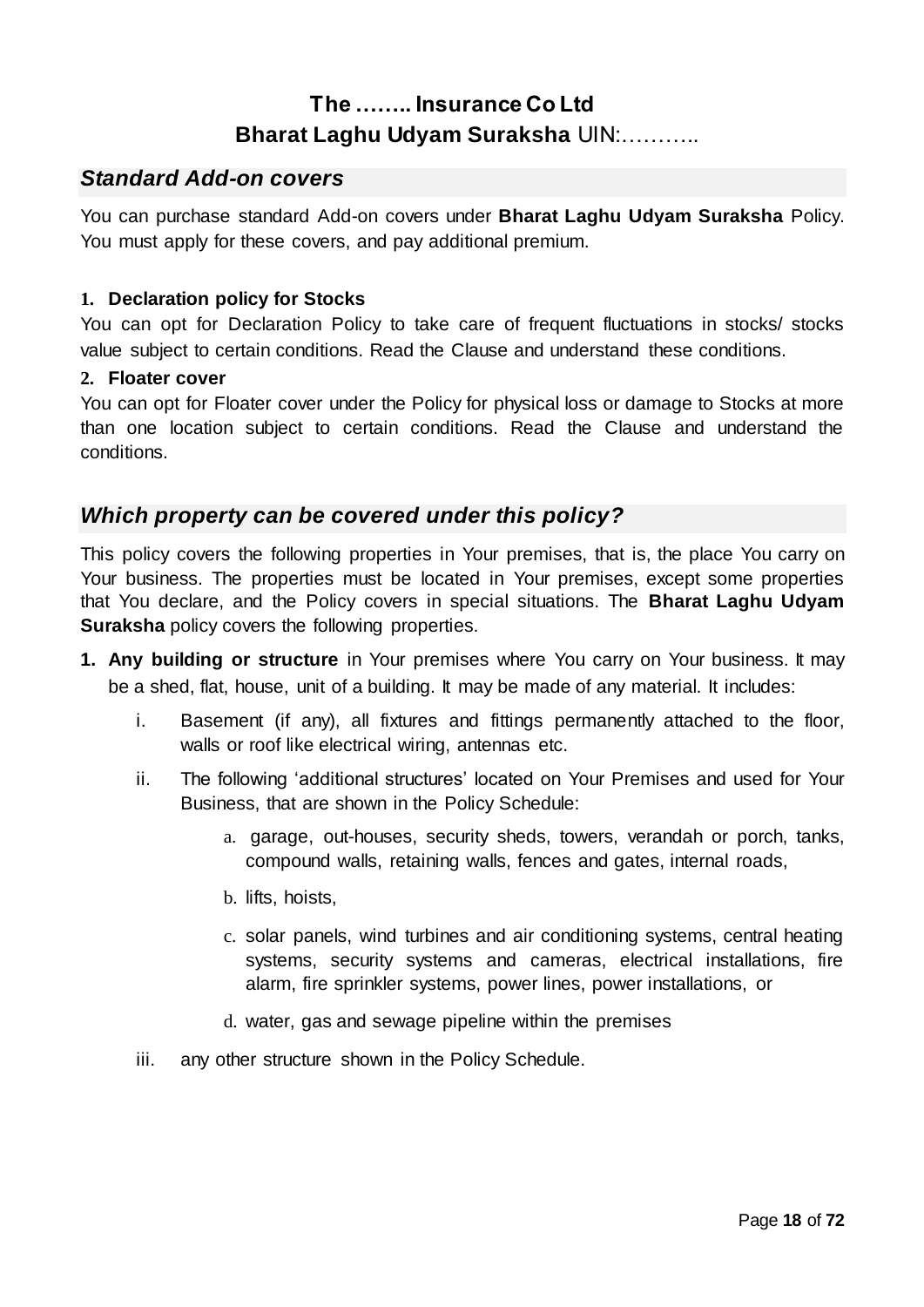**The …….. Insurance Co Ltd**
**Bharat Laghu Udyam Suraksha** UIN:………..

## *Standard Add-on covers*

You can purchase standard Add-on covers under **Bharat Laghu Udyam Suraksha** Policy. You must apply for these covers, and pay additional premium.

**1. Declaration policy for Stocks**

You can opt for Declaration Policy to take care of frequent fluctuations in stocks/ stocks value subject to certain conditions. Read the Clause and understand these conditions.

**2. Floater cover**

You can opt for Floater cover under the Policy for physical loss or damage to Stocks at more than one location subject to certain conditions. Read the Clause and understand the conditions.

## *Which property can be covered under this policy?*

This policy covers the following properties in Your premises, that is, the place You carry on Your business. The properties must be located in Your premises, except some properties that You declare, and the Policy covers in special situations. The **Bharat Laghu Udyam Suraksha** policy covers the following properties.

1. **Any building or structure** in Your premises where You carry on Your business. It may be a shed, flat, house, unit of a building. It may be made of any material. It includes:
   i. Basement (if any), all fixtures and fittings permanently attached to the floor, walls or roof like electrical wiring, antennas etc.
   ii. The following 'additional structures' located on Your Premises and used for Your Business, that are shown in the Policy Schedule:
      a. garage, out-houses, security sheds, towers, verandah or porch, tanks, compound walls, retaining walls, fences and gates, internal roads,
      b. lifts, hoists,
      c. solar panels, wind turbines and air conditioning systems, central heating systems, security systems and cameras, electrical installations, fire alarm, fire sprinkler systems, power lines, power installations, or
      d. water, gas and sewage pipeline within the premises
   iii. any other structure shown in the Policy Schedule.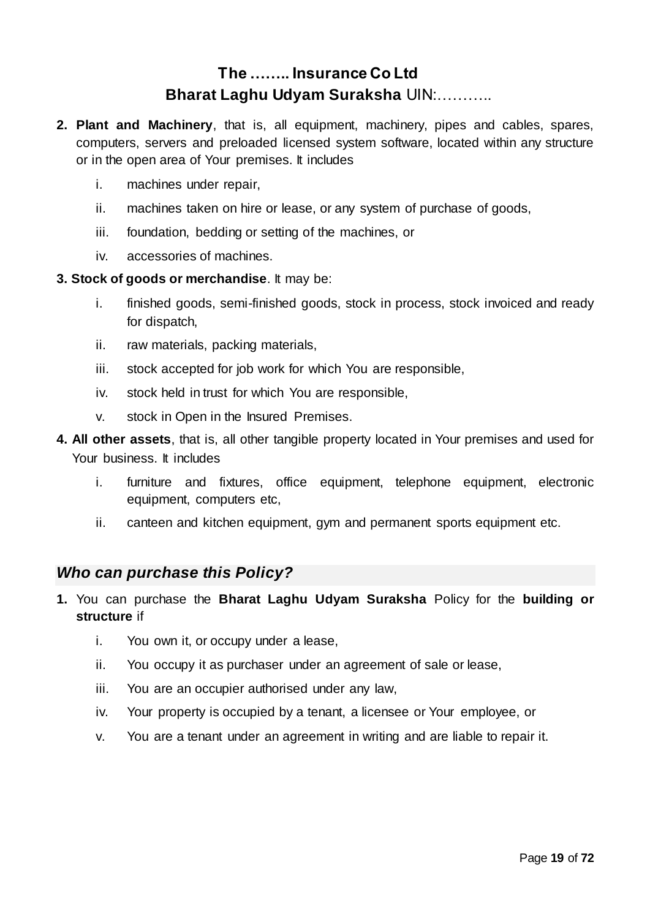2. **Plant and Machinery**, that is, all equipment, machinery, pipes and cables, spares, computers, servers and preloaded licensed system software, located within any structure or in the open area of Your premises. It includes

    i. machines under repair,

    ii. machines taken on hire or lease, or any system of purchase of goods,

    iii. foundation, bedding or setting of the machines, or

    iv. accessories of machines.

3. **Stock of goods or merchandise**. It may be:

    i. finished goods, semi-finished goods, stock in process, stock invoiced and ready for dispatch,

    ii. raw materials, packing materials,

    iii. stock accepted for job work for which You are responsible,

    iv. stock held in trust for which You are responsible,

    v. stock in Open in the Insured Premises.

4. **All other assets**, that is, all other tangible property located in Your premises and used for Your business. It includes

    i. furniture and fixtures, office equipment, telephone equipment, electronic equipment, computers etc,

    ii. canteen and kitchen equipment, gym and permanent sports equipment etc.

## ***Who can purchase this Policy?***

1. You can purchase the **Bharat Laghu Udyam Suraksha** Policy for the **building or structure** if

    i. You own it, or occupy under a lease,

    ii. You occupy it as purchaser under an agreement of sale or lease,

    iii. You are an occupier authorised under any law,

    iv. Your property is occupied by a tenant, a licensee or Your employee, or

    v. You are a tenant under an agreement in writing and are liable to repair it.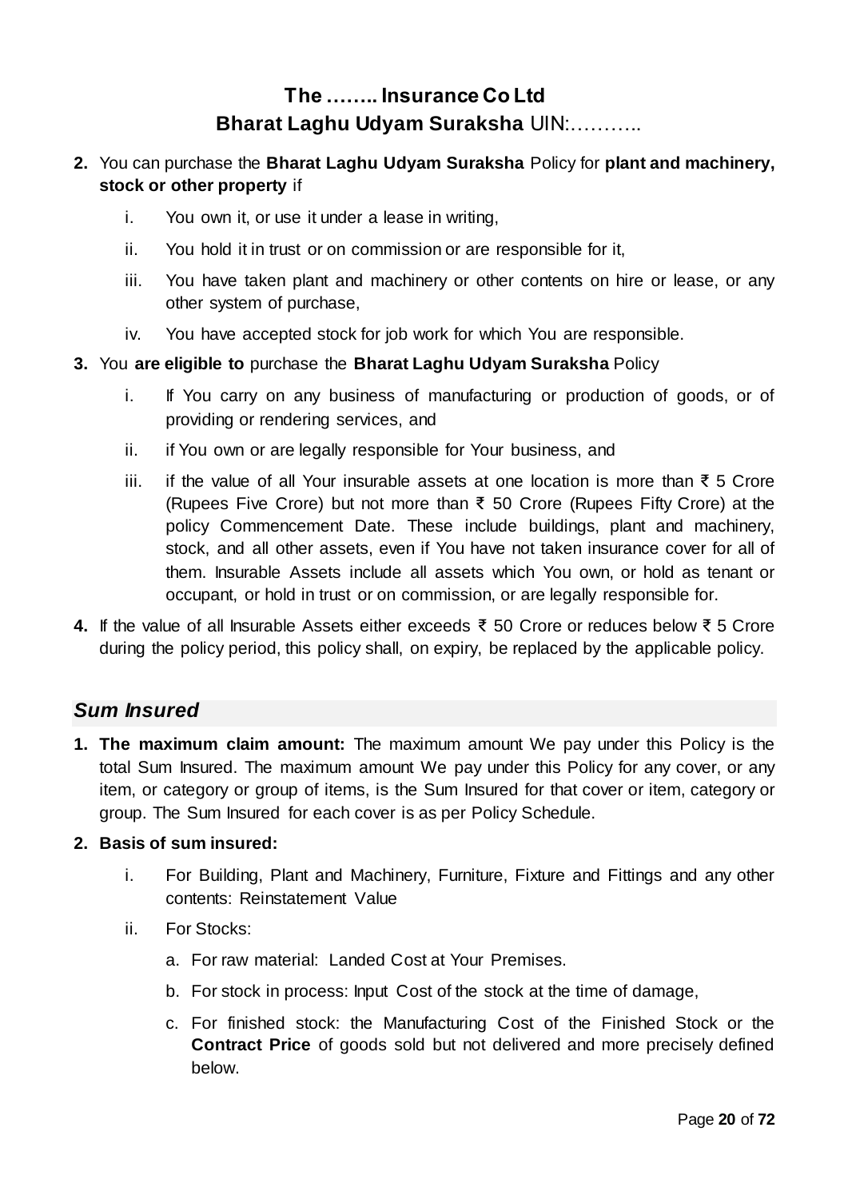# The …….. Insurance Co Ltd

## Bharat Laghu Udyam Suraksha UIN:………..

2. You can purchase the **Bharat Laghu Udyam Suraksha** Policy for **plant and machinery, stock or other property** if

    i. You own it, or use it under a lease in writing,

    ii. You hold it in trust or on commission or are responsible for it,

    iii. You have taken plant and machinery or other contents on hire or lease, or any other system of purchase,

    iv. You have accepted stock for job work for which You are responsible.

3. You **are eligible to** purchase the **Bharat Laghu Udyam Suraksha** Policy

    i. If You carry on any business of manufacturing or production of goods, or of providing or rendering services, and

    ii. if You own or are legally responsible for Your business, and

    iii. if the value of all Your insurable assets at one location is more than ₹ 5 Crore (Rupees Five Crore) but not more than ₹ 50 Crore (Rupees Fifty Crore) at the policy Commencement Date. These include buildings, plant and machinery, stock, and all other assets, even if You have not taken insurance cover for all of them. Insurable Assets include all assets which You own, or hold as tenant or occupant, or hold in trust or on commission, or are legally responsible for.

4. If the value of all Insurable Assets either exceeds ₹ 50 Crore or reduces below ₹ 5 Crore during the policy period, this policy shall, on expiry, be replaced by the applicable policy.

## *Sum Insured*

1. **The maximum claim amount:** The maximum amount We pay under this Policy is the total Sum Insured. The maximum amount We pay under this Policy for any cover, or any item, or category or group of items, is the Sum Insured for that cover or item, category or group. The Sum Insured for each cover is as per Policy Schedule.

2. **Basis of sum insured:**

    i. For Building, Plant and Machinery, Furniture, Fixture and Fittings and any other contents: Reinstatement Value

    ii. For Stocks:

        a. For raw material: Landed Cost at Your Premises.

        b. For stock in process: Input Cost of the stock at the time of damage,

        c. For finished stock: the Manufacturing Cost of the Finished Stock or the **Contract Price** of goods sold but not delivered and more precisely defined below.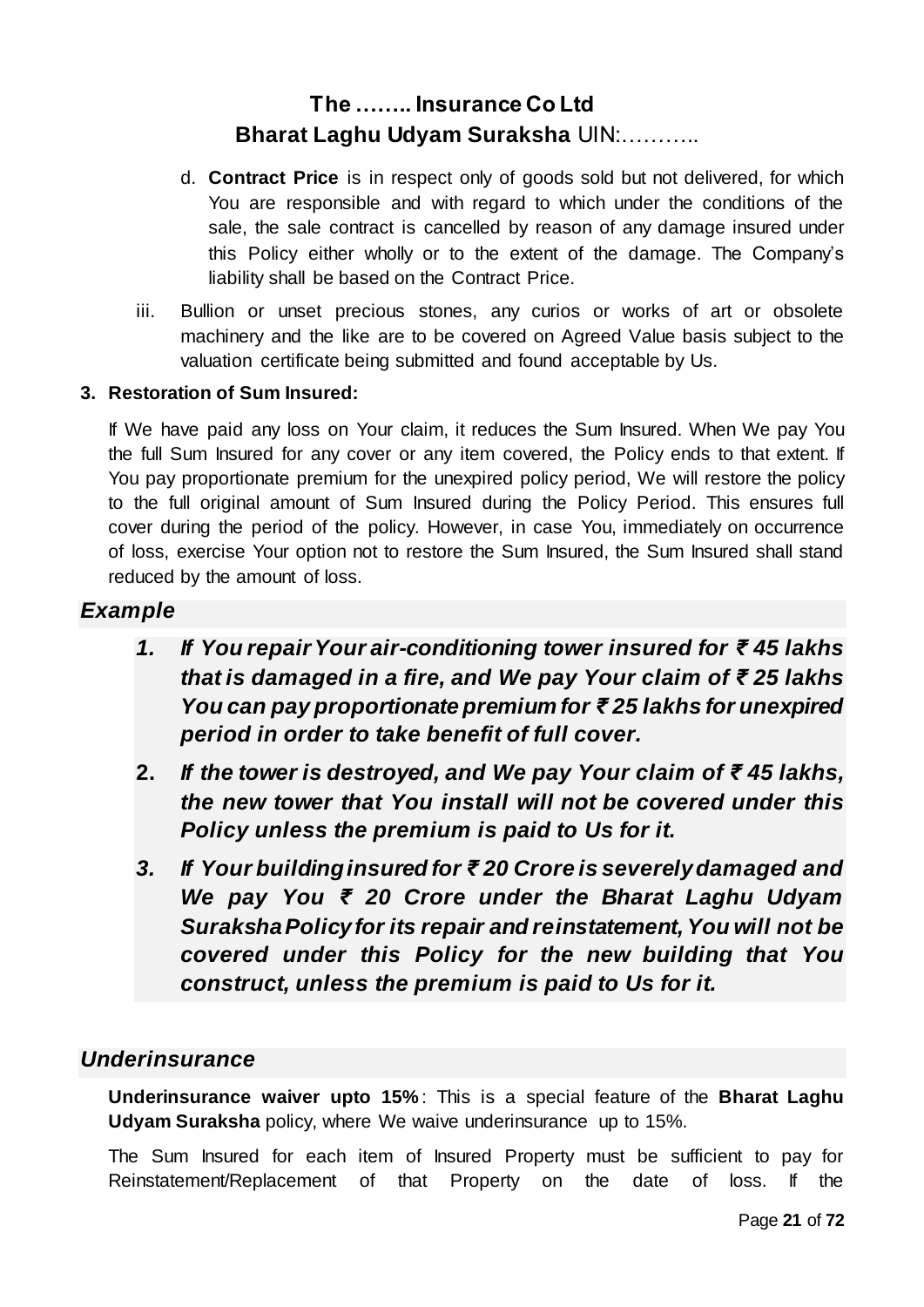d. **Contract Price** is in respect only of goods sold but not delivered, for which You are responsible and with regard to which under the conditions of the sale, the sale contract is cancelled by reason of any damage insured under this Policy either wholly or to the extent of the damage. The Company's liability shall be based on the Contract Price.

iii. Bullion or unset precious stones, any curios or works of art or obsolete machinery and the like are to be covered on Agreed Value basis subject to the valuation certificate being submitted and found acceptable by Us.

**3. Restoration of Sum Insured:**

If We have paid any loss on Your claim, it reduces the Sum Insured. When We pay You the full Sum Insured for any cover or any item covered, the Policy ends to that extent. If You pay proportionate premium for the unexpired policy period, We will restore the policy to the full original amount of Sum Insured during the Policy Period. This ensures full cover during the period of the policy. However, in case You, immediately on occurrence of loss, exercise Your option not to restore the Sum Insured, the Sum Insured shall stand reduced by the amount of loss.

## *Example*

1. ***If You repair Your air-conditioning tower insured for ₹ 45 lakhs that is damaged in a fire, and We pay Your claim of ₹ 25 lakhs You can pay proportionate premium for ₹ 25 lakhs for unexpired period in order to take benefit of full cover.***
2. ***If the tower is destroyed, and We pay Your claim of ₹ 45 lakhs, the new tower that You install will not be covered under this Policy unless the premium is paid to Us for it.***
3. ***If Your building insured for ₹ 20 Crore is severely damaged and We pay You ₹ 20 Crore under the Bharat Laghu Udyam Suraksha Policy for its repair and reinstatement, You will not be covered under this Policy for the new building that You construct, unless the premium is paid to Us for it.***

## *Underinsurance*

**Underinsurance waiver upto 15%**: This is a special feature of the **Bharat Laghu Udyam Suraksha** policy, where We waive underinsurance up to 15%.

The Sum Insured for each item of Insured Property must be sufficient to pay for Reinstatement/Replacement of that Property on the date of loss. If the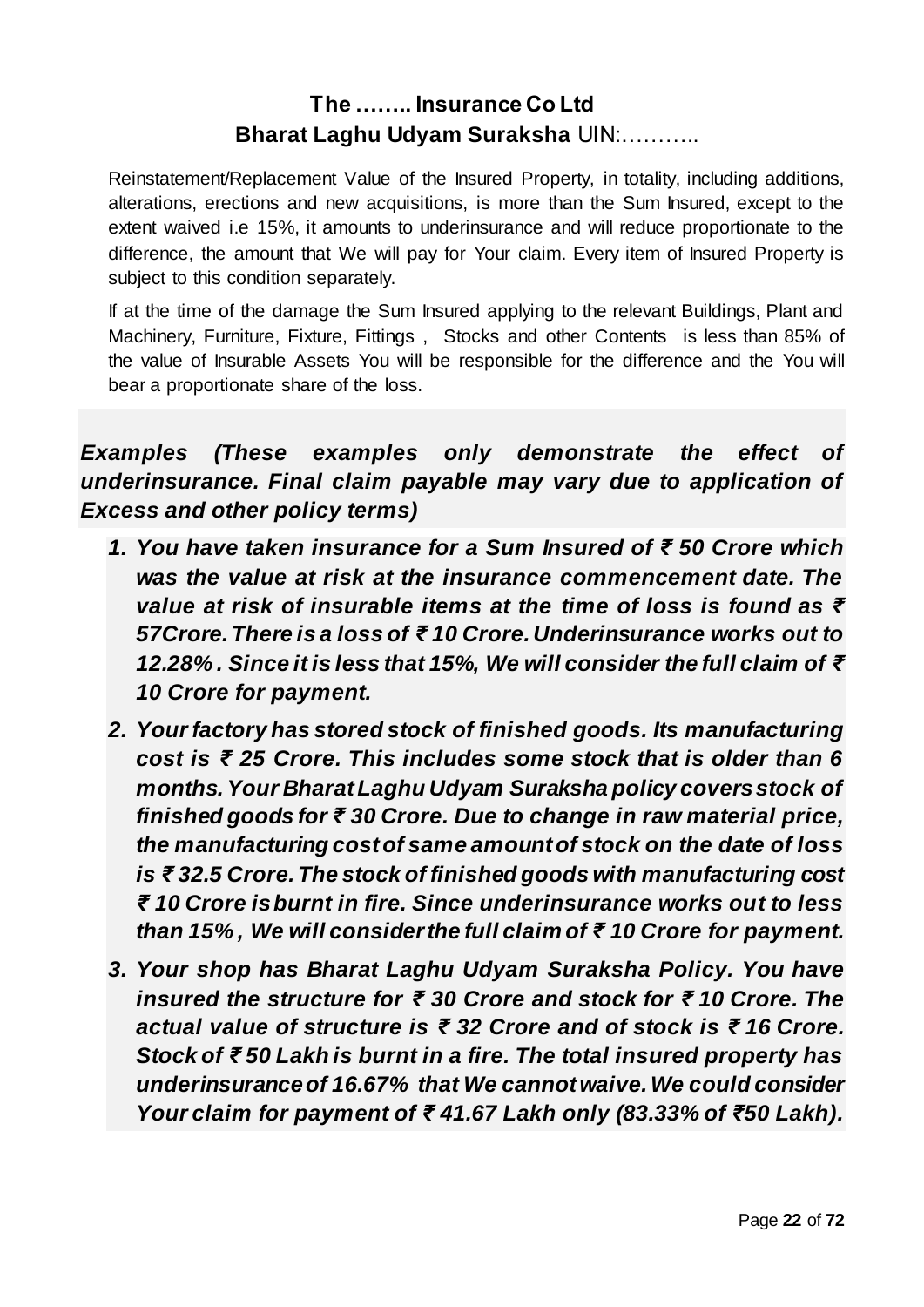Reinstatement/Replacement Value of the Insured Property, in totality, including additions, alterations, erections and new acquisitions, is more than the Sum Insured, except to the extent waived i.e 15%, it amounts to underinsurance and will reduce proportionate to the difference, the amount that We will pay for Your claim. Every item of Insured Property is subject to this condition separately.

If at the time of the damage the Sum Insured applying to the relevant Buildings, Plant and Machinery, Furniture, Fixture, Fittings , Stocks and other Contents is less than 85% of the value of Insurable Assets You will be responsible for the difference and the You will bear a proportionate share of the loss.

***Examples (These examples only demonstrate the effect of underinsurance. Final claim payable may vary due to application of Excess and other policy terms)***

1. ***You have taken insurance for a Sum Insured of ₹ 50 Crore which was the value at risk at the insurance commencement date. The value at risk of insurable items at the time of loss is found as ₹ 57Crore. There is a loss of ₹ 10 Crore. Underinsurance works out to 12.28% . Since it is less that 15%, We will consider the full claim of ₹ 10 Crore for payment.***
2. ***Your factory has stored stock of finished goods. Its manufacturing cost is ₹ 25 Crore. This includes some stock that is older than 6 months. Your Bharat Laghu Udyam Suraksha policy covers stock of finished goods for ₹ 30 Crore. Due to change in raw material price, the manufacturing cost of same amount of stock on the date of loss is ₹ 32.5 Crore. The stock of finished goods with manufacturing cost ₹ 10 Crore is burnt in fire. Since underinsurance works out to less than 15% , We will consider the full claim of ₹ 10 Crore for payment.***
3. ***Your shop has Bharat Laghu Udyam Suraksha Policy. You have insured the structure for ₹ 30 Crore and stock for ₹ 10 Crore. The actual value of structure is ₹ 32 Crore and of stock is ₹ 16 Crore. Stock of ₹ 50 Lakh is burnt in a fire. The total insured property has underinsurance of 16.67% that We cannot waive. We could consider Your claim for payment of ₹ 41.67 Lakh only (83.33% of ₹50 Lakh).***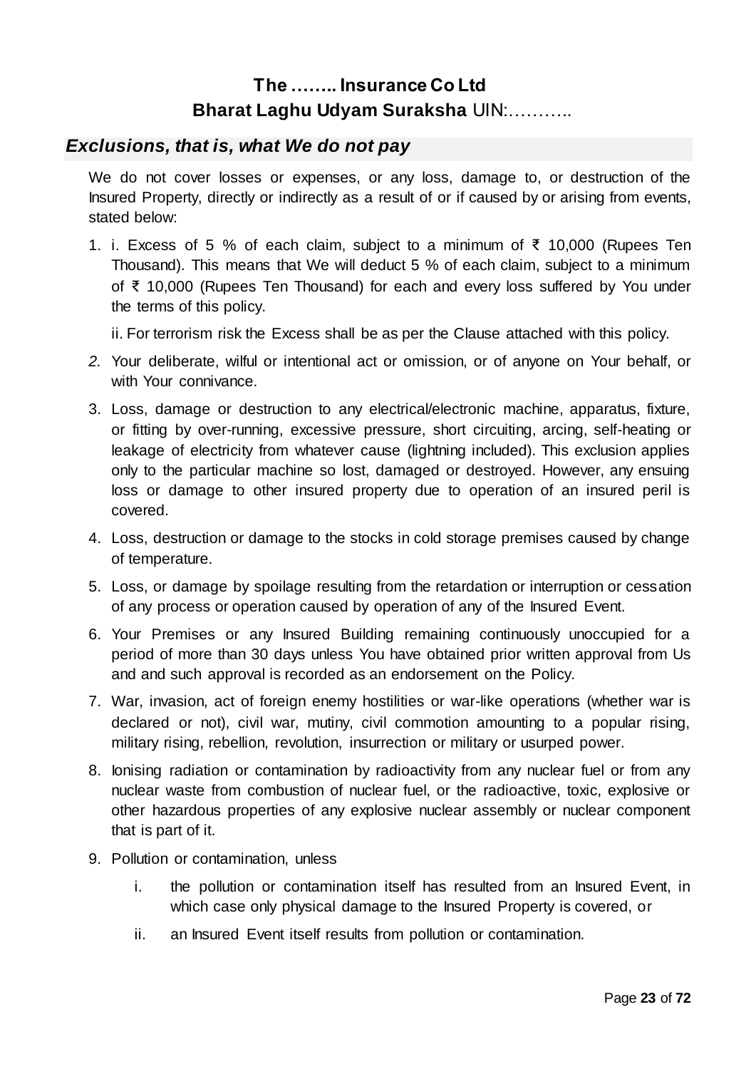## The …….. Insurance Co Ltd
## Bharat Laghu Udyam Suraksha UIN:………..

### *Exclusions, that is, what We do not pay*

We do not cover losses or expenses, or any loss, damage to, or destruction of the Insured Property, directly or indirectly as a result of or if caused by or arising from events, stated below:

1. i. Excess of 5 % of each claim, subject to a minimum of ₹ 10,000 (Rupees Ten Thousand). This means that We will deduct 5 % of each claim, subject to a minimum of ₹ 10,000 (Rupees Ten Thousand) for each and every loss suffered by You under the terms of this policy.

   ii. For terrorism risk the Excess shall be as per the Clause attached with this policy.

2. Your deliberate, wilful or intentional act or omission, or of anyone on Your behalf, or with Your connivance.
3. Loss, damage or destruction to any electrical/electronic machine, apparatus, fixture, or fitting by over-running, excessive pressure, short circuiting, arcing, self-heating or leakage of electricity from whatever cause (lightning included). This exclusion applies only to the particular machine so lost, damaged or destroyed. However, any ensuing loss or damage to other insured property due to operation of an insured peril is covered.
4. Loss, destruction or damage to the stocks in cold storage premises caused by change of temperature.
5. Loss, or damage by spoilage resulting from the retardation or interruption or cessation of any process or operation caused by operation of any of the Insured Event.
6. Your Premises or any Insured Building remaining continuously unoccupied for a period of more than 30 days unless You have obtained prior written approval from Us and and such approval is recorded as an endorsement on the Policy.
7. War, invasion, act of foreign enemy hostilities or war-like operations (whether war is declared or not), civil war, mutiny, civil commotion amounting to a popular rising, military rising, rebellion, revolution, insurrection or military or usurped power.
8. Ionising radiation or contamination by radioactivity from any nuclear fuel or from any nuclear waste from combustion of nuclear fuel, or the radioactive, toxic, explosive or other hazardous properties of any explosive nuclear assembly or nuclear component that is part of it.
9. Pollution or contamination, unless
   1. the pollution or contamination itself has resulted from an Insured Event, in which case only physical damage to the Insured Property is covered, or
   2. an Insured Event itself results from pollution or contamination.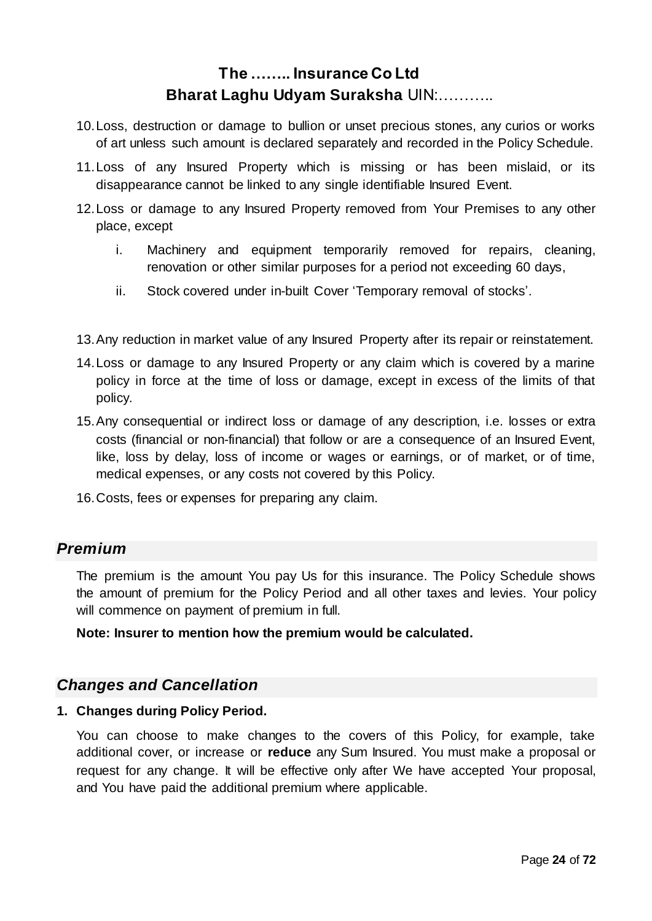10. Loss, destruction or damage to bullion or unset precious stones, any curios or works of art unless such amount is declared separately and recorded in the Policy Schedule.
11. Loss of any Insured Property which is missing or has been mislaid, or its disappearance cannot be linked to any single identifiable Insured Event.
12. Loss or damage to any Insured Property removed from Your Premises to any other place, except
    i. Machinery and equipment temporarily removed for repairs, cleaning, renovation or other similar purposes for a period not exceeding 60 days,
    ii. Stock covered under in-built Cover 'Temporary removal of stocks'.
13. Any reduction in market value of any Insured Property after its repair or reinstatement.
14. Loss or damage to any Insured Property or any claim which is covered by a marine policy in force at the time of loss or damage, except in excess of the limits of that policy.
15. Any consequential or indirect loss or damage of any description, i.e. losses or extra costs (financial or non-financial) that follow or are a consequence of an Insured Event, like, loss by delay, loss of income or wages or earnings, or of market, or of time, medical expenses, or any costs not covered by this Policy.
16. Costs, fees or expenses for preparing any claim.

## *Premium*

The premium is the amount You pay Us for this insurance. The Policy Schedule shows the amount of premium for the Policy Period and all other taxes and levies. Your policy will commence on payment of premium in full.

**Note: Insurer to mention how the premium would be calculated.**

## *Changes and Cancellation*

**1. Changes during Policy Period.**

You can choose to make changes to the covers of this Policy, for example, take additional cover, or increase or **reduce** any Sum Insured. You must make a proposal or request for any change. It will be effective only after We have accepted Your proposal, and You have paid the additional premium where applicable.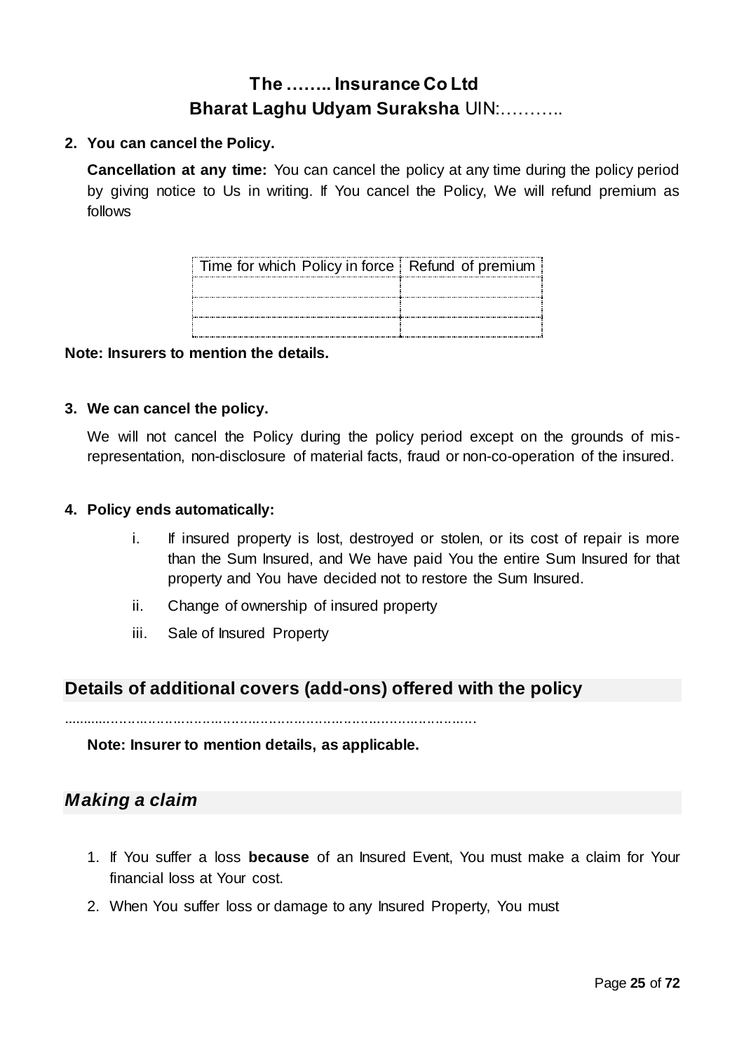**2. You can cancel the Policy.**

**Cancellation at any time:** You can cancel the policy at any time during the policy period by giving notice to Us in writing. If You cancel the Policy, We will refund premium as follows

| Time for which Policy in force | Refund of premium |
|---|---|
| | |
| | |
| | |

**Note: Insurers to mention the details.**

**3. We can cancel the policy.**

We will not cancel the Policy during the policy period except on the grounds of mis-representation, non-disclosure of material facts, fraud or non-co-operation of the insured.

**4. Policy ends automatically:**

i. If insured property is lost, destroyed or stolen, or its cost of repair is more than the Sum Insured, and We have paid You the entire Sum Insured for that property and You have decided not to restore the Sum Insured.

ii. Change of ownership of insured property

iii. Sale of Insured Property

## Details of additional covers (add-ons) offered with the policy

..........................................................................................

**Note: Insurer to mention details, as applicable.**

## *Making a claim*

1. If You suffer a loss **because** of an Insured Event, You must make a claim for Your financial loss at Your cost.
2. When You suffer loss or damage to any Insured Property, You must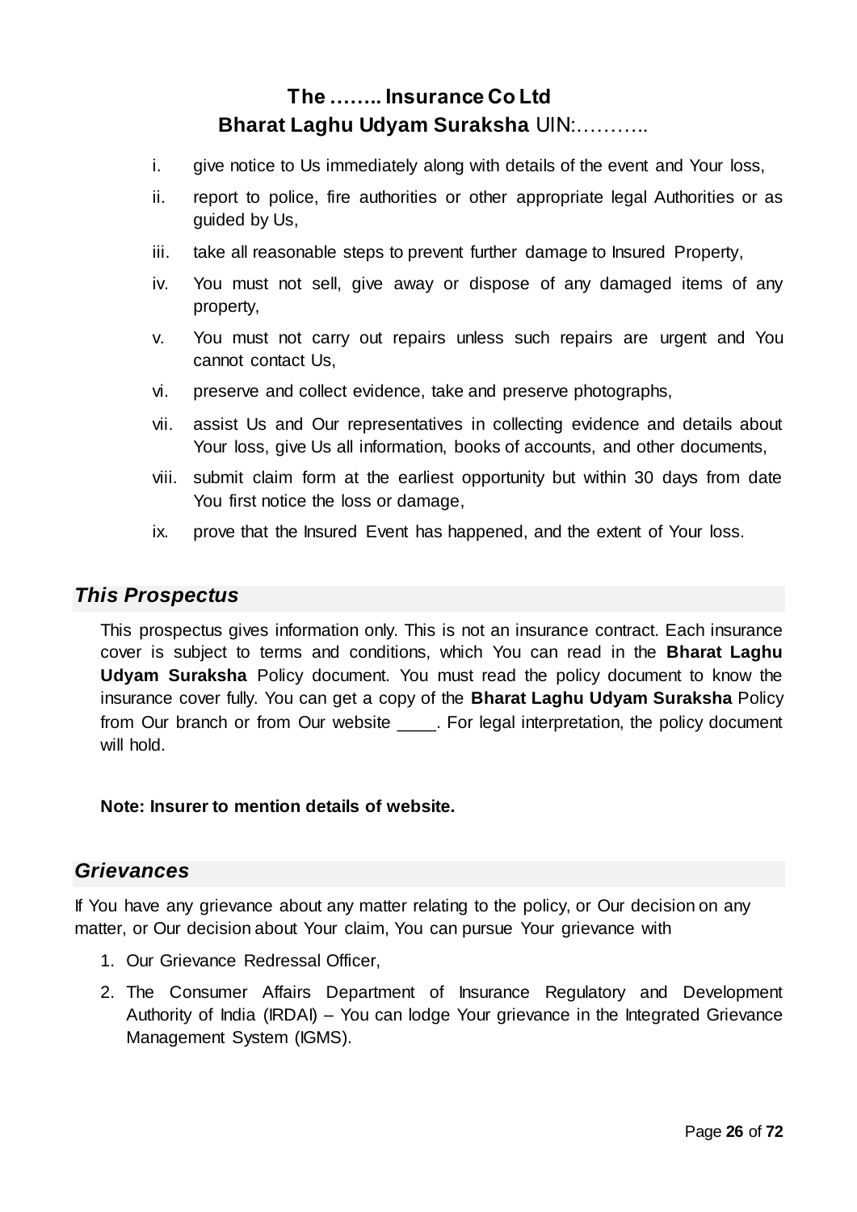i. give notice to Us immediately along with details of the event and Your loss,
ii. report to police, fire authorities or other appropriate legal Authorities or as guided by Us,
iii. take all reasonable steps to prevent further damage to Insured Property,
iv. You must not sell, give away or dispose of any damaged items of any property,
v. You must not carry out repairs unless such repairs are urgent and You cannot contact Us,
vi. preserve and collect evidence, take and preserve photographs,
vii. assist Us and Our representatives in collecting evidence and details about Your loss, give Us all information, books of accounts, and other documents,
viii. submit claim form at the earliest opportunity but within 30 days from date You first notice the loss or damage,
ix. prove that the Insured Event has happened, and the extent of Your loss.

## *This Prospectus*

This prospectus gives information only. This is not an insurance contract. Each insurance cover is subject to terms and conditions, which You can read in the **Bharat Laghu Udyam Suraksha** Policy document. You must read the policy document to know the insurance cover fully. You can get a copy of the **Bharat Laghu Udyam Suraksha** Policy from Our branch or from Our website ____. For legal interpretation, the policy document will hold.

**Note: Insurer to mention details of website.**

## *Grievances*

If You have any grievance about any matter relating to the policy, or Our decision on any matter, or Our decision about Your claim, You can pursue Your grievance with

1. Our Grievance Redressal Officer,
2. The Consumer Affairs Department of Insurance Regulatory and Development Authority of India (IRDAI) – You can lodge Your grievance in the Integrated Grievance Management System (IGMS).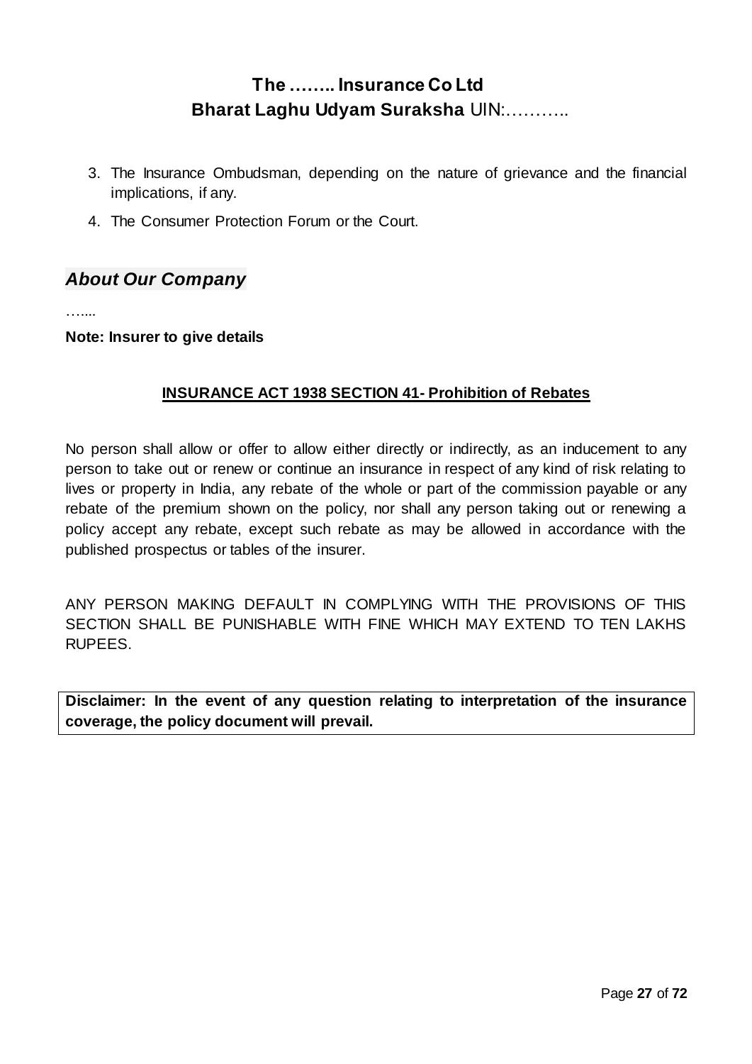3. The Insurance Ombudsman, depending on the nature of grievance and the financial implications, if any.
4. The Consumer Protection Forum or the Court.

## *About Our Company*

…....

**Note: Insurer to give details**

**INSURANCE ACT 1938 SECTION 41- Prohibition of Rebates**

No person shall allow or offer to allow either directly or indirectly, as an inducement to any person to take out or renew or continue an insurance in respect of any kind of risk relating to lives or property in India, any rebate of the whole or part of the commission payable or any rebate of the premium shown on the policy, nor shall any person taking out or renewing a policy accept any rebate, except such rebate as may be allowed in accordance with the published prospectus or tables of the insurer.

ANY PERSON MAKING DEFAULT IN COMPLYING WITH THE PROVISIONS OF THIS SECTION SHALL BE PUNISHABLE WITH FINE WHICH MAY EXTEND TO TEN LAKHS RUPEES.

**Disclaimer: In the event of any question relating to interpretation of the insurance coverage, the policy document will prevail.**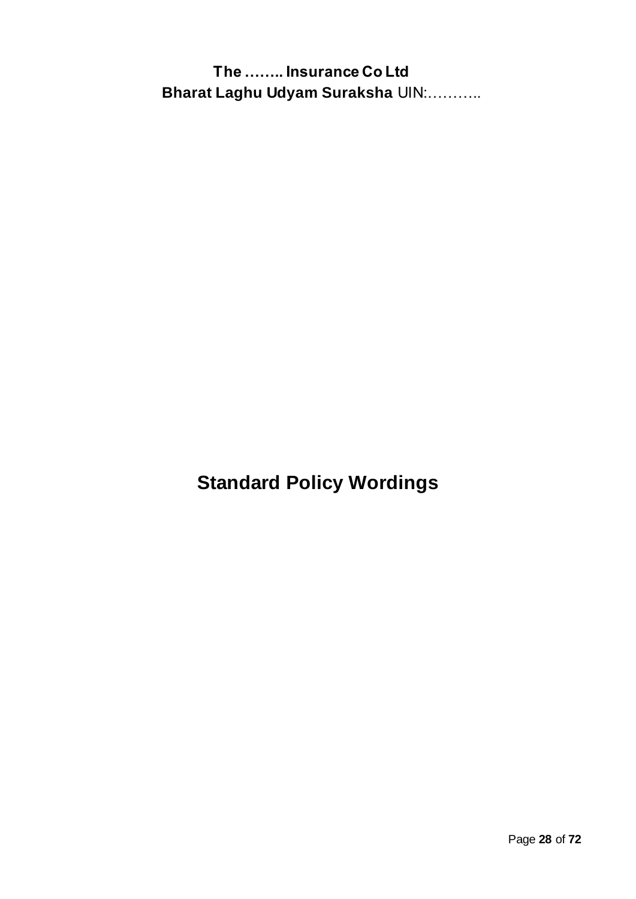# Standard Policy Wordings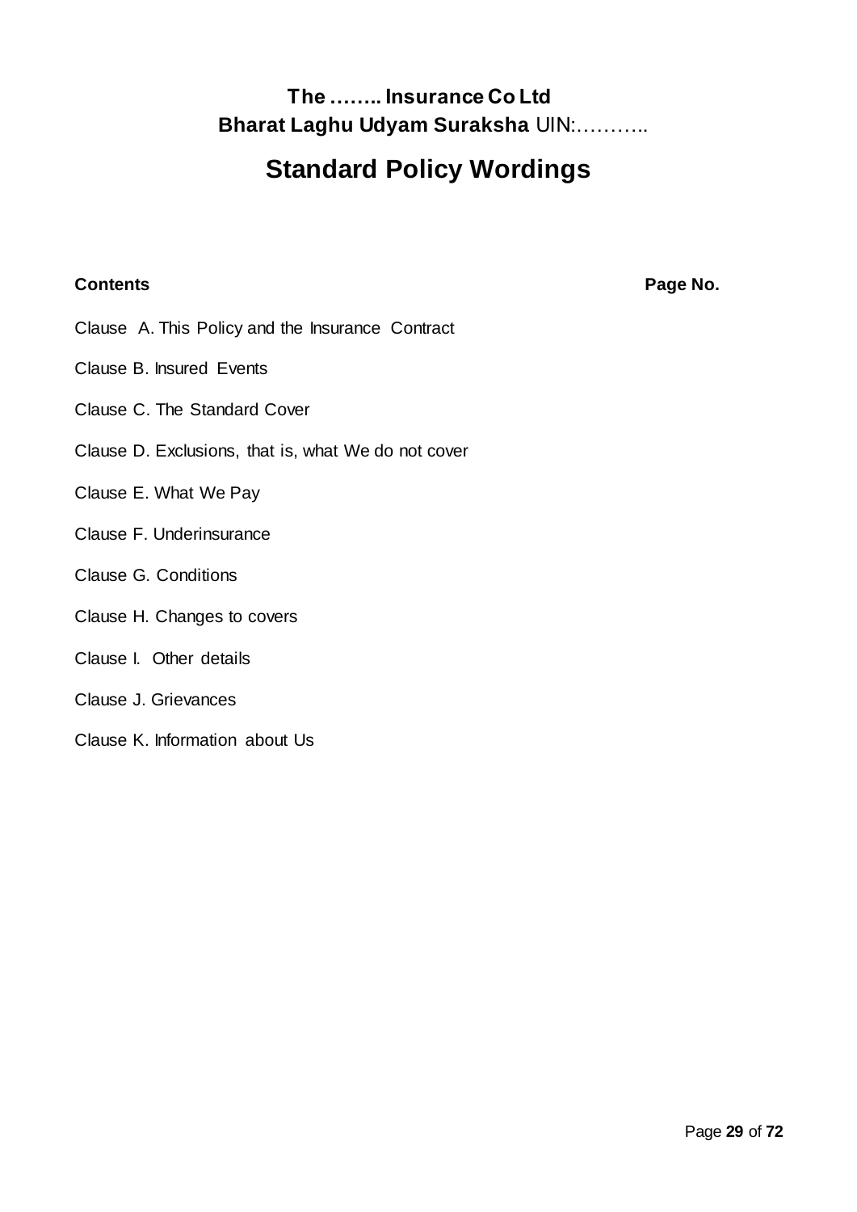**The …….. Insurance Co Ltd**

**Bharat Laghu Udyam Suraksha** UIN:………..

# Standard Policy Wordings

| **Contents** | **Page No.** |
|---|---|
| Clause A. This Policy and the Insurance Contract | |
| Clause B. Insured Events | |
| Clause C. The Standard Cover | |
| Clause D. Exclusions, that is, what We do not cover | |
| Clause E. What We Pay | |
| Clause F. Underinsurance | |
| Clause G. Conditions | |
| Clause H. Changes to covers | |
| Clause I. Other details | |
| Clause J. Grievances | |
| Clause K. Information about Us | |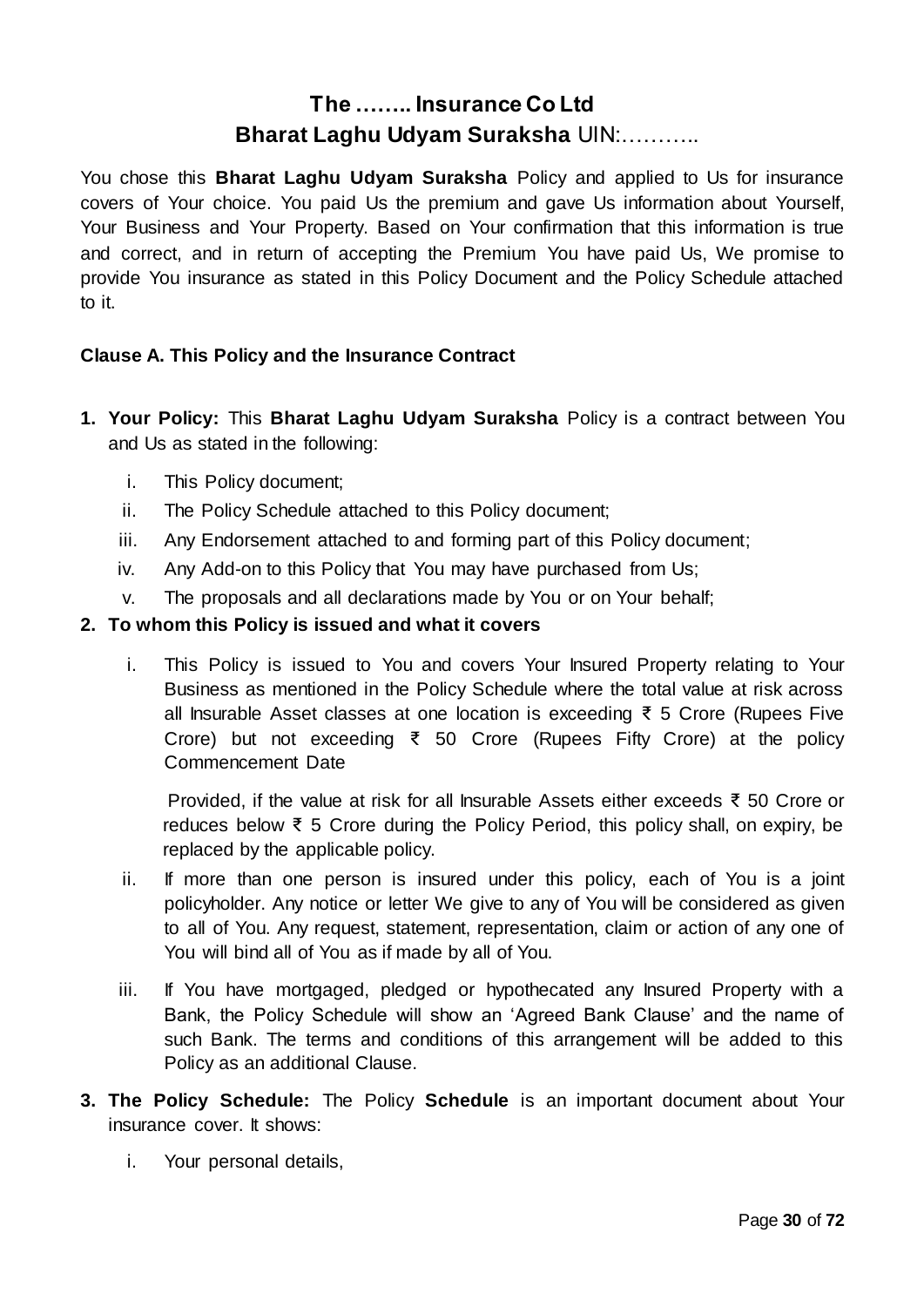# The …….. Insurance Co Ltd
## Bharat Laghu Udyam Suraksha UIN:………..

You chose this **Bharat Laghu Udyam Suraksha** Policy and applied to Us for insurance covers of Your choice. You paid Us the premium and gave Us information about Yourself, Your Business and Your Property. Based on Your confirmation that this information is true and correct, and in return of accepting the Premium You have paid Us, We promise to provide You insurance as stated in this Policy Document and the Policy Schedule attached to it.

### Clause A. This Policy and the Insurance Contract

1. **Your Policy:** This **Bharat Laghu Udyam Suraksha** Policy is a contract between You and Us as stated in the following:
   i. This Policy document;
   ii. The Policy Schedule attached to this Policy document;
   iii. Any Endorsement attached to and forming part of this Policy document;
   iv. Any Add-on to this Policy that You may have purchased from Us;
   v. The proposals and all declarations made by You or on Your behalf;
2. **To whom this Policy is issued and what it covers**
   i. This Policy is issued to You and covers Your Insured Property relating to Your Business as mentioned in the Policy Schedule where the total value at risk across all Insurable Asset classes at one location is exceeding ₹ 5 Crore (Rupees Five Crore) but not exceeding ₹ 50 Crore (Rupees Fifty Crore) at the policy Commencement Date

      Provided, if the value at risk for all Insurable Assets either exceeds ₹ 50 Crore or reduces below ₹ 5 Crore during the Policy Period, this policy shall, on expiry, be replaced by the applicable policy.
   ii. If more than one person is insured under this policy, each of You is a joint policyholder. Any notice or letter We give to any of You will be considered as given to all of You. Any request, statement, representation, claim or action of any one of You will bind all of You as if made by all of You.
   iii. If You have mortgaged, pledged or hypothecated any Insured Property with a Bank, the Policy Schedule will show an 'Agreed Bank Clause' and the name of such Bank. The terms and conditions of this arrangement will be added to this Policy as an additional Clause.
3. **The Policy Schedule:** The Policy **Schedule** is an important document about Your insurance cover. It shows:
   i. Your personal details,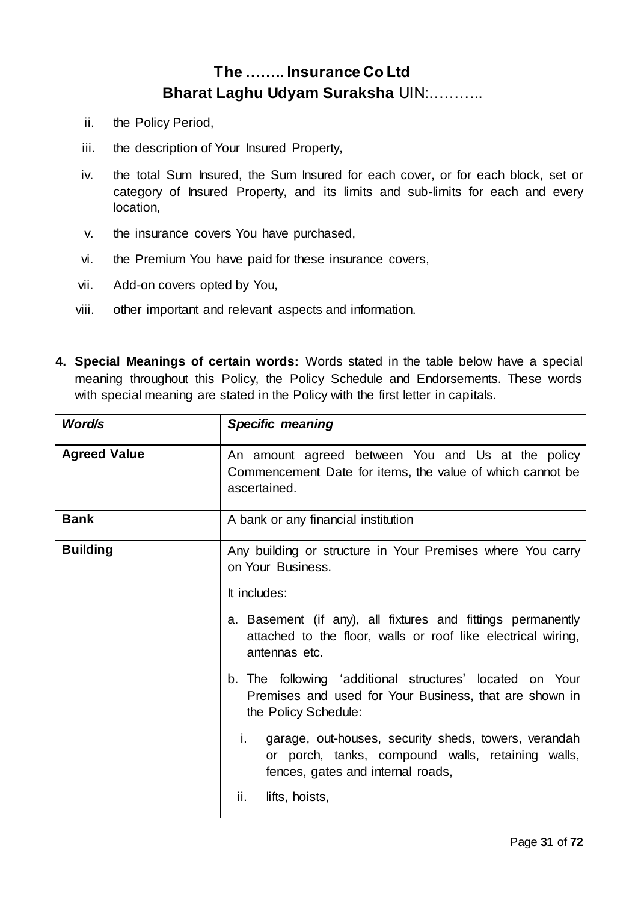ii. the Policy Period,

iii. the description of Your Insured Property,

iv. the total Sum Insured, the Sum Insured for each cover, or for each block, set or category of Insured Property, and its limits and sub-limits for each and every location,

v. the insurance covers You have purchased,

vi. the Premium You have paid for these insurance covers,

vii. Add-on covers opted by You,

viii. other important and relevant aspects and information.

**4. Special Meanings of certain words:** Words stated in the table below have a special meaning throughout this Policy, the Policy Schedule and Endorsements. These words with special meaning are stated in the Policy with the first letter in capitals.

| ***Word/s*** | ***Specific meaning*** |
|---|---|
| **Agreed Value** | An amount agreed between You and Us at the policy Commencement Date for items, the value of which cannot be ascertained. |
| **Bank** | A bank or any financial institution |
| **Building** | Any building or structure in Your Premises where You carry on Your Business.<br><br>It includes:<br><br>a. Basement (if any), all fixtures and fittings permanently attached to the floor, walls or roof like electrical wiring, antennas etc.<br><br>b. The following 'additional structures' located on Your Premises and used for Your Business, that are shown in the Policy Schedule:<br><br>i. garage, out-houses, security sheds, towers, verandah or porch, tanks, compound walls, retaining walls, fences, gates and internal roads,<br><br>ii. lifts, hoists, |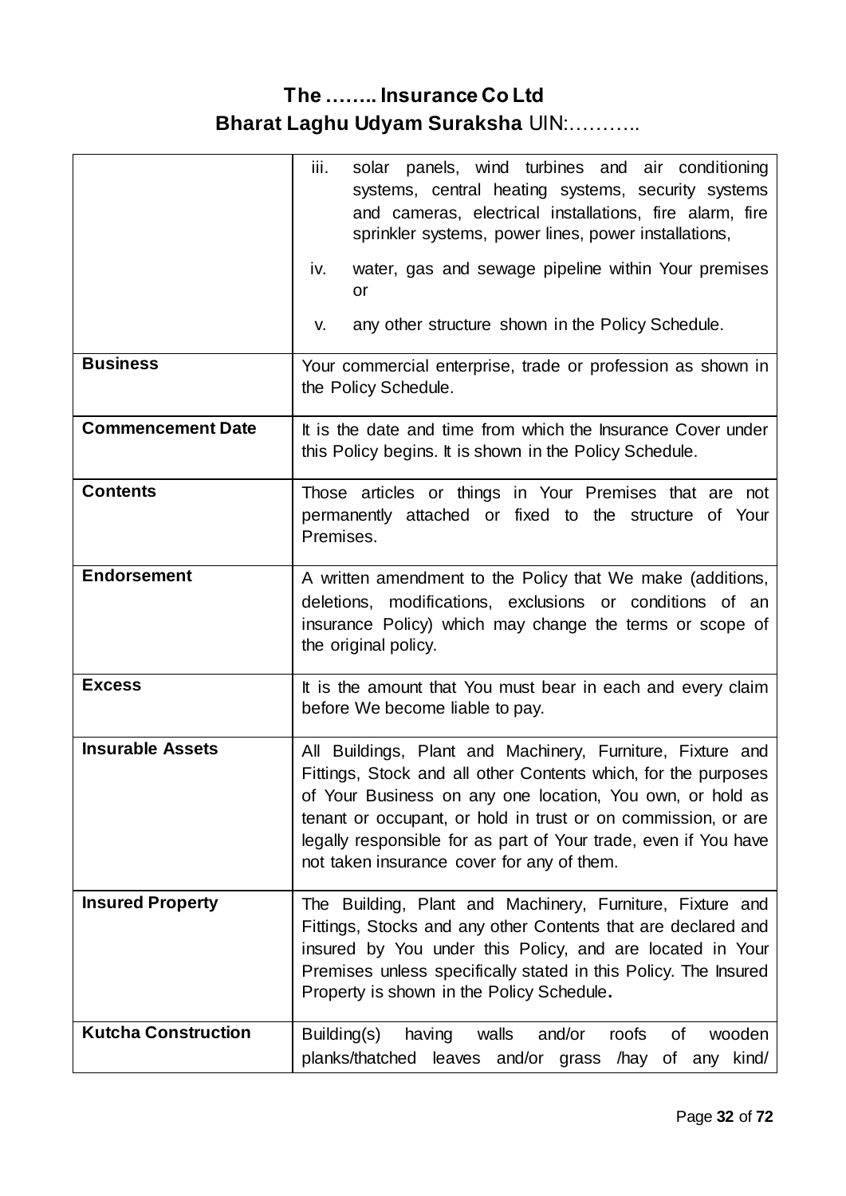| | |
|---|---|
| | iii. solar panels, wind turbines and air conditioning systems, central heating systems, security systems and cameras, electrical installations, fire alarm, fire sprinkler systems, power lines, power installations,<br>iv. water, gas and sewage pipeline within Your premises or<br>v. any other structure shown in the Policy Schedule. |
| **Business** | Your commercial enterprise, trade or profession as shown in the Policy Schedule. |
| **Commencement Date** | It is the date and time from which the Insurance Cover under this Policy begins. It is shown in the Policy Schedule. |
| **Contents** | Those articles or things in Your Premises that are not permanently attached or fixed to the structure of Your Premises. |
| **Endorsement** | A written amendment to the Policy that We make (additions, deletions, modifications, exclusions or conditions of an insurance Policy) which may change the terms or scope of the original policy. |
| **Excess** | It is the amount that You must bear in each and every claim before We become liable to pay. |
| **Insurable Assets** | All Buildings, Plant and Machinery, Furniture, Fixture and Fittings, Stock and all other Contents which, for the purposes of Your Business on any one location, You own, or hold as tenant or occupant, or hold in trust or on commission, or are legally responsible for as part of Your trade, even if You have not taken insurance cover for any of them. |
| **Insured Property** | The Building, Plant and Machinery, Furniture, Fixture and Fittings, Stocks and any other Contents that are declared and insured by You under this Policy, and are located in Your Premises unless specifically stated in this Policy. The Insured Property is shown in the Policy Schedule. |
| **Kutcha Construction** | Building(s) having walls and/or roofs of wooden planks/thatched leaves and/or grass /hay of any kind/ |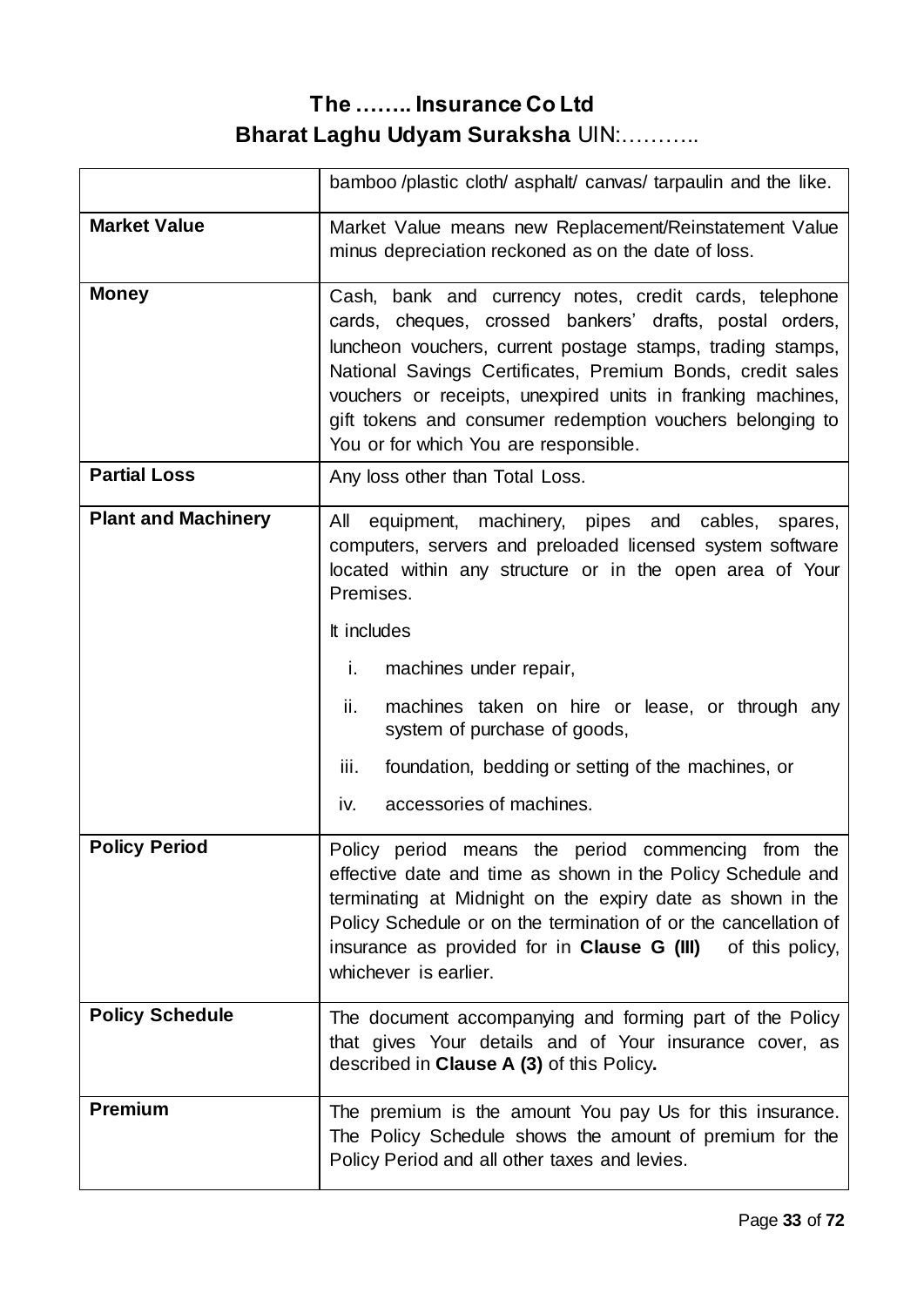| | |
|---|---|
| | bamboo /plastic cloth/ asphalt/ canvas/ tarpaulin and the like. |
| **Market Value** | Market Value means new Replacement/Reinstatement Value minus depreciation reckoned as on the date of loss. |
| **Money** | Cash, bank and currency notes, credit cards, telephone cards, cheques, crossed bankers' drafts, postal orders, luncheon vouchers, current postage stamps, trading stamps, National Savings Certificates, Premium Bonds, credit sales vouchers or receipts, unexpired units in franking machines, gift tokens and consumer redemption vouchers belonging to You or for which You are responsible. |
| **Partial Loss** | Any loss other than Total Loss. |
| **Plant and Machinery** | All equipment, machinery, pipes and cables, spares, computers, servers and preloaded licensed system software located within any structure or in the open area of Your Premises.<br><br>It includes<br><br>i. machines under repair,<br>ii. machines taken on hire or lease, or through any system of purchase of goods,<br>iii. foundation, bedding or setting of the machines, or<br>iv. accessories of machines. |
| **Policy Period** | Policy period means the period commencing from the effective date and time as shown in the Policy Schedule and terminating at Midnight on the expiry date as shown in the Policy Schedule or on the termination of or the cancellation of insurance as provided for in **Clause G (III)** of this policy, whichever is earlier. |
| **Policy Schedule** | The document accompanying and forming part of the Policy that gives Your details and of Your insurance cover, as described in **Clause A (3)** of this Policy**.** |
| **Premium** | The premium is the amount You pay Us for this insurance. The Policy Schedule shows the amount of premium for the Policy Period and all other taxes and levies. |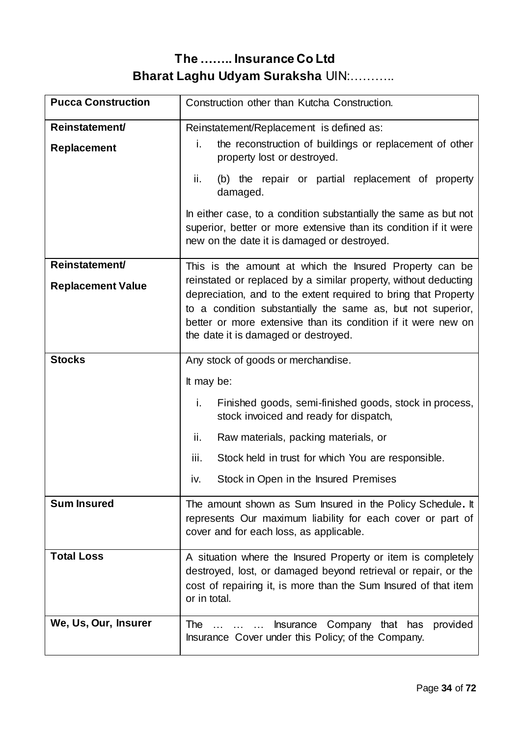# The …….. Insurance Co Ltd

## Bharat Laghu Udyam Suraksha UIN:………..

| **Pucca Construction** | Construction other than Kutcha Construction. |
|---|---|
| **Reinstatement/ Replacement** | Reinstatement/Replacement is defined as:<br>i. the reconstruction of buildings or replacement of other property lost or destroyed.<br>ii. (b) the repair or partial replacement of property damaged.<br>In either case, to a condition substantially the same as but not superior, better or more extensive than its condition if it were new on the date it is damaged or destroyed. |
| **Reinstatement/ Replacement Value** | This is the amount at which the Insured Property can be reinstated or replaced by a similar property, without deducting depreciation, and to the extent required to bring that Property to a condition substantially the same as, but not superior, better or more extensive than its condition if it were new on the date it is damaged or destroyed. |
| **Stocks** | Any stock of goods or merchandise.<br>It may be:<br>i. Finished goods, semi-finished goods, stock in process, stock invoiced and ready for dispatch,<br>ii. Raw materials, packing materials, or<br>iii. Stock held in trust for which You are responsible.<br>iv. Stock in Open in the Insured Premises |
| **Sum Insured** | The amount shown as Sum Insured in the Policy Schedule**.** It represents Our maximum liability for each cover or part of cover and for each loss, as applicable. |
| **Total Loss** | A situation where the Insured Property or item is completely destroyed, lost, or damaged beyond retrieval or repair, or the cost of repairing it, is more than the Sum Insured of that item or in total. |
| **We, Us, Our, Insurer** | The … … … Insurance Company that has provided Insurance Cover under this Policy; of the Company. |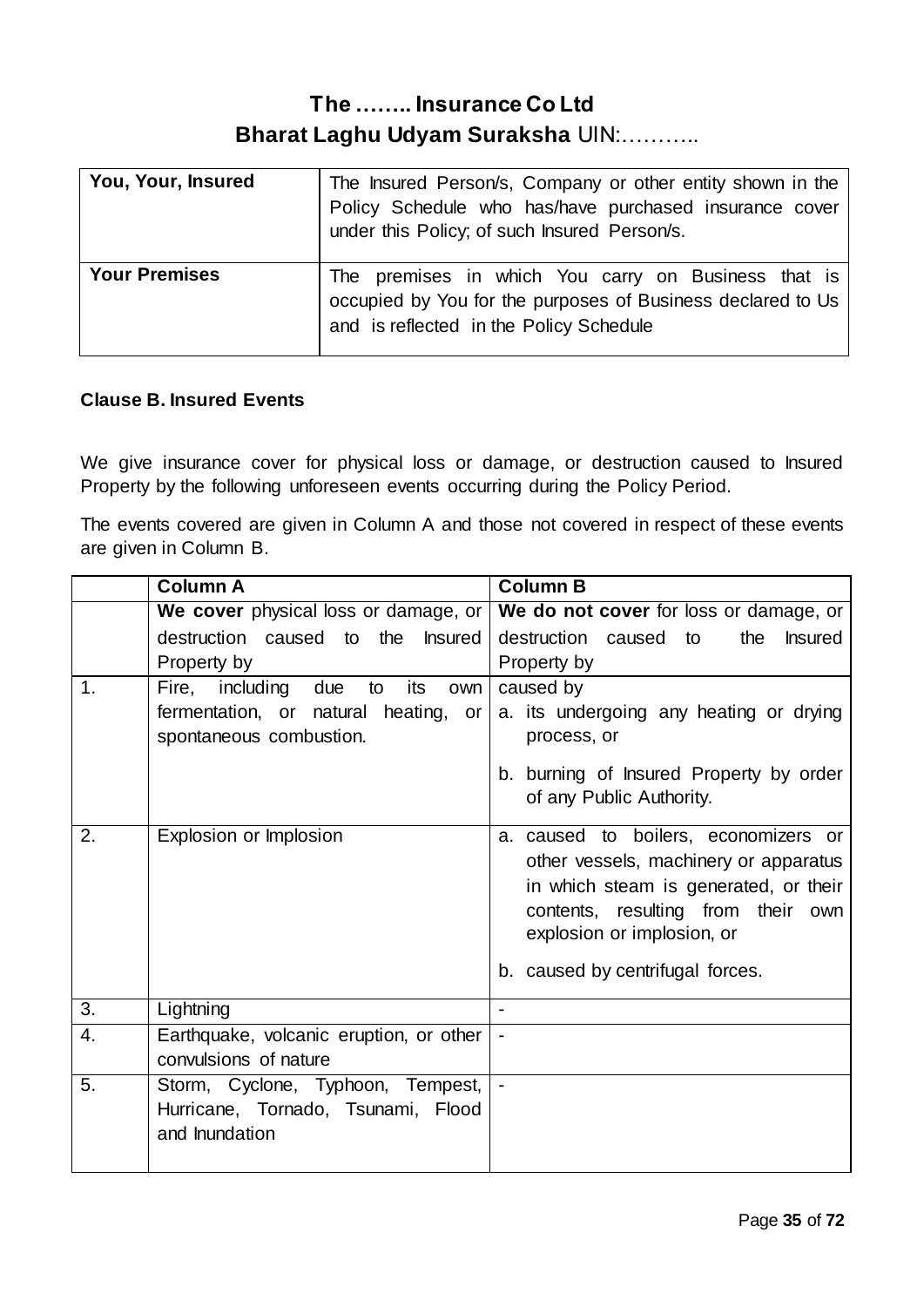# The …….. Insurance Co Ltd
## Bharat Laghu Udyam Suraksha UIN:………..

| You, Your, Insured | The Insured Person/s, Company or other entity shown in the Policy Schedule who has/have purchased insurance cover under this Policy; of such Insured Person/s. |
|---|---|
| **Your Premises** | The premises in which You carry on Business that is occupied by You for the purposes of Business declared to Us and is reflected in the Policy Schedule |

**Clause B. Insured Events**

We give insurance cover for physical loss or damage, or destruction caused to Insured Property by the following unforeseen events occurring during the Policy Period.

The events covered are given in Column A and those not covered in respect of these events are given in Column B.

| | **Column A** | **Column B** |
|---|---|---|
| | **We cover** physical loss or damage, or destruction caused to the Insured Property by | **We do not cover** for loss or damage, or destruction caused to the Insured Property by |
| 1. | Fire, including due to its own fermentation, or natural heating, or spontaneous combustion. | caused by<br>a. its undergoing any heating or drying process, or<br>b. burning of Insured Property by order of any Public Authority. |
| 2. | Explosion or Implosion | a. caused to boilers, economizers or other vessels, machinery or apparatus in which steam is generated, or their contents, resulting from their own explosion or implosion, or<br>b. caused by centrifugal forces. |
| 3. | Lightning | - |
| 4. | Earthquake, volcanic eruption, or other convulsions of nature | - |
| 5. | Storm, Cyclone, Typhoon, Tempest, Hurricane, Tornado, Tsunami, Flood and Inundation | - |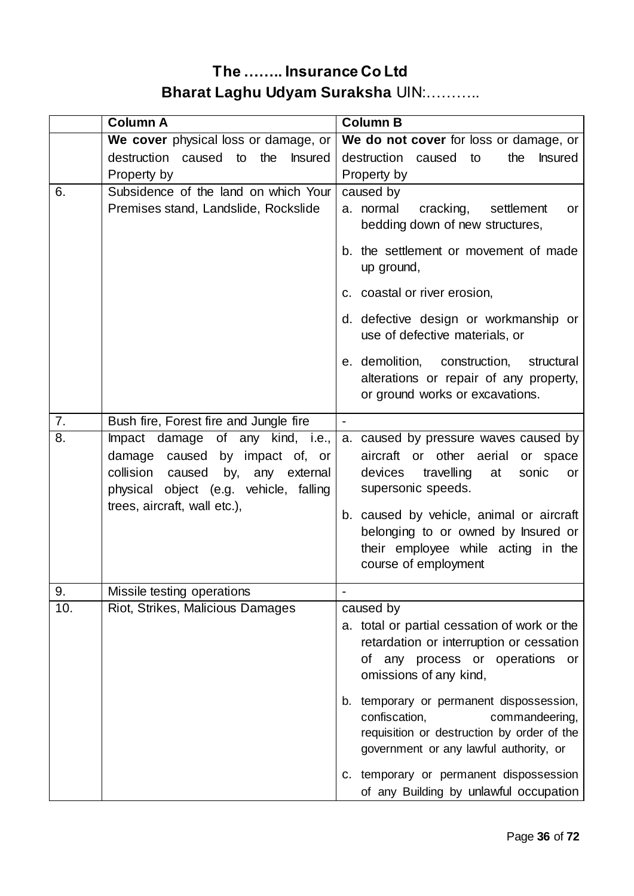# The …….. Insurance Co Ltd

## Bharat Laghu Udyam Suraksha UIN:………..

| | Column A | Column B |
|---|---|---|
| | **We cover** physical loss or damage, or destruction caused to the Insured Property by | **We do not cover** for loss or damage, or destruction caused to the Insured Property by |
| 6. | Subsidence of the land on which Your Premises stand, Landslide, Rockslide | caused by<br>a. normal cracking, settlement or bedding down of new structures,<br>b. the settlement or movement of made up ground,<br>c. coastal or river erosion,<br>d. defective design or workmanship or use of defective materials, or<br>e. demolition, construction, structural alterations or repair of any property, or ground works or excavations. |
| 7. | Bush fire, Forest fire and Jungle fire | - |
| 8. | Impact damage of any kind, i.e., damage caused by impact of, or collision caused by, any external physical object (e.g. vehicle, falling trees, aircraft, wall etc.), | a. caused by pressure waves caused by aircraft or other aerial or space devices travelling at sonic or supersonic speeds.<br>b. caused by vehicle, animal or aircraft belonging to or owned by Insured or their employee while acting in the course of employment |
| 9. | Missile testing operations | - |
| 10. | Riot, Strikes, Malicious Damages | caused by<br>a. total or partial cessation of work or the retardation or interruption or cessation of any process or operations or omissions of any kind,<br>b. temporary or permanent dispossession, confiscation, commandeering, requisition or destruction by order of the government or any lawful authority, or<br>c. temporary or permanent dispossession of any Building by unlawful occupation |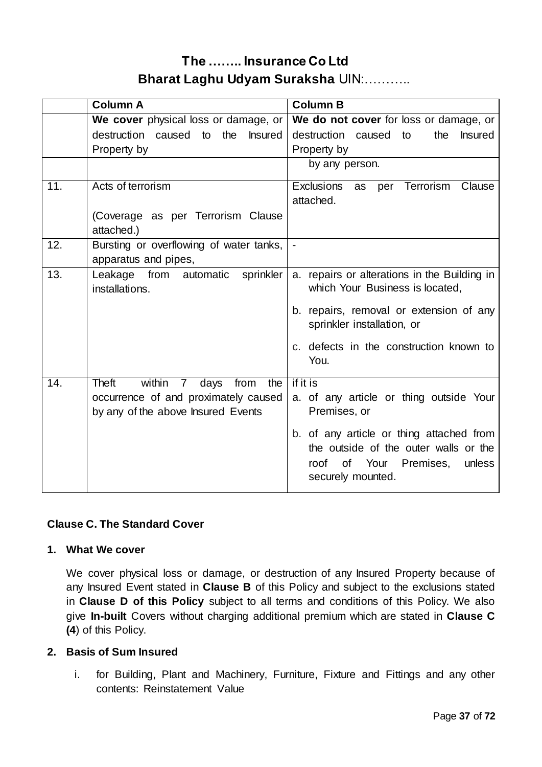# The …….. Insurance Co Ltd

## Bharat Laghu Udyam Suraksha UIN:………..

| | Column A | Column B |
|---|---|---|
| | **We cover** physical loss or damage, or destruction caused to the Insured Property by | **We do not cover** for loss or damage, or destruction caused to the Insured Property by |
| | | by any person. |
| 11. | Acts of terrorism<br><br>(Coverage as per Terrorism Clause attached.) | Exclusions as per Terrorism Clause attached. |
| 12. | Bursting or overflowing of water tanks, apparatus and pipes, | - |
| 13. | Leakage from automatic sprinkler installations. | a. repairs or alterations in the Building in which Your Business is located,<br><br>b. repairs, removal or extension of any sprinkler installation, or<br><br>c. defects in the construction known to You. |
| 14. | Theft within 7 days from the occurrence of and proximately caused by any of the above Insured Events | if it is<br>a. of any article or thing outside Your Premises, or<br><br>b. of any article or thing attached from the outside of the outer walls or the roof of Your Premises, unless securely mounted. |

**Clause C. The Standard Cover**

**1. What We cover**

We cover physical loss or damage, or destruction of any Insured Property because of any Insured Event stated in **Clause B** of this Policy and subject to the exclusions stated in **Clause D of this Policy** subject to all terms and conditions of this Policy. We also give **In-built** Covers without charging additional premium which are stated in **Clause C (4**) of this Policy.

**2. Basis of Sum Insured**

i. for Building, Plant and Machinery, Furniture, Fixture and Fittings and any other contents: Reinstatement Value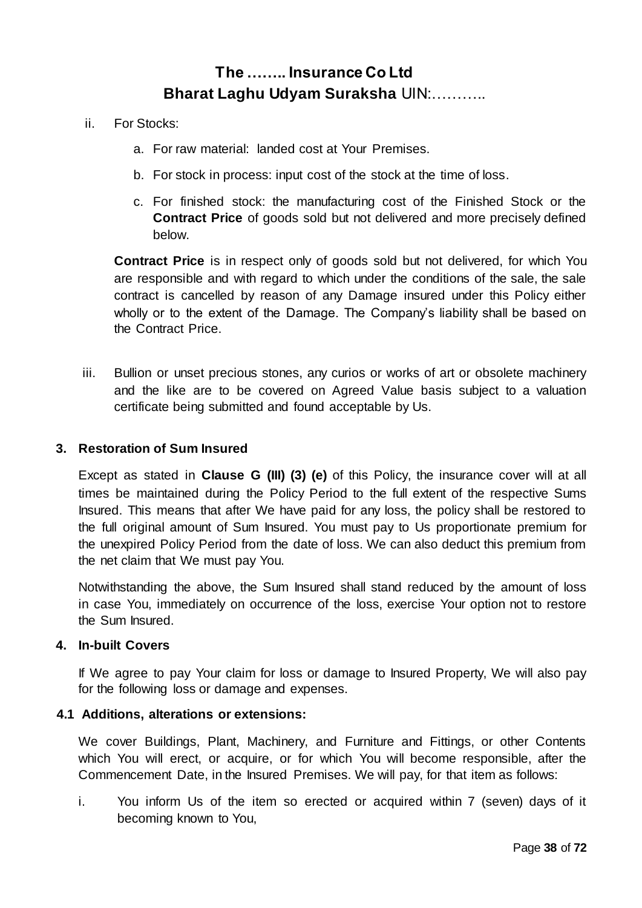ii. For Stocks:

   a. For raw material: landed cost at Your Premises.

   b. For stock in process: input cost of the stock at the time of loss.

   c. For finished stock: the manufacturing cost of the Finished Stock or the **Contract Price** of goods sold but not delivered and more precisely defined below.

   **Contract Price** is in respect only of goods sold but not delivered, for which You are responsible and with regard to which under the conditions of the sale, the sale contract is cancelled by reason of any Damage insured under this Policy either wholly or to the extent of the Damage. The Company's liability shall be based on the Contract Price.

iii. Bullion or unset precious stones, any curios or works of art or obsolete machinery and the like are to be covered on Agreed Value basis subject to a valuation certificate being submitted and found acceptable by Us.

### 3. Restoration of Sum Insured

Except as stated in **Clause G (III) (3) (e)** of this Policy, the insurance cover will at all times be maintained during the Policy Period to the full extent of the respective Sums Insured. This means that after We have paid for any loss, the policy shall be restored to the full original amount of Sum Insured. You must pay to Us proportionate premium for the unexpired Policy Period from the date of loss. We can also deduct this premium from the net claim that We must pay You.

Notwithstanding the above, the Sum Insured shall stand reduced by the amount of loss in case You, immediately on occurrence of the loss, exercise Your option not to restore the Sum Insured.

### 4. In-built Covers

If We agree to pay Your claim for loss or damage to Insured Property, We will also pay for the following loss or damage and expenses.

#### 4.1 Additions, alterations or extensions:

We cover Buildings, Plant, Machinery, and Furniture and Fittings, or other Contents which You will erect, or acquire, or for which You will become responsible, after the Commencement Date, in the Insured Premises. We will pay, for that item as follows:

i. You inform Us of the item so erected or acquired within 7 (seven) days of it becoming known to You,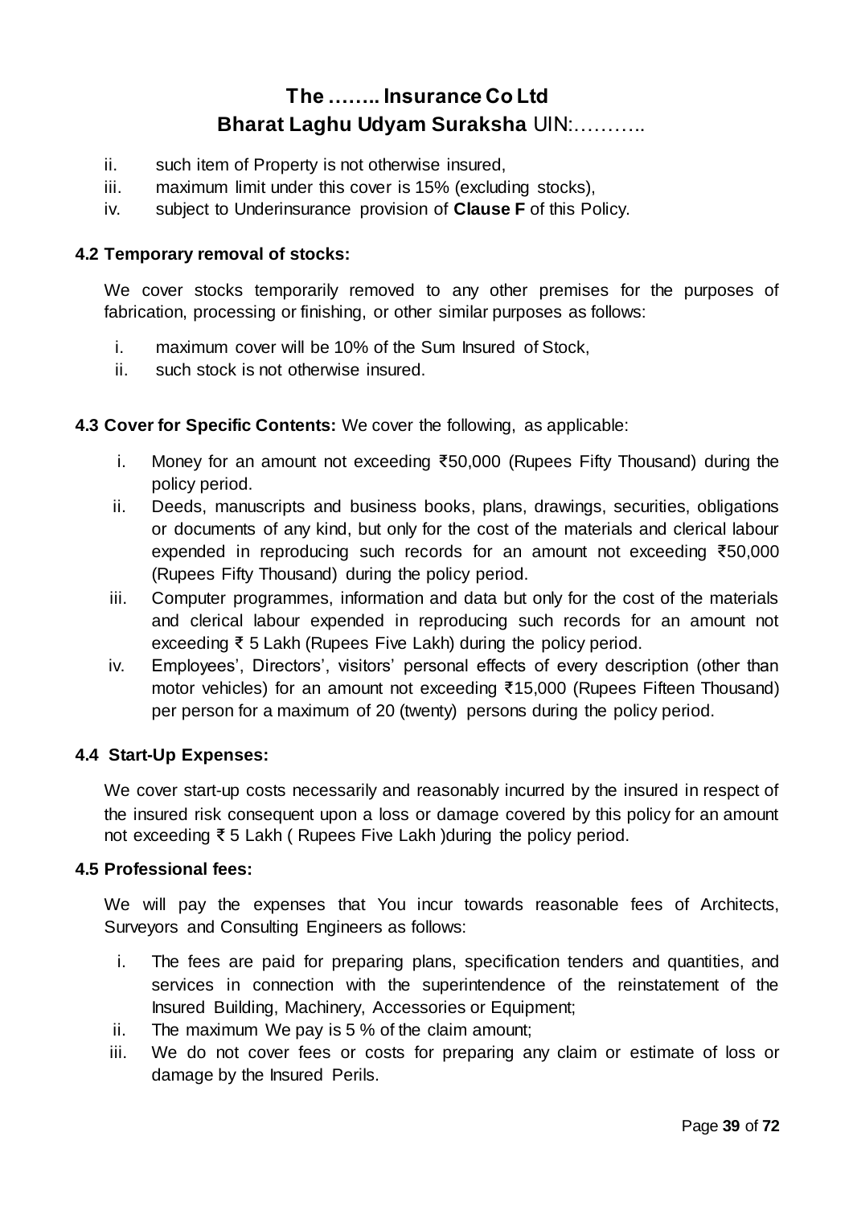ii. such item of Property is not otherwise insured,
iii. maximum limit under this cover is 15% (excluding stocks),
iv. subject to Underinsurance provision of **Clause F** of this Policy.

**4.2 Temporary removal of stocks:**

We cover stocks temporarily removed to any other premises for the purposes of fabrication, processing or finishing, or other similar purposes as follows:

i. maximum cover will be 10% of the Sum Insured of Stock,
ii. such stock is not otherwise insured.

**4.3 Cover for Specific Contents:** We cover the following, as applicable:

i. Money for an amount not exceeding ₹50,000 (Rupees Fifty Thousand) during the policy period.
ii. Deeds, manuscripts and business books, plans, drawings, securities, obligations or documents of any kind, but only for the cost of the materials and clerical labour expended in reproducing such records for an amount not exceeding ₹50,000 (Rupees Fifty Thousand) during the policy period.
iii. Computer programmes, information and data but only for the cost of the materials and clerical labour expended in reproducing such records for an amount not exceeding ₹ 5 Lakh (Rupees Five Lakh) during the policy period.
iv. Employees', Directors', visitors' personal effects of every description (other than motor vehicles) for an amount not exceeding ₹15,000 (Rupees Fifteen Thousand) per person for a maximum of 20 (twenty) persons during the policy period.

**4.4 Start-Up Expenses:**

We cover start-up costs necessarily and reasonably incurred by the insured in respect of the insured risk consequent upon a loss or damage covered by this policy for an amount not exceeding ₹ 5 Lakh ( Rupees Five Lakh )during the policy period.

**4.5 Professional fees:**

We will pay the expenses that You incur towards reasonable fees of Architects, Surveyors and Consulting Engineers as follows:

i. The fees are paid for preparing plans, specification tenders and quantities, and services in connection with the superintendence of the reinstatement of the Insured Building, Machinery, Accessories or Equipment;
ii. The maximum We pay is 5 % of the claim amount;
iii. We do not cover fees or costs for preparing any claim or estimate of loss or damage by the Insured Perils.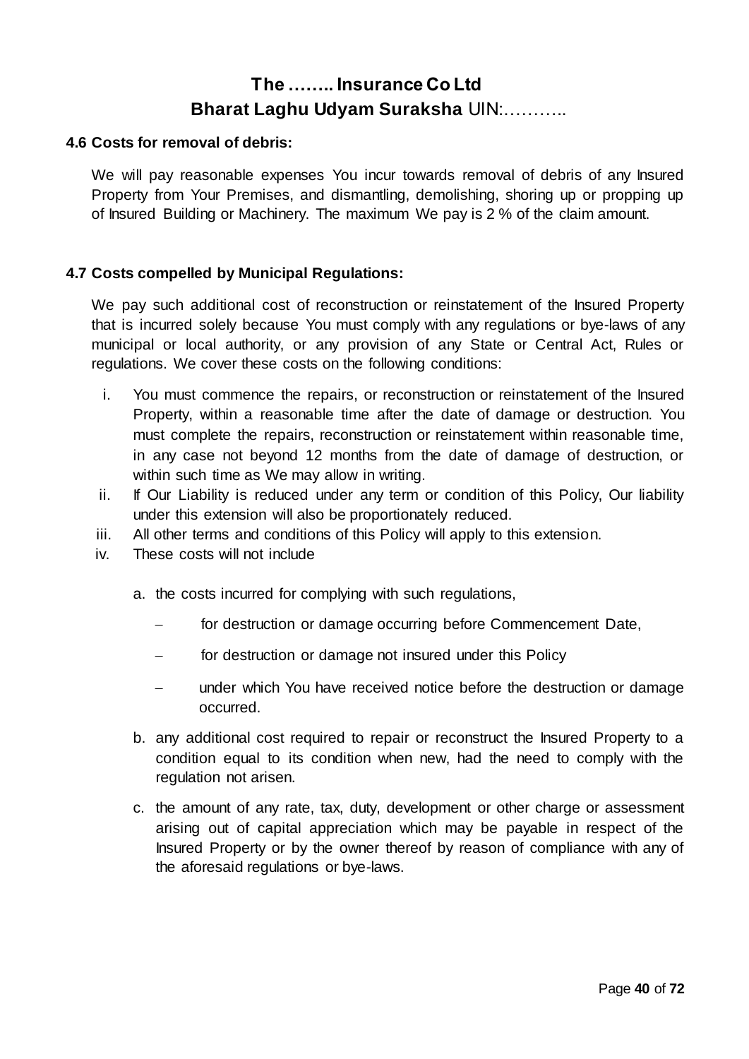**4.6 Costs for removal of debris:**

We will pay reasonable expenses You incur towards removal of debris of any Insured Property from Your Premises, and dismantling, demolishing, shoring up or propping up of Insured Building or Machinery. The maximum We pay is 2 % of the claim amount.

**4.7 Costs compelled by Municipal Regulations:**

We pay such additional cost of reconstruction or reinstatement of the Insured Property that is incurred solely because You must comply with any regulations or bye-laws of any municipal or local authority, or any provision of any State or Central Act, Rules or regulations. We cover these costs on the following conditions:

i. You must commence the repairs, or reconstruction or reinstatement of the Insured Property, within a reasonable time after the date of damage or destruction. You must complete the repairs, reconstruction or reinstatement within reasonable time, in any case not beyond 12 months from the date of damage of destruction, or within such time as We may allow in writing.
ii. If Our Liability is reduced under any term or condition of this Policy, Our liability under this extension will also be proportionately reduced.
iii. All other terms and conditions of this Policy will apply to this extension.
iv. These costs will not include

   a. the costs incurred for complying with such regulations,

      – for destruction or damage occurring before Commencement Date,

      – for destruction or damage not insured under this Policy

      – under which You have received notice before the destruction or damage occurred.

   b. any additional cost required to repair or reconstruct the Insured Property to a condition equal to its condition when new, had the need to comply with the regulation not arisen.

   c. the amount of any rate, tax, duty, development or other charge or assessment arising out of capital appreciation which may be payable in respect of the Insured Property or by the owner thereof by reason of compliance with any of the aforesaid regulations or bye-laws.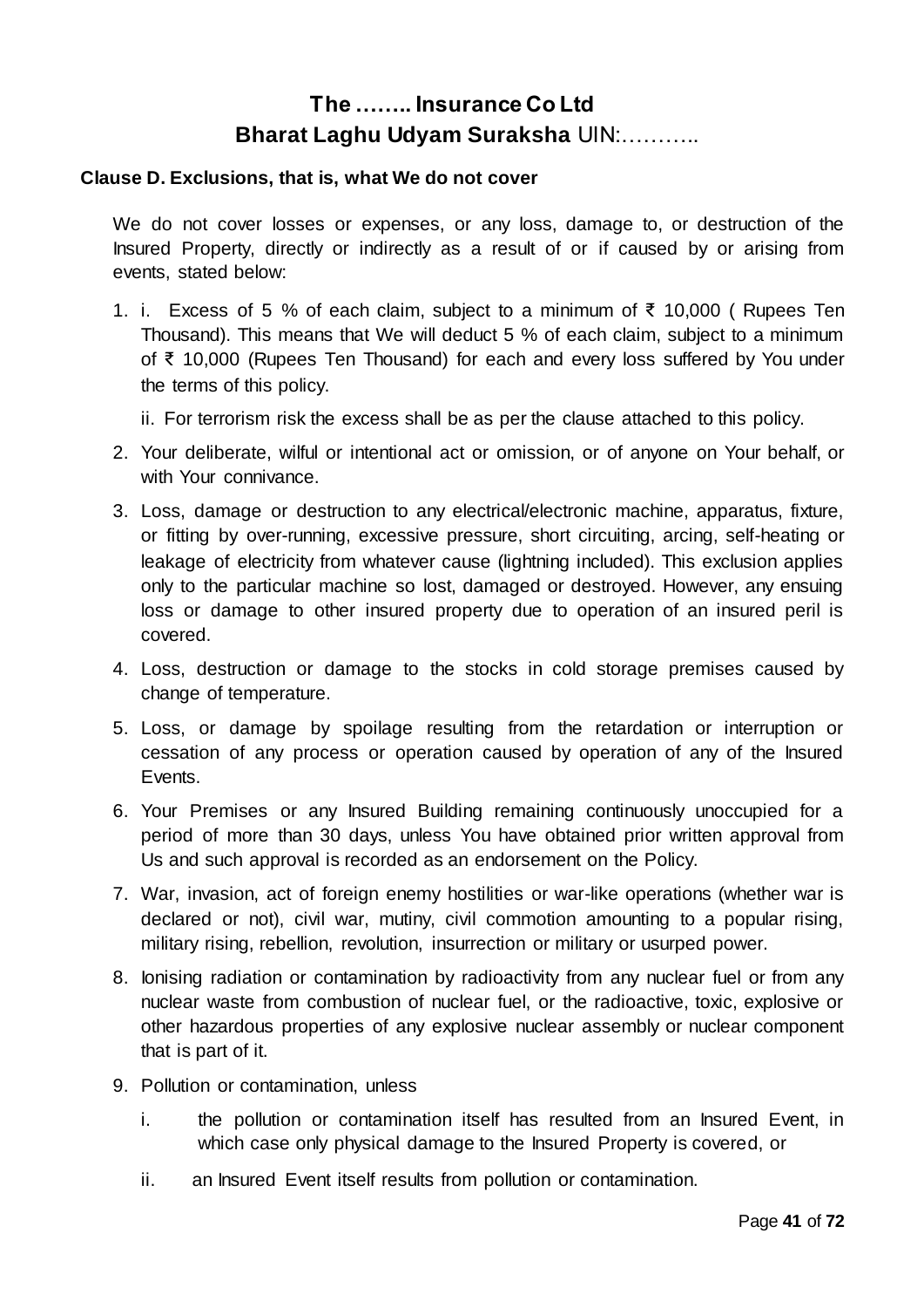# The …….. Insurance Co Ltd
## Bharat Laghu Udyam Suraksha UIN:………..

**Clause D. Exclusions, that is, what We do not cover**

We do not cover losses or expenses, or any loss, damage to, or destruction of the Insured Property, directly or indirectly as a result of or if caused by or arising from events, stated below:

1. i. Excess of 5 % of each claim, subject to a minimum of ₹ 10,000 ( Rupees Ten Thousand). This means that We will deduct 5 % of each claim, subject to a minimum of ₹ 10,000 (Rupees Ten Thousand) for each and every loss suffered by You under the terms of this policy.

   ii. For terrorism risk the excess shall be as per the clause attached to this policy.

2. Your deliberate, wilful or intentional act or omission, or of anyone on Your behalf, or with Your connivance.
3. Loss, damage or destruction to any electrical/electronic machine, apparatus, fixture, or fitting by over-running, excessive pressure, short circuiting, arcing, self-heating or leakage of electricity from whatever cause (lightning included). This exclusion applies only to the particular machine so lost, damaged or destroyed. However, any ensuing loss or damage to other insured property due to operation of an insured peril is covered.
4. Loss, destruction or damage to the stocks in cold storage premises caused by change of temperature.
5. Loss, or damage by spoilage resulting from the retardation or interruption or cessation of any process or operation caused by operation of any of the Insured Events.
6. Your Premises or any Insured Building remaining continuously unoccupied for a period of more than 30 days, unless You have obtained prior written approval from Us and such approval is recorded as an endorsement on the Policy.
7. War, invasion, act of foreign enemy hostilities or war-like operations (whether war is declared or not), civil war, mutiny, civil commotion amounting to a popular rising, military rising, rebellion, revolution, insurrection or military or usurped power.
8. Ionising radiation or contamination by radioactivity from any nuclear fuel or from any nuclear waste from combustion of nuclear fuel, or the radioactive, toxic, explosive or other hazardous properties of any explosive nuclear assembly or nuclear component that is part of it.
9. Pollution or contamination, unless

   i. the pollution or contamination itself has resulted from an Insured Event, in which case only physical damage to the Insured Property is covered, or

   ii. an Insured Event itself results from pollution or contamination.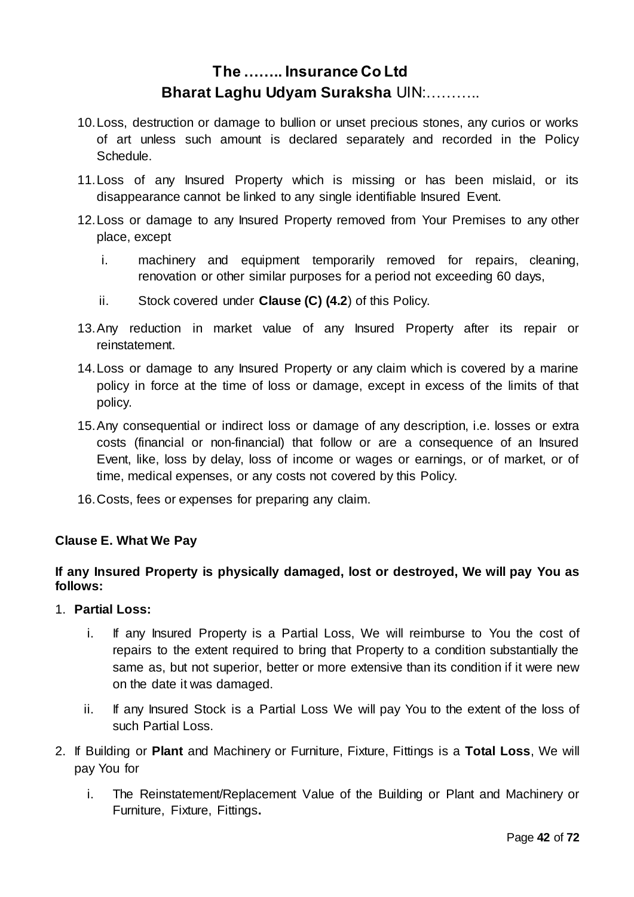10. Loss, destruction or damage to bullion or unset precious stones, any curios or works of art unless such amount is declared separately and recorded in the Policy Schedule.
11. Loss of any Insured Property which is missing or has been mislaid, or its disappearance cannot be linked to any single identifiable Insured Event.
12. Loss or damage to any Insured Property removed from Your Premises to any other place, except
    i. machinery and equipment temporarily removed for repairs, cleaning, renovation or other similar purposes for a period not exceeding 60 days,
    ii. Stock covered under **Clause (C) (4.2**) of this Policy.
13. Any reduction in market value of any Insured Property after its repair or reinstatement.
14. Loss or damage to any Insured Property or any claim which is covered by a marine policy in force at the time of loss or damage, except in excess of the limits of that policy.
15. Any consequential or indirect loss or damage of any description, i.e. losses or extra costs (financial or non-financial) that follow or are a consequence of an Insured Event, like, loss by delay, loss of income or wages or earnings, or of market, or of time, medical expenses, or any costs not covered by this Policy.
16. Costs, fees or expenses for preparing any claim.

**Clause E. What We Pay**

**If any Insured Property is physically damaged, lost or destroyed, We will pay You as follows:**

1. **Partial Loss:**
    i. If any Insured Property is a Partial Loss, We will reimburse to You the cost of repairs to the extent required to bring that Property to a condition substantially the same as, but not superior, better or more extensive than its condition if it were new on the date it was damaged.
    ii. If any Insured Stock is a Partial Loss We will pay You to the extent of the loss of such Partial Loss.
2. If Building or **Plant** and Machinery or Furniture, Fixture, Fittings is a **Total Loss**, We will pay You for
    i. The Reinstatement/Replacement Value of the Building or Plant and Machinery or Furniture, Fixture, Fittings**.**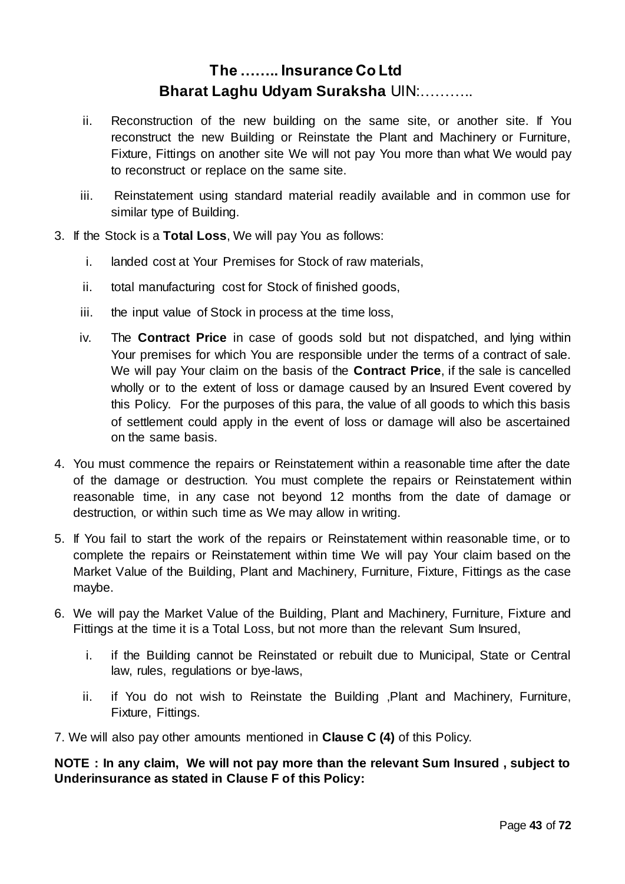ii. Reconstruction of the new building on the same site, or another site. If You reconstruct the new Building or Reinstate the Plant and Machinery or Furniture, Fixture, Fittings on another site We will not pay You more than what We would pay to reconstruct or replace on the same site.

iii. Reinstatement using standard material readily available and in common use for similar type of Building.

3. If the Stock is a **Total Loss**, We will pay You as follows:

   i. landed cost at Your Premises for Stock of raw materials,

   ii. total manufacturing cost for Stock of finished goods,

   iii. the input value of Stock in process at the time loss,

   iv. The **Contract Price** in case of goods sold but not dispatched, and lying within Your premises for which You are responsible under the terms of a contract of sale. We will pay Your claim on the basis of the **Contract Price**, if the sale is cancelled wholly or to the extent of loss or damage caused by an Insured Event covered by this Policy. For the purposes of this para, the value of all goods to which this basis of settlement could apply in the event of loss or damage will also be ascertained on the same basis.

4. You must commence the repairs or Reinstatement within a reasonable time after the date of the damage or destruction. You must complete the repairs or Reinstatement within reasonable time, in any case not beyond 12 months from the date of damage or destruction, or within such time as We may allow in writing.

5. If You fail to start the work of the repairs or Reinstatement within reasonable time, or to complete the repairs or Reinstatement within time We will pay Your claim based on the Market Value of the Building, Plant and Machinery, Furniture, Fixture, Fittings as the case maybe.

6. We will pay the Market Value of the Building, Plant and Machinery, Furniture, Fixture and Fittings at the time it is a Total Loss, but not more than the relevant Sum Insured,

   i. if the Building cannot be Reinstated or rebuilt due to Municipal, State or Central law, rules, regulations or bye-laws,

   ii. if You do not wish to Reinstate the Building ,Plant and Machinery, Furniture, Fixture, Fittings.

7. We will also pay other amounts mentioned in **Clause C (4)** of this Policy.

**NOTE : In any claim, We will not pay more than the relevant Sum Insured , subject to Underinsurance as stated in Clause F of this Policy:**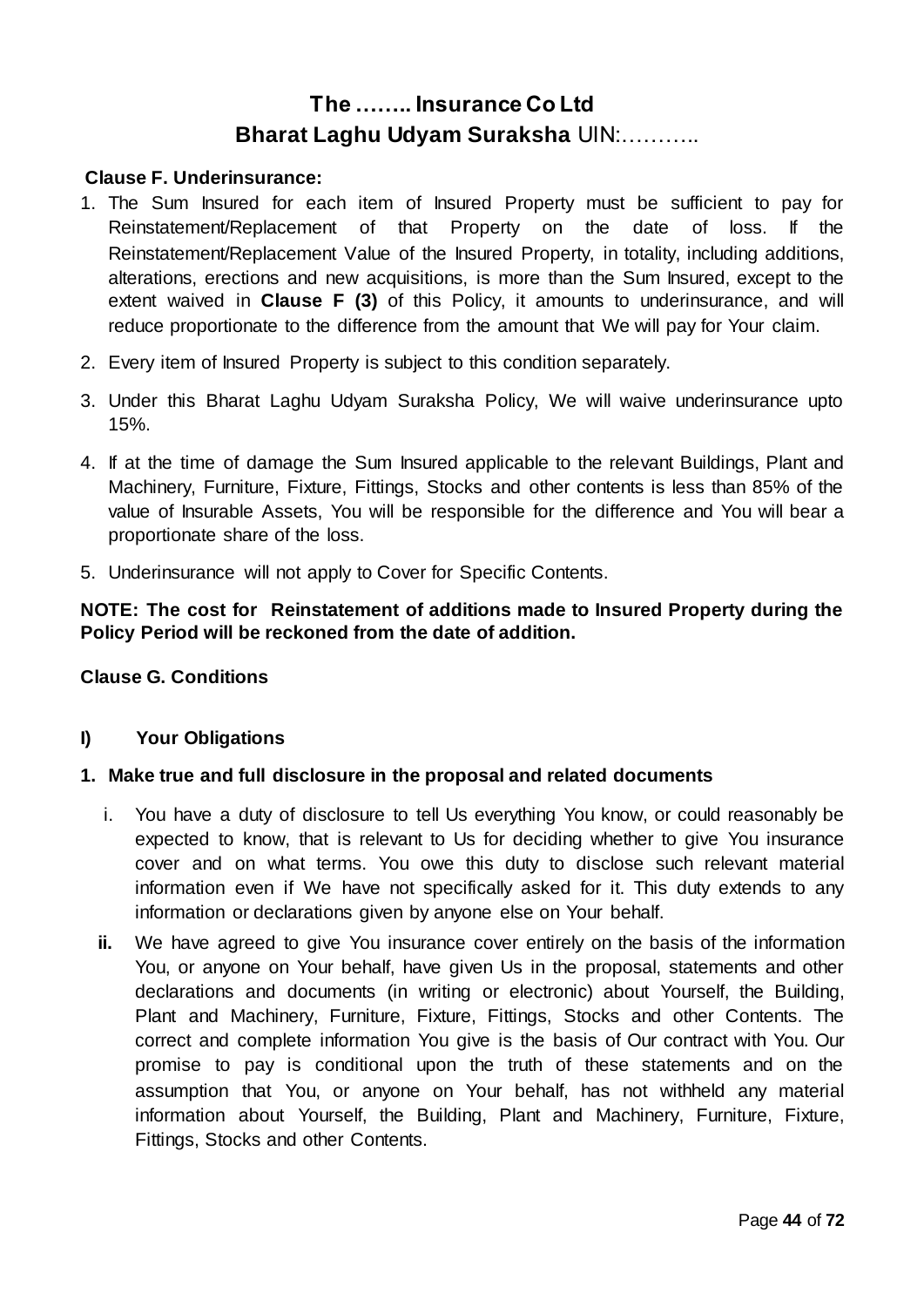# The …….. Insurance Co Ltd
## Bharat Laghu Udyam Suraksha UIN:………..

**Clause F. Underinsurance:**

1. The Sum Insured for each item of Insured Property must be sufficient to pay for Reinstatement/Replacement of that Property on the date of loss. If the Reinstatement/Replacement Value of the Insured Property, in totality, including additions, alterations, erections and new acquisitions, is more than the Sum Insured, except to the extent waived in **Clause F (3)** of this Policy, it amounts to underinsurance, and will reduce proportionate to the difference from the amount that We will pay for Your claim.
2. Every item of Insured Property is subject to this condition separately.
3. Under this Bharat Laghu Udyam Suraksha Policy, We will waive underinsurance upto 15%.
4. If at the time of damage the Sum Insured applicable to the relevant Buildings, Plant and Machinery, Furniture, Fixture, Fittings, Stocks and other contents is less than 85% of the value of Insurable Assets, You will be responsible for the difference and You will bear a proportionate share of the loss.
5. Underinsurance will not apply to Cover for Specific Contents.

**NOTE: The cost for Reinstatement of additions made to Insured Property during the Policy Period will be reckoned from the date of addition.**

**Clause G. Conditions**

**I) Your Obligations**

**1. Make true and full disclosure in the proposal and related documents**

i. You have a duty of disclosure to tell Us everything You know, or could reasonably be expected to know, that is relevant to Us for deciding whether to give You insurance cover and on what terms. You owe this duty to disclose such relevant material information even if We have not specifically asked for it. This duty extends to any information or declarations given by anyone else on Your behalf.

**ii.** We have agreed to give You insurance cover entirely on the basis of the information You, or anyone on Your behalf, have given Us in the proposal, statements and other declarations and documents (in writing or electronic) about Yourself, the Building, Plant and Machinery, Furniture, Fixture, Fittings, Stocks and other Contents. The correct and complete information You give is the basis of Our contract with You. Our promise to pay is conditional upon the truth of these statements and on the assumption that You, or anyone on Your behalf, has not withheld any material information about Yourself, the Building, Plant and Machinery, Furniture, Fixture, Fittings, Stocks and other Contents.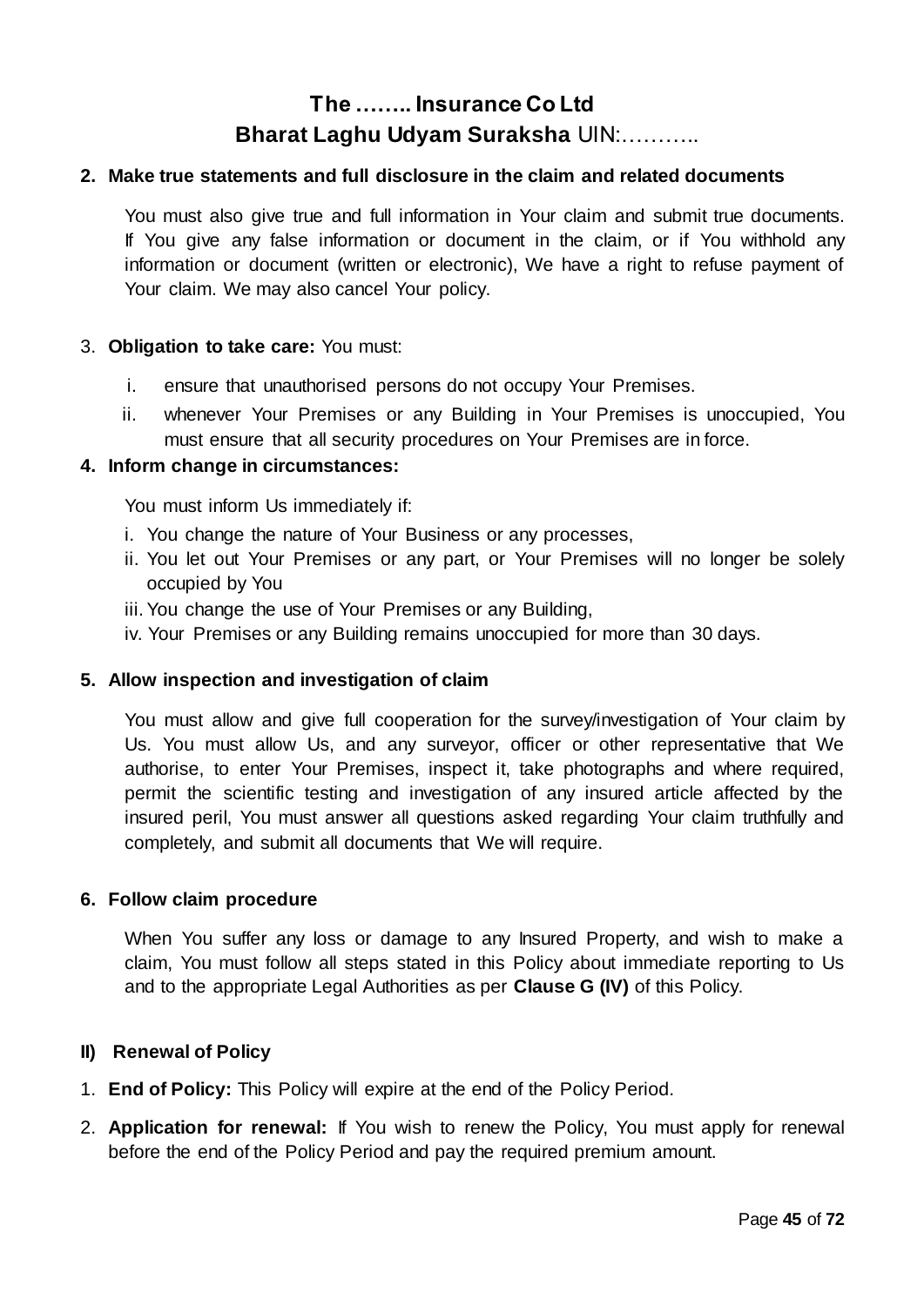**2. Make true statements and full disclosure in the claim and related documents**

You must also give true and full information in Your claim and submit true documents. If You give any false information or document in the claim, or if You withhold any information or document (written or electronic), We have a right to refuse payment of Your claim. We may also cancel Your policy.

3. **Obligation to take care:** You must:

   i. ensure that unauthorised persons do not occupy Your Premises.

   ii. whenever Your Premises or any Building in Your Premises is unoccupied, You must ensure that all security procedures on Your Premises are in force.

**4. Inform change in circumstances:**

You must inform Us immediately if:

i. You change the nature of Your Business or any processes,

ii. You let out Your Premises or any part, or Your Premises will no longer be solely occupied by You

iii. You change the use of Your Premises or any Building,

iv. Your Premises or any Building remains unoccupied for more than 30 days.

**5. Allow inspection and investigation of claim**

You must allow and give full cooperation for the survey/investigation of Your claim by Us. You must allow Us, and any surveyor, officer or other representative that We authorise, to enter Your Premises, inspect it, take photographs and where required, permit the scientific testing and investigation of any insured article affected by the insured peril, You must answer all questions asked regarding Your claim truthfully and completely, and submit all documents that We will require.

**6. Follow claim procedure**

When You suffer any loss or damage to any Insured Property, and wish to make a claim, You must follow all steps stated in this Policy about immediate reporting to Us and to the appropriate Legal Authorities as per **Clause G (IV)** of this Policy.

**II) Renewal of Policy**

1. **End of Policy:** This Policy will expire at the end of the Policy Period.
2. **Application for renewal:** If You wish to renew the Policy, You must apply for renewal before the end of the Policy Period and pay the required premium amount.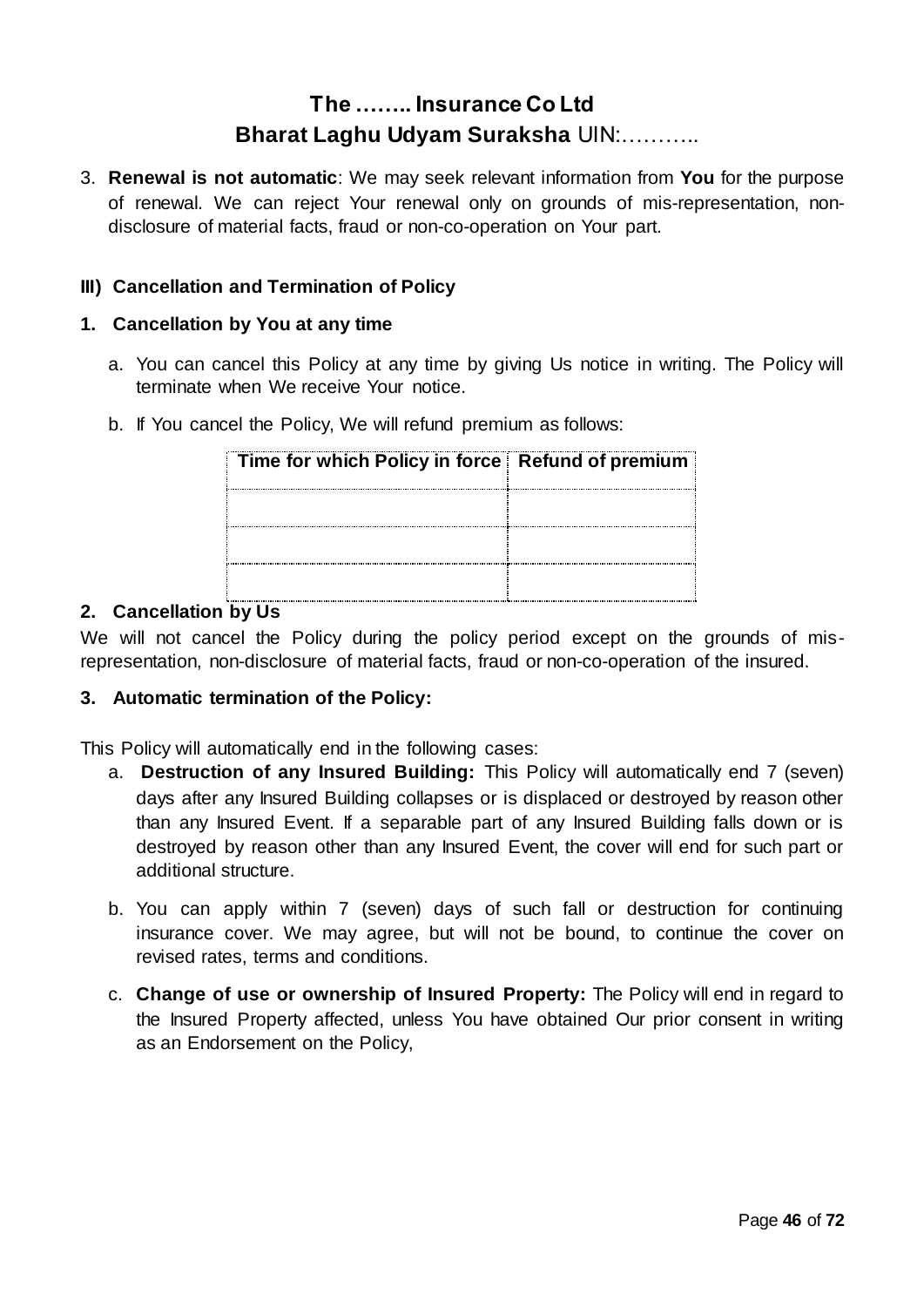3. **Renewal is not automatic**: We may seek relevant information from **You** for the purpose of renewal. We can reject Your renewal only on grounds of mis-representation, non-disclosure of material facts, fraud or non-co-operation on Your part.

### III) Cancellation and Termination of Policy

#### 1. Cancellation by You at any time

a. You can cancel this Policy at any time by giving Us notice in writing. The Policy will terminate when We receive Your notice.

b. If You cancel the Policy, We will refund premium as follows:

| Time for which Policy in force | Refund of premium |
|---|---|
| | |
| | |
| | |

#### 2. Cancellation by Us

We will not cancel the Policy during the policy period except on the grounds of mis-representation, non-disclosure of material facts, fraud or non-co-operation of the insured.

#### 3. Automatic termination of the Policy:

This Policy will automatically end in the following cases:

a. **Destruction of any Insured Building:** This Policy will automatically end 7 (seven) days after any Insured Building collapses or is displaced or destroyed by reason other than any Insured Event. If a separable part of any Insured Building falls down or is destroyed by reason other than any Insured Event, the cover will end for such part or additional structure.

b. You can apply within 7 (seven) days of such fall or destruction for continuing insurance cover. We may agree, but will not be bound, to continue the cover on revised rates, terms and conditions.

c. **Change of use or ownership of Insured Property:** The Policy will end in regard to the Insured Property affected, unless You have obtained Our prior consent in writing as an Endorsement on the Policy,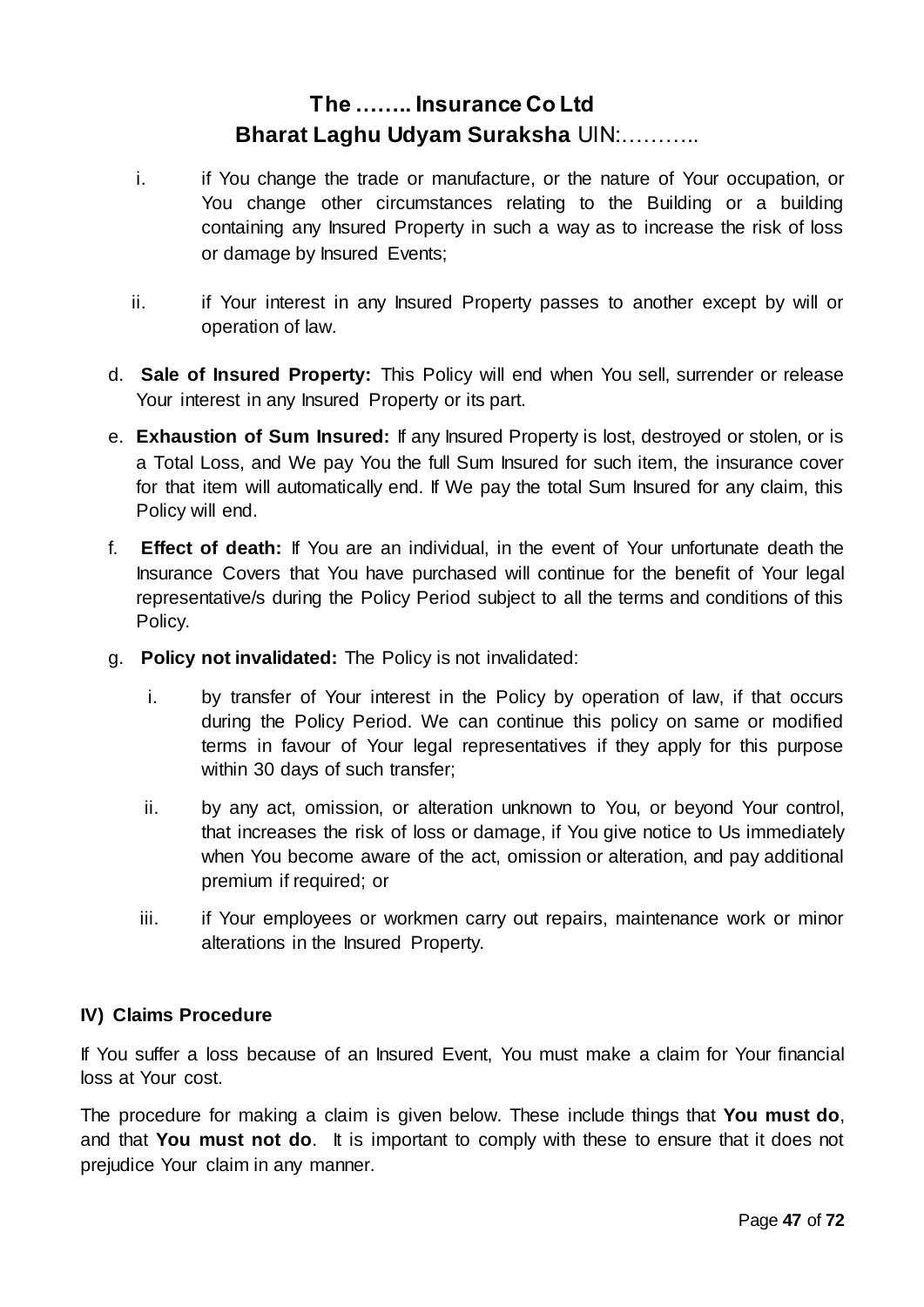i. if You change the trade or manufacture, or the nature of Your occupation, or You change other circumstances relating to the Building or a building containing any Insured Property in such a way as to increase the risk of loss or damage by Insured Events;

ii. if Your interest in any Insured Property passes to another except by will or operation of law.

d. **Sale of Insured Property:** This Policy will end when You sell, surrender or release Your interest in any Insured Property or its part.

e. **Exhaustion of Sum Insured:** If any Insured Property is lost, destroyed or stolen, or is a Total Loss, and We pay You the full Sum Insured for such item, the insurance cover for that item will automatically end. If We pay the total Sum Insured for any claim, this Policy will end.

f. **Effect of death:** If You are an individual, in the event of Your unfortunate death the Insurance Covers that You have purchased will continue for the benefit of Your legal representative/s during the Policy Period subject to all the terms and conditions of this Policy.

g. **Policy not invalidated:** The Policy is not invalidated:

   i. by transfer of Your interest in the Policy by operation of law, if that occurs during the Policy Period. We can continue this policy on same or modified terms in favour of Your legal representatives if they apply for this purpose within 30 days of such transfer;

   ii. by any act, omission, or alteration unknown to You, or beyond Your control, that increases the risk of loss or damage, if You give notice to Us immediately when You become aware of the act, omission or alteration, and pay additional premium if required; or

   iii. if Your employees or workmen carry out repairs, maintenance work or minor alterations in the Insured Property.

### IV) Claims Procedure

If You suffer a loss because of an Insured Event, You must make a claim for Your financial loss at Your cost.

The procedure for making a claim is given below. These include things that **You must do**, and that **You must not do**. It is important to comply with these to ensure that it does not prejudice Your claim in any manner.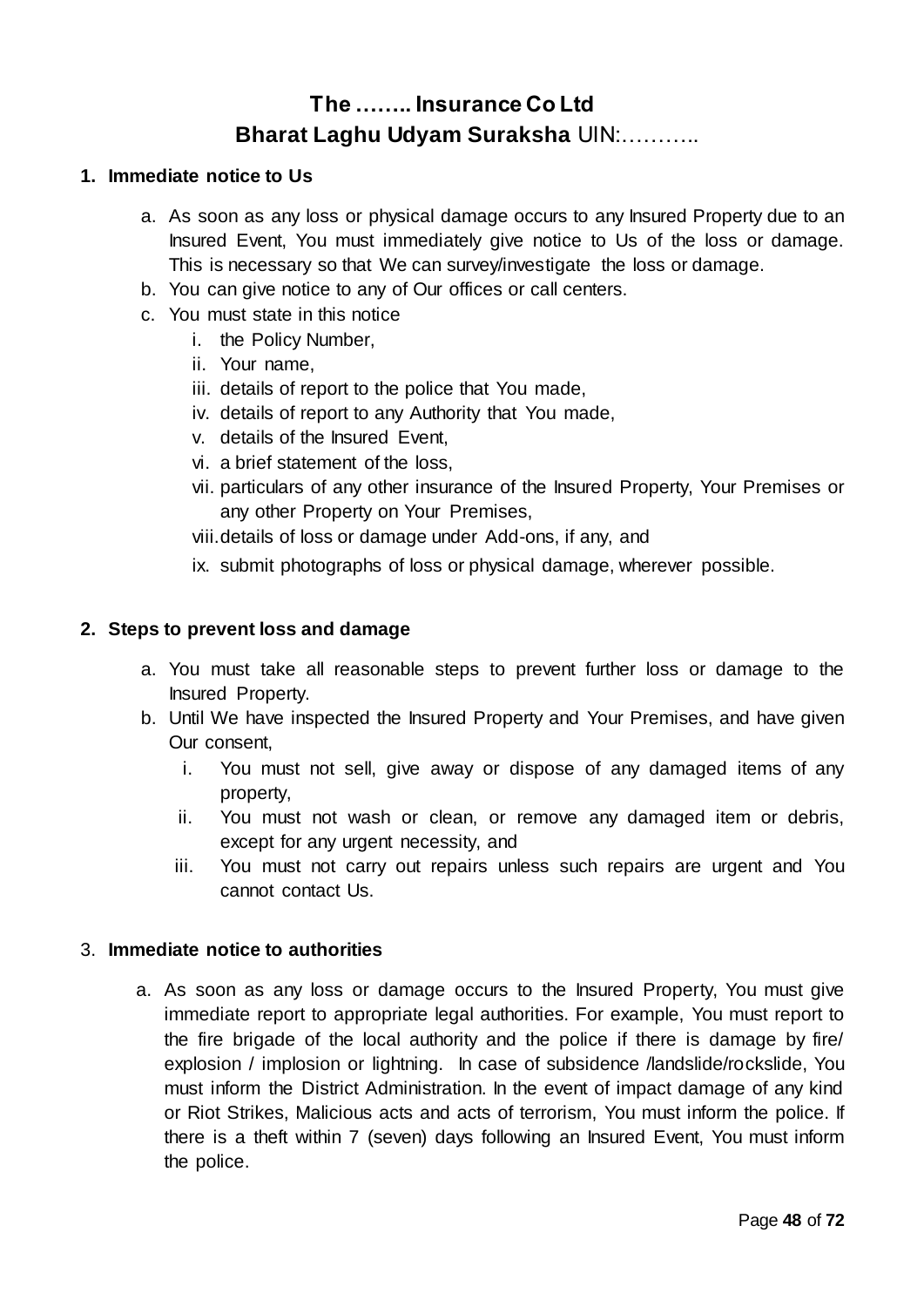# The …….. Insurance Co Ltd
## Bharat Laghu Udyam Suraksha UIN:………..

**1. Immediate notice to Us**

a. As soon as any loss or physical damage occurs to any Insured Property due to an Insured Event, You must immediately give notice to Us of the loss or damage. This is necessary so that We can survey/investigate the loss or damage.

b. You can give notice to any of Our offices or call centers.

c. You must state in this notice

   i. the Policy Number,
   ii. Your name,
   iii. details of report to the police that You made,
   iv. details of report to any Authority that You made,
   v. details of the Insured Event,
   vi. a brief statement of the loss,
   vii. particulars of any other insurance of the Insured Property, Your Premises or any other Property on Your Premises,
   viii. details of loss or damage under Add-ons, if any, and
   ix. submit photographs of loss or physical damage, wherever possible.

**2. Steps to prevent loss and damage**

a. You must take all reasonable steps to prevent further loss or damage to the Insured Property.

b. Until We have inspected the Insured Property and Your Premises, and have given Our consent,

   i. You must not sell, give away or dispose of any damaged items of any property,
   ii. You must not wash or clean, or remove any damaged item or debris, except for any urgent necessity, and
   iii. You must not carry out repairs unless such repairs are urgent and You cannot contact Us.

3. **Immediate notice to authorities**

a. As soon as any loss or damage occurs to the Insured Property, You must give immediate report to appropriate legal authorities. For example, You must report to the fire brigade of the local authority and the police if there is damage by fire/ explosion / implosion or lightning. In case of subsidence /landslide/rockslide, You must inform the District Administration. In the event of impact damage of any kind or Riot Strikes, Malicious acts and acts of terrorism, You must inform the police. If there is a theft within 7 (seven) days following an Insured Event, You must inform the police.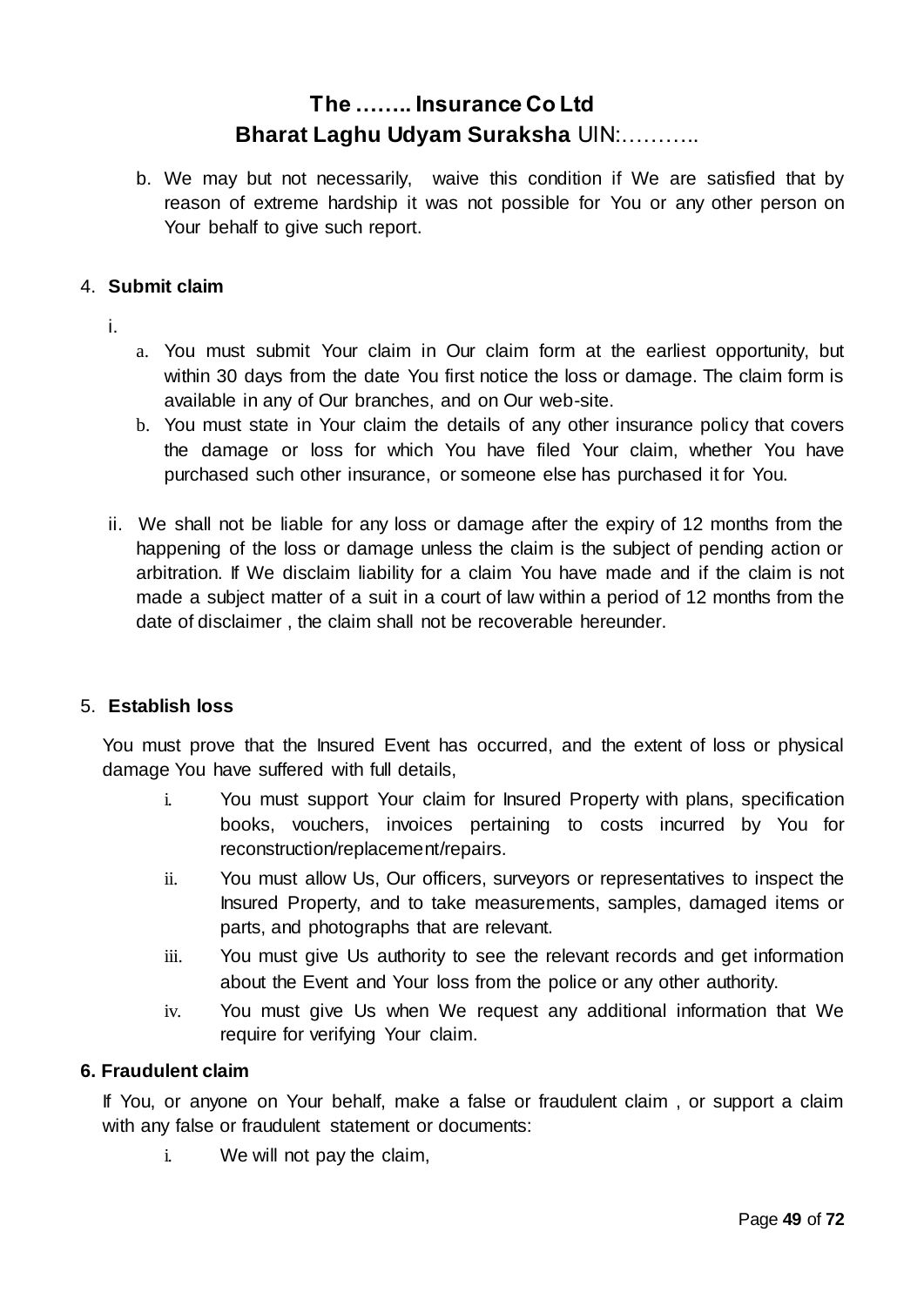b. We may but not necessarily, waive this condition if We are satisfied that by reason of extreme hardship it was not possible for You or any other person on Your behalf to give such report.

4. **Submit claim**

   i.
      a. You must submit Your claim in Our claim form at the earliest opportunity, but within 30 days from the date You first notice the loss or damage. The claim form is available in any of Our branches, and on Our web-site.
      b. You must state in Your claim the details of any other insurance policy that covers the damage or loss for which You have filed Your claim, whether You have purchased such other insurance, or someone else has purchased it for You.

   ii. We shall not be liable for any loss or damage after the expiry of 12 months from the happening of the loss or damage unless the claim is the subject of pending action or arbitration. If We disclaim liability for a claim You have made and if the claim is not made a subject matter of a suit in a court of law within a period of 12 months from the date of disclaimer , the claim shall not be recoverable hereunder.

5. **Establish loss**

   You must prove that the Insured Event has occurred, and the extent of loss or physical damage You have suffered with full details,

   i. You must support Your claim for Insured Property with plans, specification books, vouchers, invoices pertaining to costs incurred by You for reconstruction/replacement/repairs.
   ii. You must allow Us, Our officers, surveyors or representatives to inspect the Insured Property, and to take measurements, samples, damaged items or parts, and photographs that are relevant.
   iii. You must give Us authority to see the relevant records and get information about the Event and Your loss from the police or any other authority.
   iv. You must give Us when We request any additional information that We require for verifying Your claim.

**6. Fraudulent claim**

If You, or anyone on Your behalf, make a false or fraudulent claim , or support a claim with any false or fraudulent statement or documents:

i. We will not pay the claim,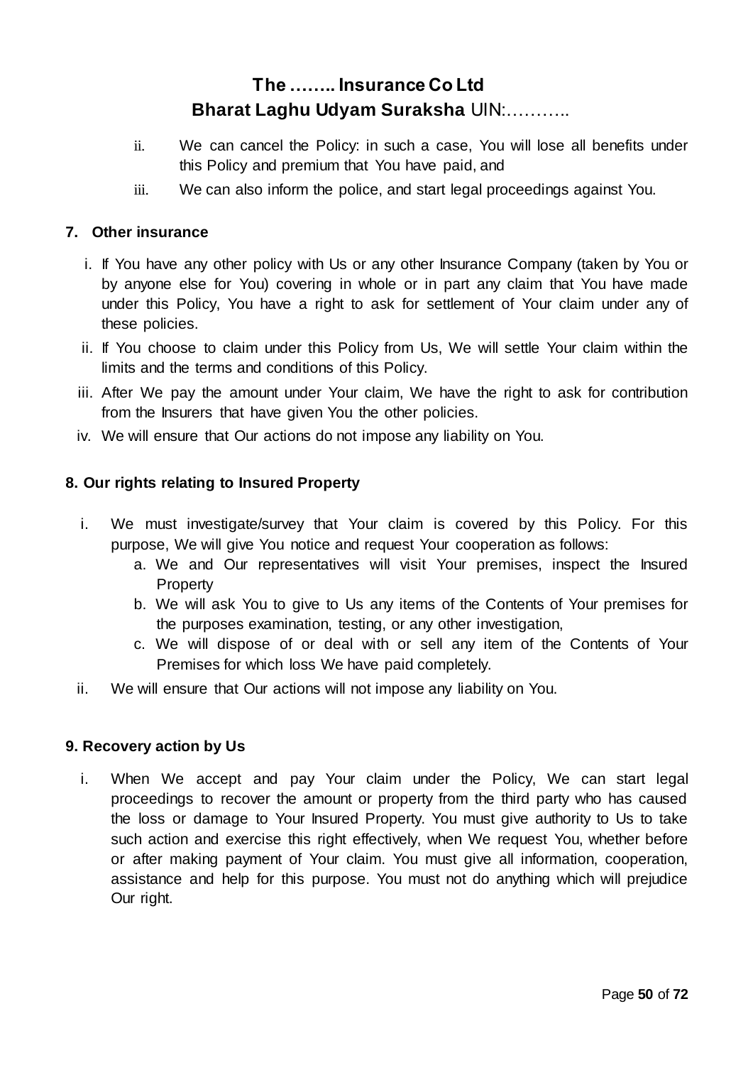ii. We can cancel the Policy: in such a case, You will lose all benefits under this Policy and premium that You have paid, and
iii. We can also inform the police, and start legal proceedings against You.

**7. Other insurance**

i. If You have any other policy with Us or any other Insurance Company (taken by You or by anyone else for You) covering in whole or in part any claim that You have made under this Policy, You have a right to ask for settlement of Your claim under any of these policies.
ii. If You choose to claim under this Policy from Us, We will settle Your claim within the limits and the terms and conditions of this Policy.
iii. After We pay the amount under Your claim, We have the right to ask for contribution from the Insurers that have given You the other policies.
iv. We will ensure that Our actions do not impose any liability on You.

**8. Our rights relating to Insured Property**

i. We must investigate/survey that Your claim is covered by this Policy. For this purpose, We will give You notice and request Your cooperation as follows:
   a. We and Our representatives will visit Your premises, inspect the Insured Property
   b. We will ask You to give to Us any items of the Contents of Your premises for the purposes examination, testing, or any other investigation,
   c. We will dispose of or deal with or sell any item of the Contents of Your Premises for which loss We have paid completely.
ii. We will ensure that Our actions will not impose any liability on You.

**9. Recovery action by Us**

i. When We accept and pay Your claim under the Policy, We can start legal proceedings to recover the amount or property from the third party who has caused the loss or damage to Your Insured Property. You must give authority to Us to take such action and exercise this right effectively, when We request You, whether before or after making payment of Your claim. You must give all information, cooperation, assistance and help for this purpose. You must not do anything which will prejudice Our right.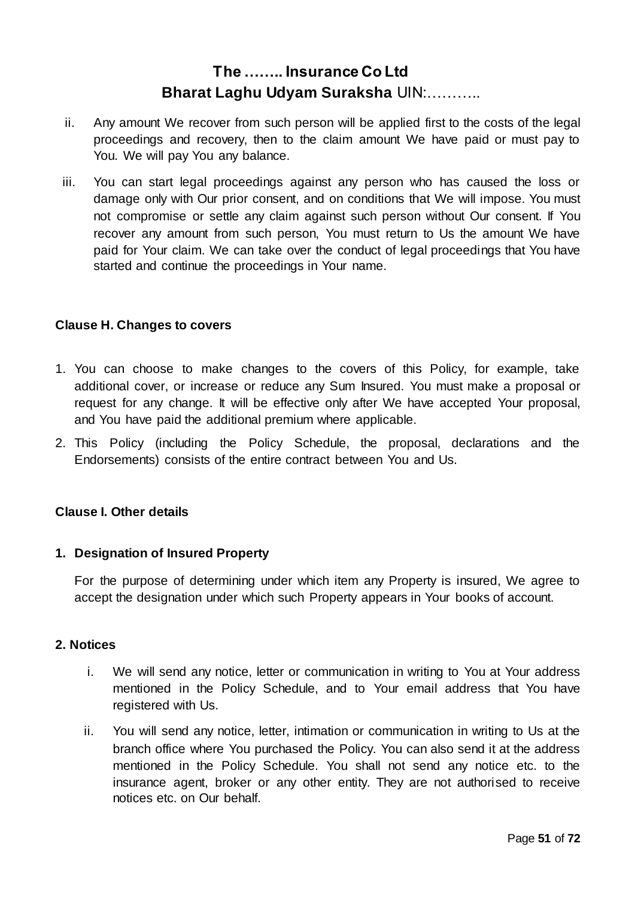ii. Any amount We recover from such person will be applied first to the costs of the legal proceedings and recovery, then to the claim amount We have paid or must pay to You. We will pay You any balance.

iii. You can start legal proceedings against any person who has caused the loss or damage only with Our prior consent, and on conditions that We will impose. You must not compromise or settle any claim against such person without Our consent. If You recover any amount from such person, You must return to Us the amount We have paid for Your claim. We can take over the conduct of legal proceedings that You have started and continue the proceedings in Your name.

**Clause H. Changes to covers**

1. You can choose to make changes to the covers of this Policy, for example, take additional cover, or increase or reduce any Sum Insured. You must make a proposal or request for any change. It will be effective only after We have accepted Your proposal, and You have paid the additional premium where applicable.
2. This Policy (including the Policy Schedule, the proposal, declarations and the Endorsements) consists of the entire contract between You and Us.

**Clause I. Other details**

**1. Designation of Insured Property**

For the purpose of determining under which item any Property is insured, We agree to accept the designation under which such Property appears in Your books of account.

**2. Notices**

i. We will send any notice, letter or communication in writing to You at Your address mentioned in the Policy Schedule, and to Your email address that You have registered with Us.

ii. You will send any notice, letter, intimation or communication in writing to Us at the branch office where You purchased the Policy. You can also send it at the address mentioned in the Policy Schedule. You shall not send any notice etc. to the insurance agent, broker or any other entity. They are not authorised to receive notices etc. on Our behalf.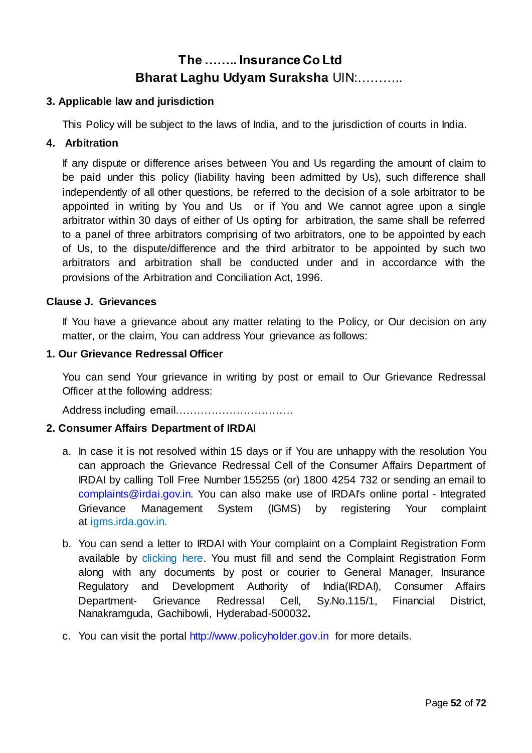**3. Applicable law and jurisdiction**

This Policy will be subject to the laws of India, and to the jurisdiction of courts in India.

**4. Arbitration**

If any dispute or difference arises between You and Us regarding the amount of claim to be paid under this policy (liability having been admitted by Us), such difference shall independently of all other questions, be referred to the decision of a sole arbitrator to be appointed in writing by You and Us or if You and We cannot agree upon a single arbitrator within 30 days of either of Us opting for arbitration, the same shall be referred to a panel of three arbitrators comprising of two arbitrators, one to be appointed by each of Us, to the dispute/difference and the third arbitrator to be appointed by such two arbitrators and arbitration shall be conducted under and in accordance with the provisions of the Arbitration and Conciliation Act, 1996.

**Clause J. Grievances**

If You have a grievance about any matter relating to the Policy, or Our decision on any matter, or the claim, You can address Your grievance as follows:

**1. Our Grievance Redressal Officer**

You can send Your grievance in writing by post or email to Our Grievance Redressal Officer at the following address:

Address including email……………………………

**2. Consumer Affairs Department of IRDAI**

a. In case it is not resolved within 15 days or if You are unhappy with the resolution You can approach the Grievance Redressal Cell of the Consumer Affairs Department of IRDAI by calling Toll Free Number 155255 (or) 1800 4254 732 or sending an email to complaints@irdai.gov.in. You can also make use of IRDAI's online portal - Integrated Grievance Management System (IGMS) by registering Your complaint at igms.irda.gov.in.

b. You can send a letter to IRDAI with Your complaint on a Complaint Registration Form available by clicking here. You must fill and send the Complaint Registration Form along with any documents by post or courier to General Manager, Insurance Regulatory and Development Authority of India(IRDAI), Consumer Affairs Department- Grievance Redressal Cell, Sy.No.115/1, Financial District, Nanakramguda, Gachibowli, Hyderabad-500032**.**

c. You can visit the portal http://www.policyholder.gov.in for more details.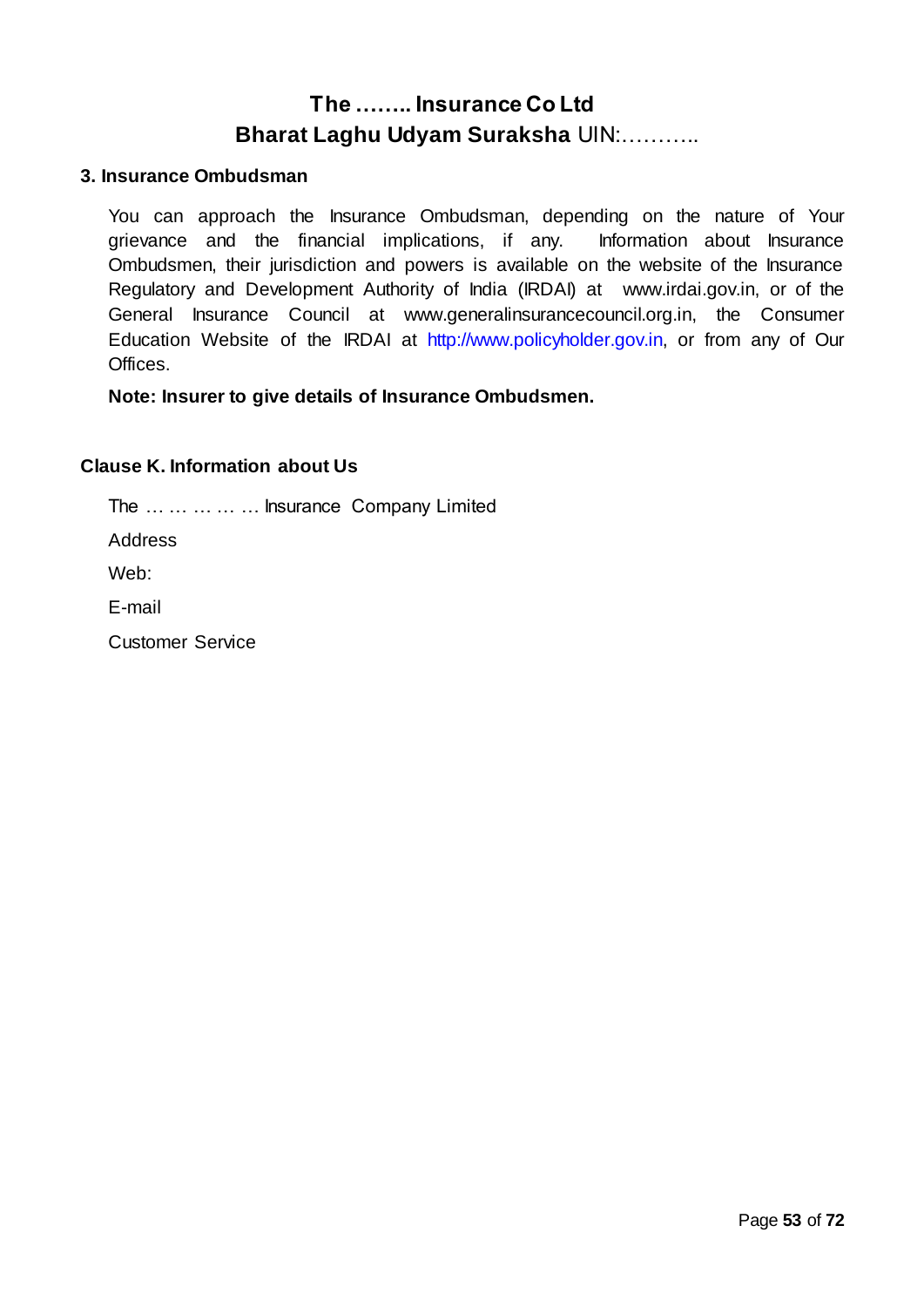### 3. Insurance Ombudsman

You can approach the Insurance Ombudsman, depending on the nature of Your grievance and the financial implications, if any. Information about Insurance Ombudsmen, their jurisdiction and powers is available on the website of the Insurance Regulatory and Development Authority of India (IRDAI) at www.irdai.gov.in, or of the General Insurance Council at www.generalinsurancecouncil.org.in, the Consumer Education Website of the IRDAI at http://www.policyholder.gov.in, or from any of Our Offices.

**Note: Insurer to give details of Insurance Ombudsmen.**

### Clause K. Information about Us

The … … … … … Insurance Company Limited

Address

Web:

E-mail

Customer Service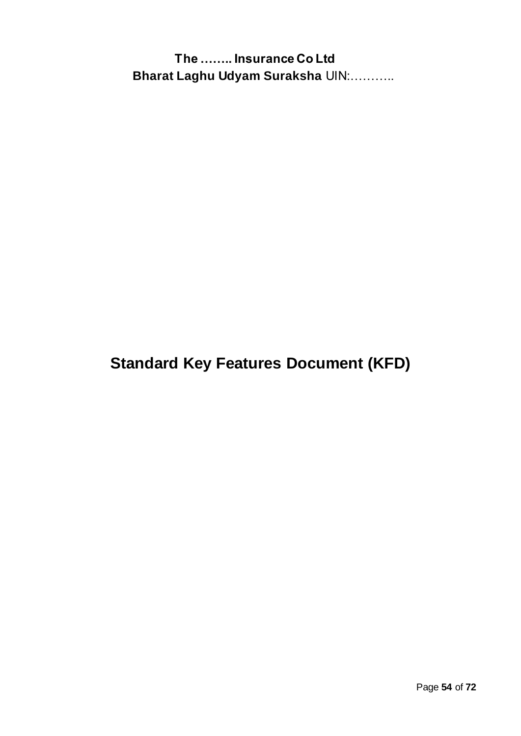**The …….. Insurance Co Ltd**

**Bharat Laghu Udyam Suraksha** UIN:………..

# Standard Key Features Document (KFD)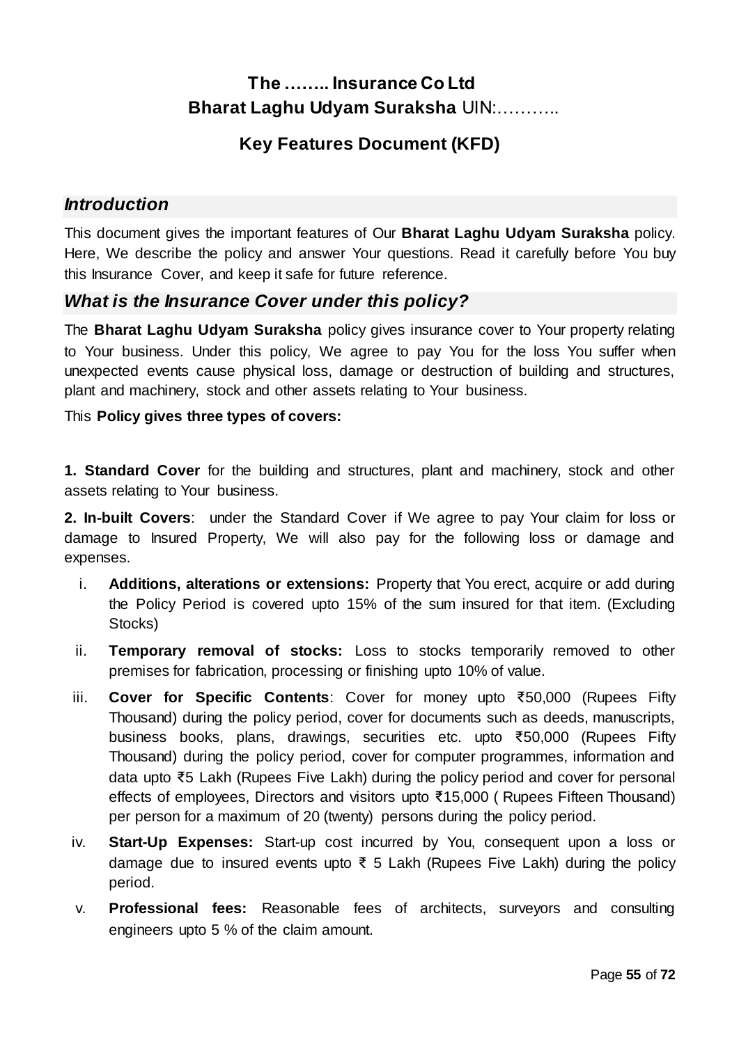# The …….. Insurance Co Ltd
# Bharat Laghu Udyam Suraksha UIN:………..

## Key Features Document (KFD)

### *Introduction*

This document gives the important features of Our **Bharat Laghu Udyam Suraksha** policy. Here, We describe the policy and answer Your questions. Read it carefully before You buy this Insurance Cover, and keep it safe for future reference.

### *What is the Insurance Cover under this policy?*

The **Bharat Laghu Udyam Suraksha** policy gives insurance cover to Your property relating to Your business. Under this policy, We agree to pay You for the loss You suffer when unexpected events cause physical loss, damage or destruction of building and structures, plant and machinery, stock and other assets relating to Your business.

This **Policy gives three types of covers:**

**1. Standard Cover** for the building and structures, plant and machinery, stock and other assets relating to Your business.

**2. In-built Covers**: under the Standard Cover if We agree to pay Your claim for loss or damage to Insured Property, We will also pay for the following loss or damage and expenses.

i. **Additions, alterations or extensions:** Property that You erect, acquire or add during the Policy Period is covered upto 15% of the sum insured for that item. (Excluding Stocks)

ii. **Temporary removal of stocks:** Loss to stocks temporarily removed to other premises for fabrication, processing or finishing upto 10% of value.

iii. **Cover for Specific Contents**: Cover for money upto ₹50,000 (Rupees Fifty Thousand) during the policy period, cover for documents such as deeds, manuscripts, business books, plans, drawings, securities etc. upto ₹50,000 (Rupees Fifty Thousand) during the policy period, cover for computer programmes, information and data upto ₹5 Lakh (Rupees Five Lakh) during the policy period and cover for personal effects of employees, Directors and visitors upto ₹15,000 ( Rupees Fifteen Thousand) per person for a maximum of 20 (twenty) persons during the policy period.

iv. **Start-Up Expenses:** Start-up cost incurred by You, consequent upon a loss or damage due to insured events upto ₹ 5 Lakh (Rupees Five Lakh) during the policy period.

v. **Professional fees:** Reasonable fees of architects, surveyors and consulting engineers upto 5 % of the claim amount.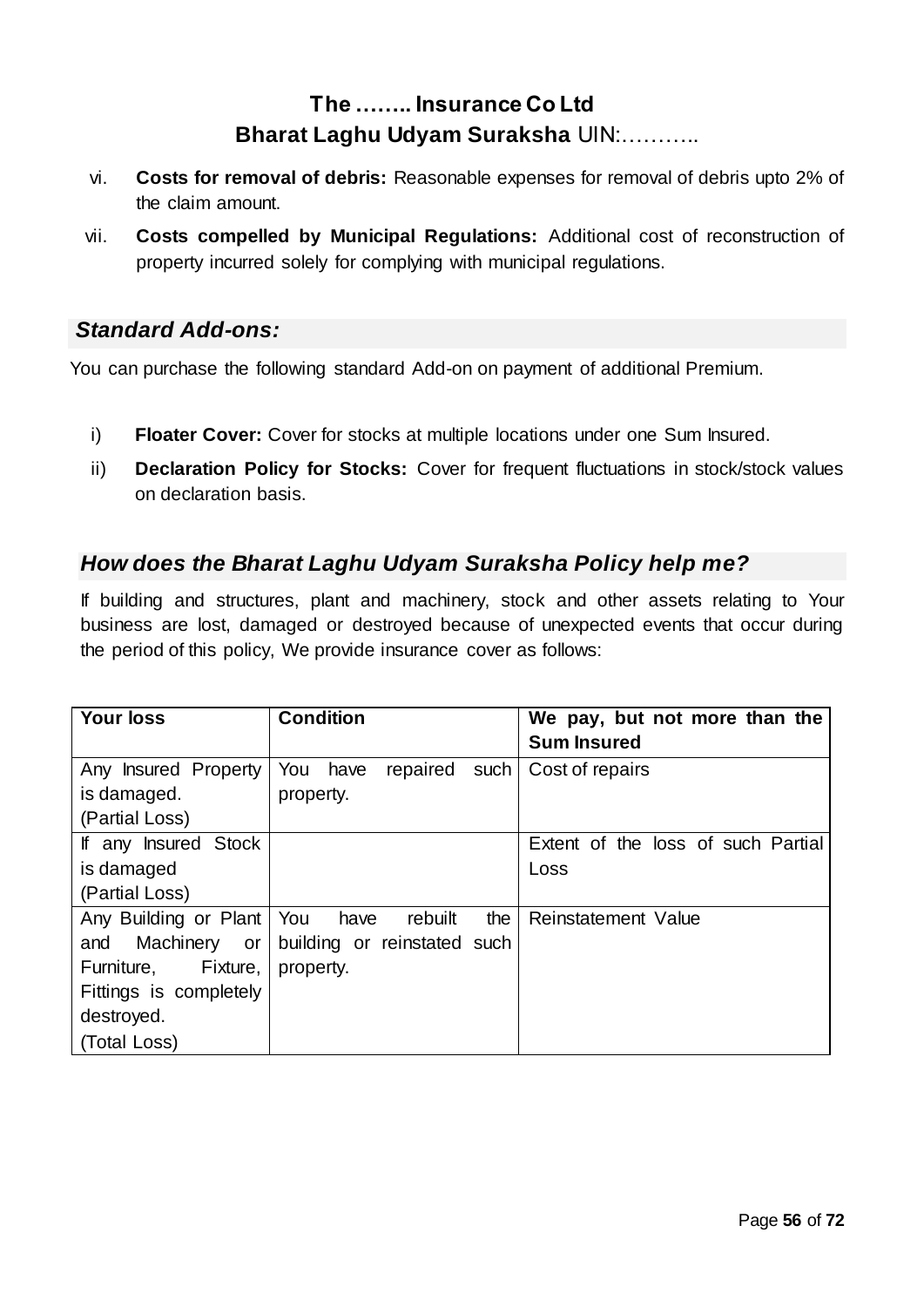vi. **Costs for removal of debris:** Reasonable expenses for removal of debris upto 2% of the claim amount.

vii. **Costs compelled by Municipal Regulations:** Additional cost of reconstruction of property incurred solely for complying with municipal regulations.

## *Standard Add-ons:*

You can purchase the following standard Add-on on payment of additional Premium.

i) **Floater Cover:** Cover for stocks at multiple locations under one Sum Insured.

ii) **Declaration Policy for Stocks:** Cover for frequent fluctuations in stock/stock values on declaration basis.

## *How does the Bharat Laghu Udyam Suraksha Policy help me?*

If building and structures, plant and machinery, stock and other assets relating to Your business are lost, damaged or destroyed because of unexpected events that occur during the period of this policy, We provide insurance cover as follows:

| **Your loss** | **Condition** | **We pay, but not more than the Sum Insured** |
|---|---|---|
| Any Insured Property is damaged. (Partial Loss) | You have repaired such property. | Cost of repairs |
| If any Insured Stock is damaged (Partial Loss) | | Extent of the loss of such Partial Loss |
| Any Building or Plant and Machinery or Furniture, Fixture, Fittings is completely destroyed. (Total Loss) | You have rebuilt the building or reinstated such property. | Reinstatement Value |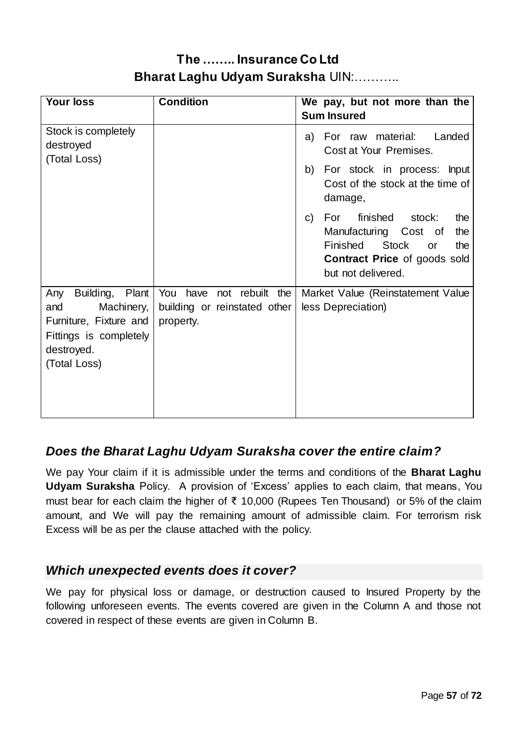**The …….. Insurance Co Ltd**
**Bharat Laghu Udyam Suraksha** UIN:………..

| Your loss | Condition | We pay, but not more than the Sum Insured |
|---|---|---|
| Stock is completely destroyed (Total Loss) | | a) For raw material: Landed Cost at Your Premises.<br>b) For stock in process: Input Cost of the stock at the time of damage,<br>c) For finished stock: the Manufacturing Cost of the Finished Stock or the **Contract Price** of goods sold but not delivered. |
| Any Building, Plant and Machinery, Furniture, Fixture and Fittings is completely destroyed. (Total Loss) | You have not rebuilt the building or reinstated other property. | Market Value (Reinstatement Value less Depreciation) |

## *Does the Bharat Laghu Udyam Suraksha cover the entire claim?*

We pay Your claim if it is admissible under the terms and conditions of the **Bharat Laghu Udyam Suraksha** Policy. A provision of 'Excess' applies to each claim, that means, You must bear for each claim the higher of ₹ 10,000 (Rupees Ten Thousand) or 5% of the claim amount, and We will pay the remaining amount of admissible claim. For terrorism risk Excess will be as per the clause attached with the policy.

## *Which unexpected events does it cover?*

We pay for physical loss or damage, or destruction caused to Insured Property by the following unforeseen events. The events covered are given in the Column A and those not covered in respect of these events are given in Column B.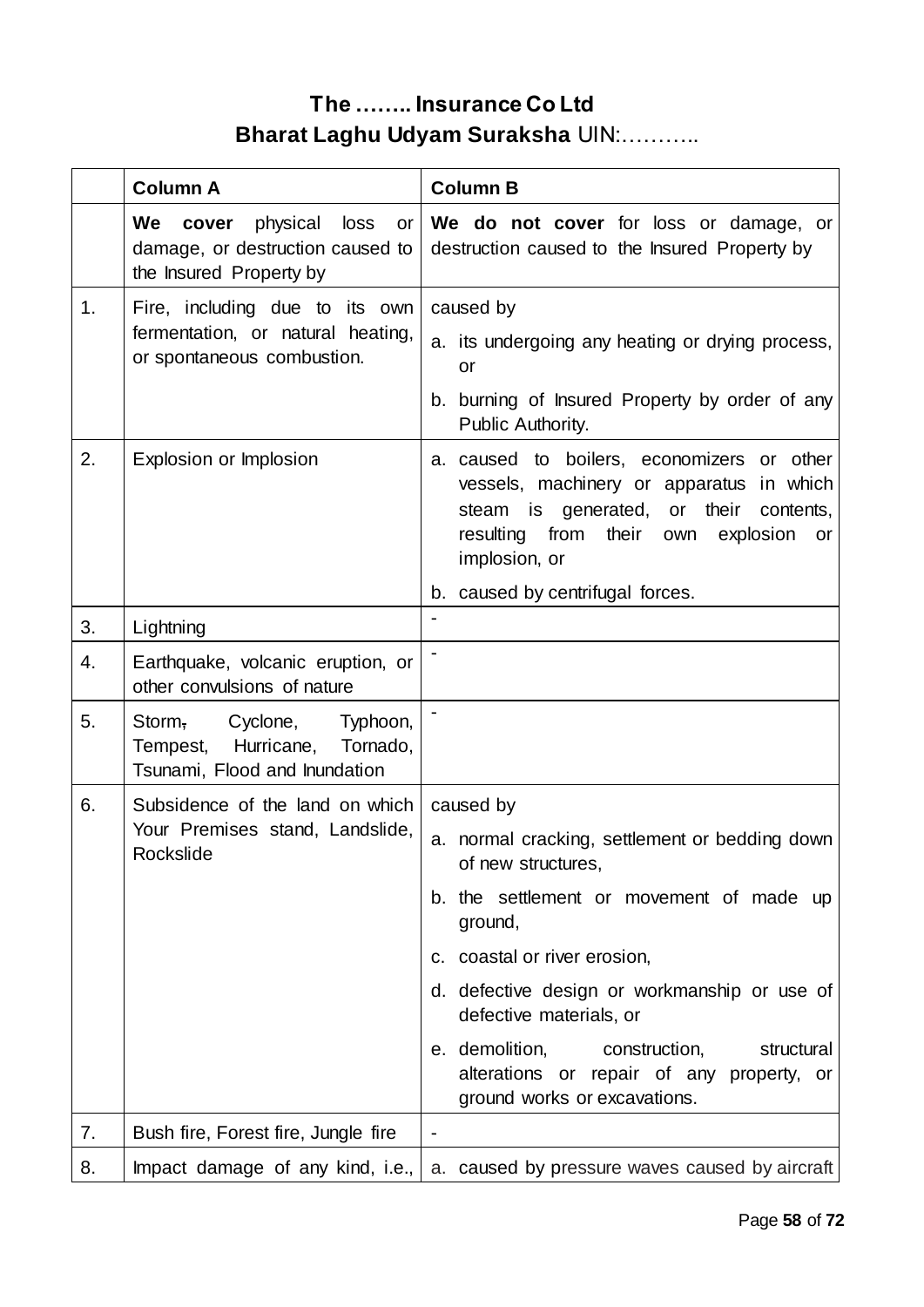# The …….. Insurance Co Ltd
## Bharat Laghu Udyam Suraksha UIN:………..

| | Column A | Column B |
|---|---|---|
| | **We cover** physical loss or damage, or destruction caused to the Insured Property by | **We do not cover** for loss or damage, or destruction caused to the Insured Property by |
| 1. | Fire, including due to its own fermentation, or natural heating, or spontaneous combustion. | caused by<br>a. its undergoing any heating or drying process, or<br>b. burning of Insured Property by order of any Public Authority. |
| 2. | Explosion or Implosion | a. caused to boilers, economizers or other vessels, machinery or apparatus in which steam is generated, or their contents, resulting from their own explosion or implosion, or<br>b. caused by centrifugal forces. |
| 3. | Lightning | - |
| 4. | Earthquake, volcanic eruption, or other convulsions of nature | - |
| 5. | Storm~~,~~ Cyclone, Typhoon, Tempest, Hurricane, Tornado, Tsunami, Flood and Inundation | - |
| 6. | Subsidence of the land on which Your Premises stand, Landslide, Rockslide | caused by<br>a. normal cracking, settlement or bedding down of new structures,<br>b. the settlement or movement of made up ground,<br>c. coastal or river erosion,<br>d. defective design or workmanship or use of defective materials, or<br>e. demolition, construction, structural alterations or repair of any property, or ground works or excavations. |
| 7. | Bush fire, Forest fire, Jungle fire | - |
| 8. | Impact damage of any kind, i.e., | a. caused by pressure waves caused by aircraft |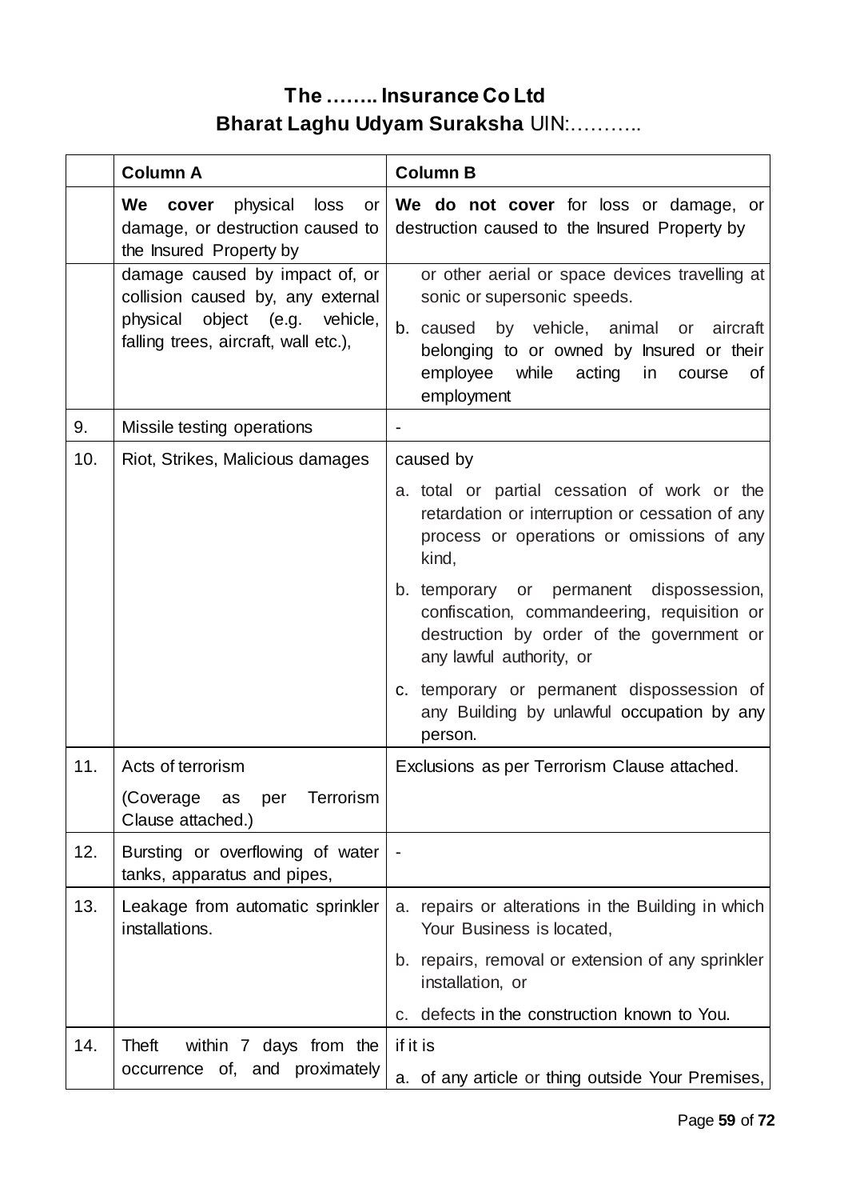# The …….. Insurance Co Ltd
## Bharat Laghu Udyam Suraksha UIN:………..

| | Column A | Column B |
|---|---|---|
| | **We cover** physical loss or damage, or destruction caused to the Insured Property by | **We do not cover** for loss or damage, or destruction caused to the Insured Property by |
| | damage caused by impact of, or collision caused by, any external physical object (e.g. vehicle, falling trees, aircraft, wall etc.), | or other aerial or space devices travelling at sonic or supersonic speeds.<br>b. caused by vehicle, animal or aircraft belonging to or owned by Insured or their employee while acting in course of employment |
| 9. | Missile testing operations | - |
| 10. | Riot, Strikes, Malicious damages | caused by<br>a. total or partial cessation of work or the retardation or interruption or cessation of any process or operations or omissions of any kind,<br>b. temporary or permanent dispossession, confiscation, commandeering, requisition or destruction by order of the government or any lawful authority, or<br>c. temporary or permanent dispossession of any Building by unlawful occupation by any person. |
| 11. | Acts of terrorism<br>(Coverage as per Terrorism Clause attached.) | Exclusions as per Terrorism Clause attached. |
| 12. | Bursting or overflowing of water tanks, apparatus and pipes, | - |
| 13. | Leakage from automatic sprinkler installations. | a. repairs or alterations in the Building in which Your Business is located,<br>b. repairs, removal or extension of any sprinkler installation, or<br>c. defects in the construction known to You. |
| 14. | Theft within 7 days from the occurrence of, and proximately | if it is<br>a. of any article or thing outside Your Premises, |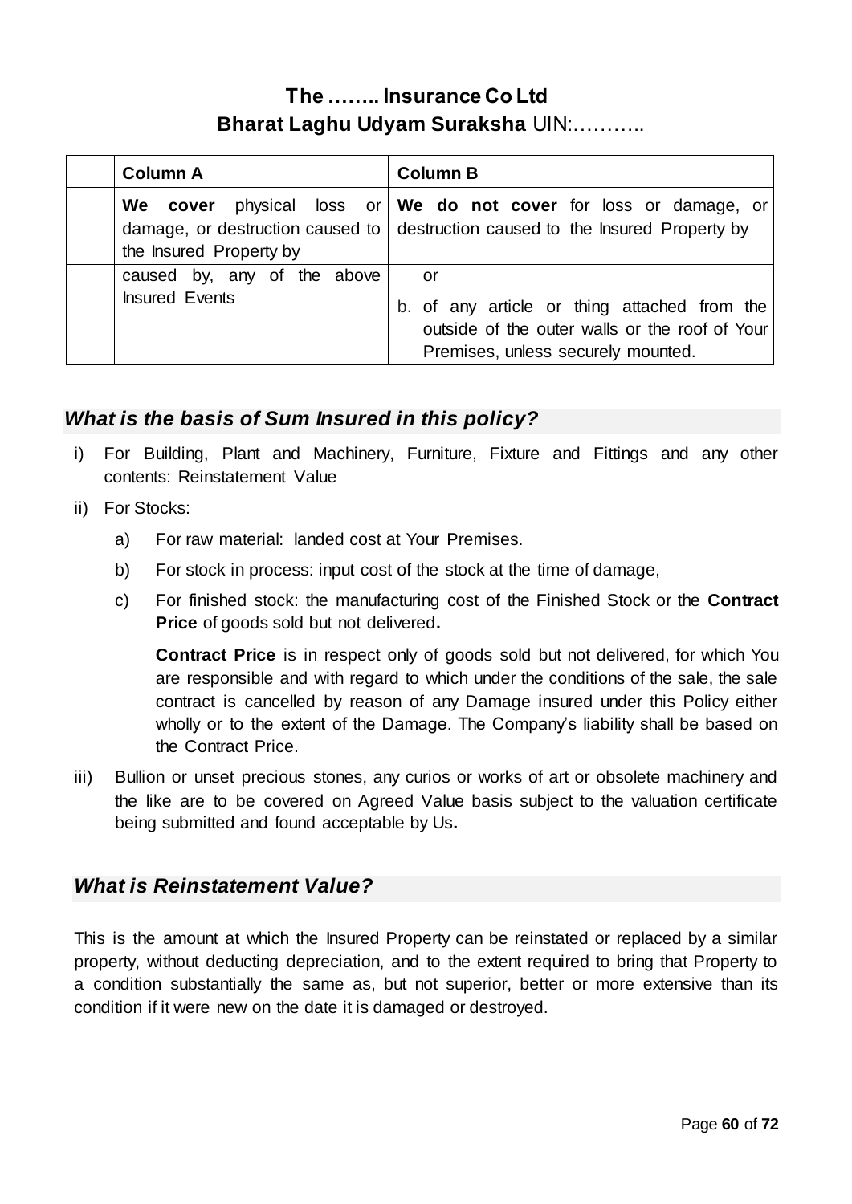**The …….. Insurance Co Ltd**

**Bharat Laghu Udyam Suraksha** UIN:………..

| | Column A | Column B |
|---|---|---|
| | **We cover** physical loss or damage, or destruction caused to the Insured Property by | **We do not cover** for loss or damage, or destruction caused to the Insured Property by |
| | caused by, any of the above Insured Events | or<br>b. of any article or thing attached from the outside of the outer walls or the roof of Your Premises, unless securely mounted. |

## *What is the basis of Sum Insured in this policy?*

i) For Building, Plant and Machinery, Furniture, Fixture and Fittings and any other contents: Reinstatement Value

ii) For Stocks:

a) For raw material: landed cost at Your Premises.

b) For stock in process: input cost of the stock at the time of damage,

c) For finished stock: the manufacturing cost of the Finished Stock or the **Contract Price** of goods sold but not delivered**.**

**Contract Price** is in respect only of goods sold but not delivered, for which You are responsible and with regard to which under the conditions of the sale, the sale contract is cancelled by reason of any Damage insured under this Policy either wholly or to the extent of the Damage. The Company's liability shall be based on the Contract Price.

iii) Bullion or unset precious stones, any curios or works of art or obsolete machinery and the like are to be covered on Agreed Value basis subject to the valuation certificate being submitted and found acceptable by Us**.**

## *What is Reinstatement Value?*

This is the amount at which the Insured Property can be reinstated or replaced by a similar property, without deducting depreciation, and to the extent required to bring that Property to a condition substantially the same as, but not superior, better or more extensive than its condition if it were new on the date it is damaged or destroyed.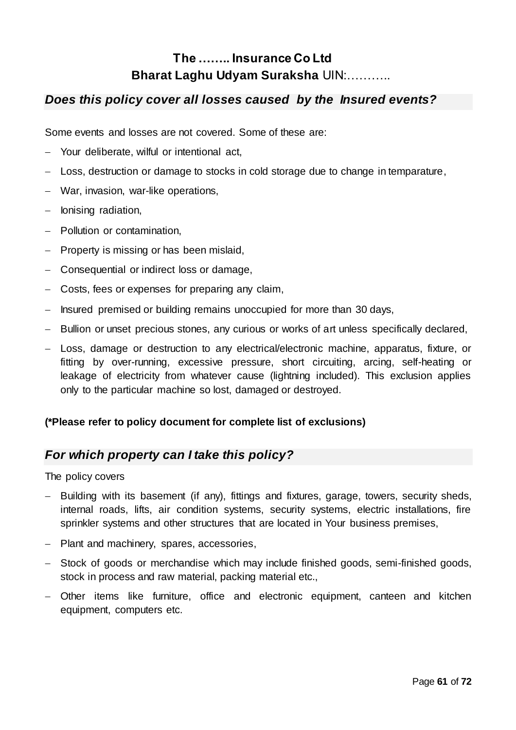**The …….. Insurance Co Ltd**
**Bharat Laghu Udyam Suraksha** UIN:………..

### *Does this policy cover all losses caused by the Insured events?*

Some events and losses are not covered. Some of these are:

- Your deliberate, wilful or intentional act,
- Loss, destruction or damage to stocks in cold storage due to change in temparature,
- War, invasion, war-like operations,
- Ionising radiation,
- Pollution or contamination,
- Property is missing or has been mislaid,
- Consequential or indirect loss or damage,
- Costs, fees or expenses for preparing any claim,
- Insured premised or building remains unoccupied for more than 30 days,
- Bullion or unset precious stones, any curious or works of art unless specifically declared,
- Loss, damage or destruction to any electrical/electronic machine, apparatus, fixture, or fitting by over-running, excessive pressure, short circuiting, arcing, self-heating or leakage of electricity from whatever cause (lightning included). This exclusion applies only to the particular machine so lost, damaged or destroyed.

**(*Please refer to policy document for complete list of exclusions)**

### *For which property can I take this policy?*

The policy covers

- Building with its basement (if any), fittings and fixtures, garage, towers, security sheds, internal roads, lifts, air condition systems, security systems, electric installations, fire sprinkler systems and other structures that are located in Your business premises,
- Plant and machinery, spares, accessories,
- Stock of goods or merchandise which may include finished goods, semi-finished goods, stock in process and raw material, packing material etc.,
- Other items like furniture, office and electronic equipment, canteen and kitchen equipment, computers etc.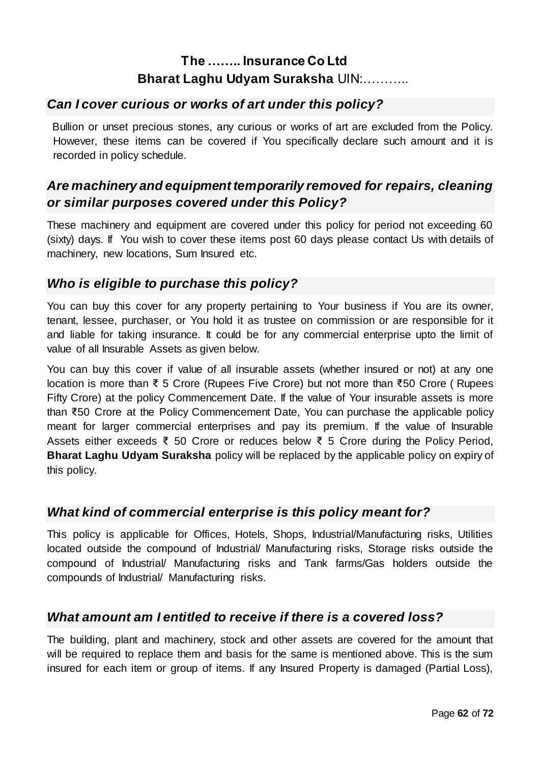## Can I cover curious or works of art under this policy?

Bullion or unset precious stones, any curious or works of art are excluded from the Policy. However, these items can be covered if You specifically declare such amount and it is recorded in policy schedule.

## Are machinery and equipment temporarily removed for repairs, cleaning or similar purposes covered under this Policy?

These machinery and equipment are covered under this policy for period not exceeding 60 (sixty) days. If You wish to cover these items post 60 days please contact Us with details of machinery, new locations, Sum Insured etc.

## Who is eligible to purchase this policy?

You can buy this cover for any property pertaining to Your business if You are its owner, tenant, lessee, purchaser, or You hold it as trustee on commission or are responsible for it and liable for taking insurance. It could be for any commercial enterprise upto the limit of value of all Insurable Assets as given below.

You can buy this cover if value of all insurable assets (whether insured or not) at any one location is more than ₹ 5 Crore (Rupees Five Crore) but not more than ₹50 Crore ( Rupees Fifty Crore) at the policy Commencement Date. If the value of Your insurable assets is more than ₹50 Crore at the Policy Commencement Date, You can purchase the applicable policy meant for larger commercial enterprises and pay its premium. If the value of Insurable Assets either exceeds ₹ 50 Crore or reduces below ₹ 5 Crore during the Policy Period, **Bharat Laghu Udyam Suraksha** policy will be replaced by the applicable policy on expiry of this policy.

## What kind of commercial enterprise is this policy meant for?

This policy is applicable for Offices, Hotels, Shops, Industrial/Manufacturing risks, Utilities located outside the compound of Industrial/ Manufacturing risks, Storage risks outside the compound of Industrial/ Manufacturing risks and Tank farms/Gas holders outside the compounds of Industrial/ Manufacturing risks.

## What amount am I entitled to receive if there is a covered loss?

The building, plant and machinery, stock and other assets are covered for the amount that will be required to replace them and basis for the same is mentioned above. This is the sum insured for each item or group of items. If any Insured Property is damaged (Partial Loss),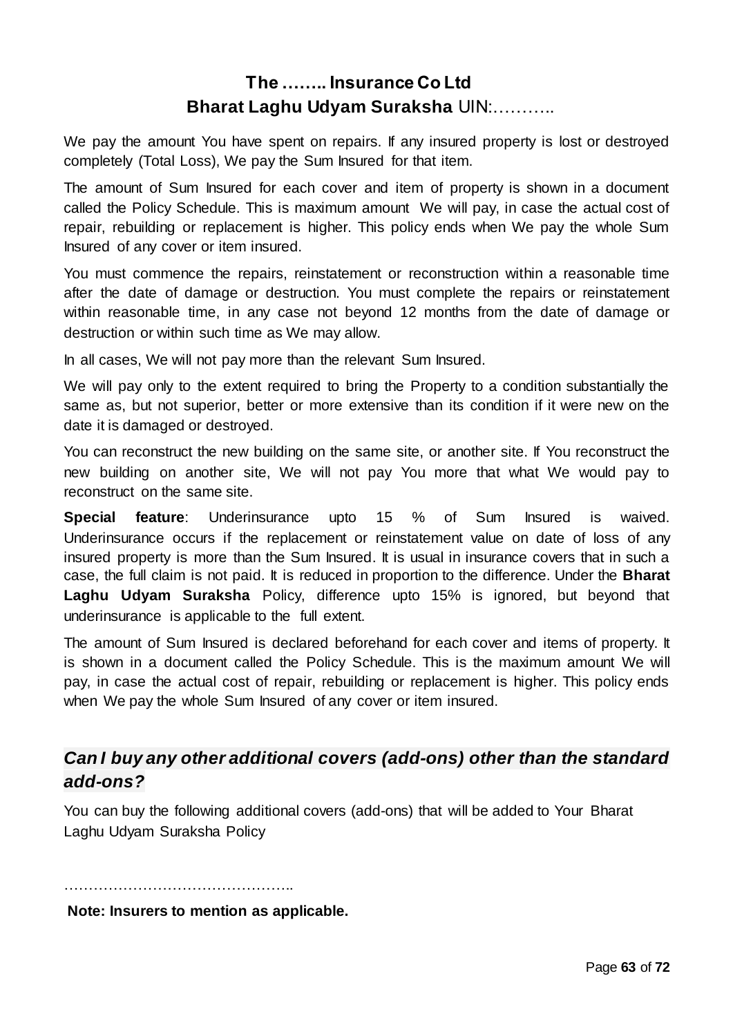We pay the amount You have spent on repairs. If any insured property is lost or destroyed completely (Total Loss), We pay the Sum Insured for that item.

The amount of Sum Insured for each cover and item of property is shown in a document called the Policy Schedule. This is maximum amount We will pay, in case the actual cost of repair, rebuilding or replacement is higher. This policy ends when We pay the whole Sum Insured of any cover or item insured.

You must commence the repairs, reinstatement or reconstruction within a reasonable time after the date of damage or destruction. You must complete the repairs or reinstatement within reasonable time, in any case not beyond 12 months from the date of damage or destruction or within such time as We may allow.

In all cases, We will not pay more than the relevant Sum Insured.

We will pay only to the extent required to bring the Property to a condition substantially the same as, but not superior, better or more extensive than its condition if it were new on the date it is damaged or destroyed.

You can reconstruct the new building on the same site, or another site. If You reconstruct the new building on another site, We will not pay You more that what We would pay to reconstruct on the same site.

**Special feature**: Underinsurance upto 15 % of Sum Insured is waived. Underinsurance occurs if the replacement or reinstatement value on date of loss of any insured property is more than the Sum Insured. It is usual in insurance covers that in such a case, the full claim is not paid. It is reduced in proportion to the difference. Under the **Bharat Laghu Udyam Suraksha** Policy, difference upto 15% is ignored, but beyond that underinsurance is applicable to the full extent.

The amount of Sum Insured is declared beforehand for each cover and items of property. It is shown in a document called the Policy Schedule. This is the maximum amount We will pay, in case the actual cost of repair, rebuilding or replacement is higher. This policy ends when We pay the whole Sum Insured of any cover or item insured.

## *Can I buy any other additional covers (add-ons) other than the standard add-ons?*

You can buy the following additional covers (add-ons) that will be added to Your Bharat Laghu Udyam Suraksha Policy

………………………………………..

**Note: Insurers to mention as applicable.**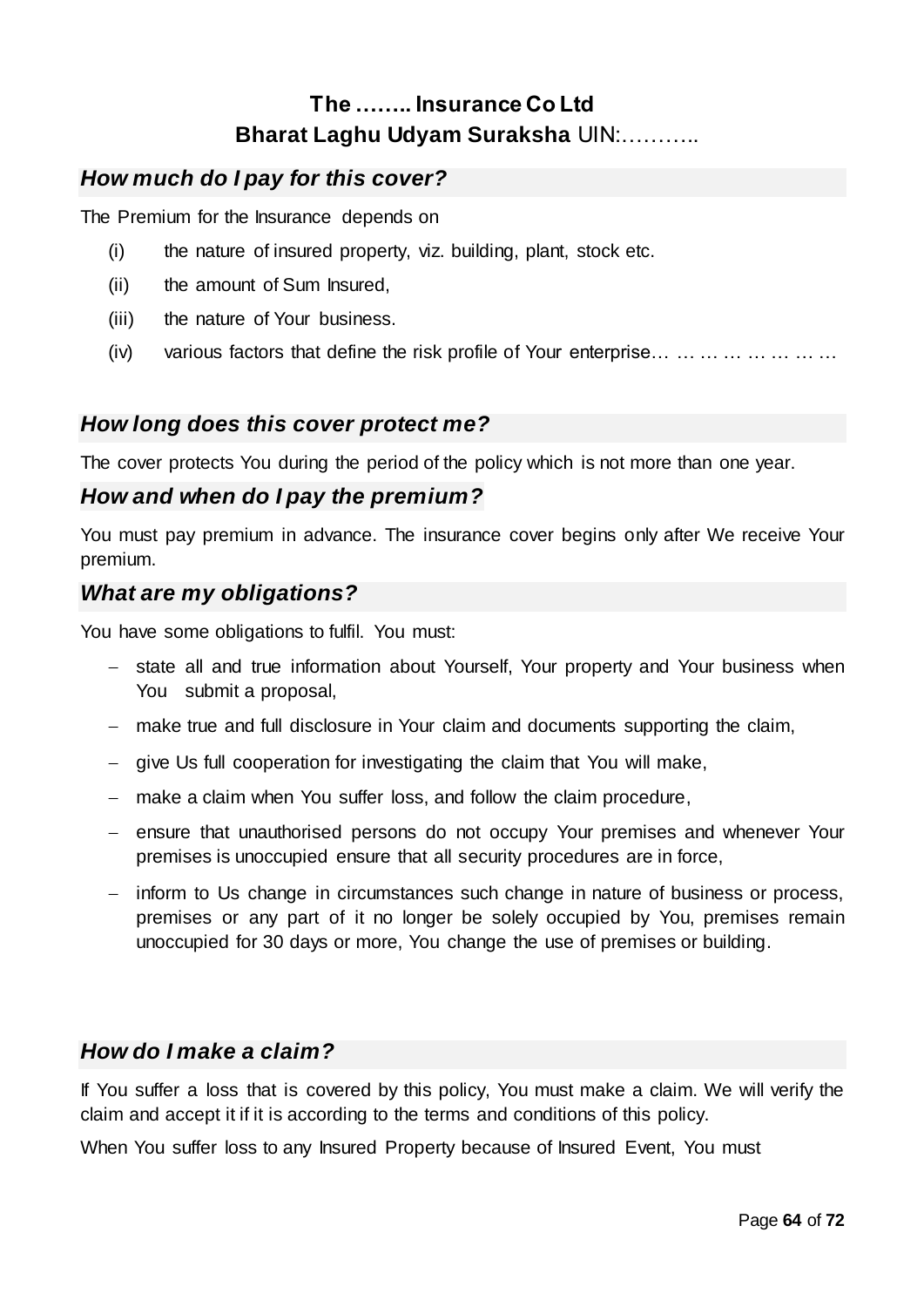**The …….. Insurance Co Ltd**
**Bharat Laghu Udyam Suraksha** UIN:………..

### *How much do I pay for this cover?*

The Premium for the Insurance depends on

(i) the nature of insured property, viz. building, plant, stock etc.

(ii) the amount of Sum Insured,

(iii) the nature of Your business.

(iv) various factors that define the risk profile of Your enterprise… … … … … … … …

### *How long does this cover protect me?*

The cover protects You during the period of the policy which is not more than one year.

### *How and when do I pay the premium?*

You must pay premium in advance. The insurance cover begins only after We receive Your premium.

### *What are my obligations?*

You have some obligations to fulfil. You must:

- state all and true information about Yourself, Your property and Your business when You submit a proposal,
- make true and full disclosure in Your claim and documents supporting the claim,
- give Us full cooperation for investigating the claim that You will make,
- make a claim when You suffer loss, and follow the claim procedure,
- ensure that unauthorised persons do not occupy Your premises and whenever Your premises is unoccupied ensure that all security procedures are in force,
- inform to Us change in circumstances such change in nature of business or process, premises or any part of it no longer be solely occupied by You, premises remain unoccupied for 30 days or more, You change the use of premises or building.

### *How do I make a claim?*

If You suffer a loss that is covered by this policy, You must make a claim. We will verify the claim and accept it if it is according to the terms and conditions of this policy.

When You suffer loss to any Insured Property because of Insured Event, You must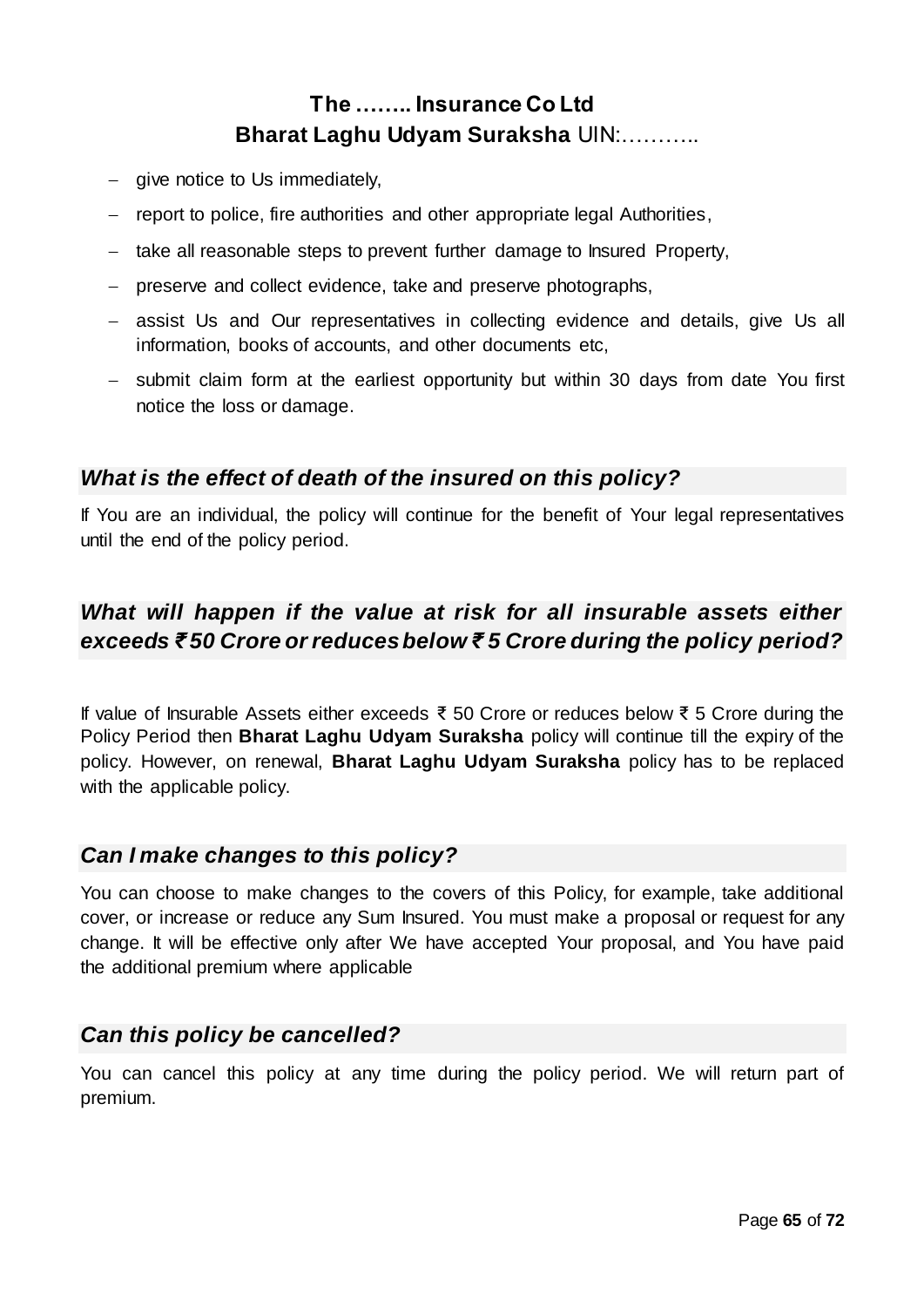- give notice to Us immediately,
- report to police, fire authorities and other appropriate legal Authorities,
- take all reasonable steps to prevent further damage to Insured Property,
- preserve and collect evidence, take and preserve photographs,
- assist Us and Our representatives in collecting evidence and details, give Us all information, books of accounts, and other documents etc,
- submit claim form at the earliest opportunity but within 30 days from date You first notice the loss or damage.

### *What is the effect of death of the insured on this policy?*

If You are an individual, the policy will continue for the benefit of Your legal representatives until the end of the policy period.

### *What will happen if the value at risk for all insurable assets either exceeds ₹ 50 Crore or reduces below ₹ 5 Crore during the policy period?*

If value of Insurable Assets either exceeds ₹ 50 Crore or reduces below ₹ 5 Crore during the Policy Period then **Bharat Laghu Udyam Suraksha** policy will continue till the expiry of the policy. However, on renewal, **Bharat Laghu Udyam Suraksha** policy has to be replaced with the applicable policy.

### *Can I make changes to this policy?*

You can choose to make changes to the covers of this Policy, for example, take additional cover, or increase or reduce any Sum Insured. You must make a proposal or request for any change. It will be effective only after We have accepted Your proposal, and You have paid the additional premium where applicable

### *Can this policy be cancelled?*

You can cancel this policy at any time during the policy period. We will return part of premium.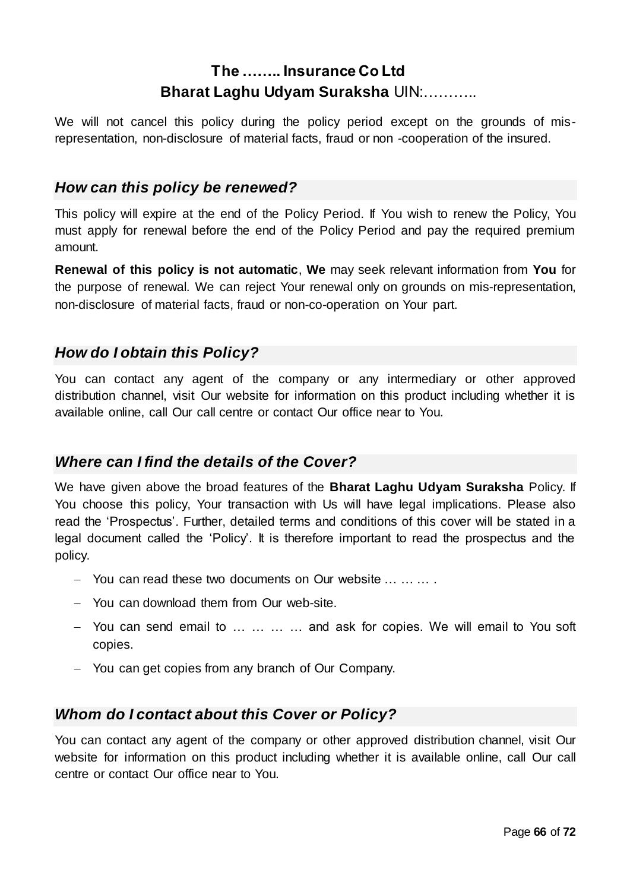We will not cancel this policy during the policy period except on the grounds of mis-representation, non-disclosure of material facts, fraud or non -cooperation of the insured.

## *How can this policy be renewed?*

This policy will expire at the end of the Policy Period. If You wish to renew the Policy, You must apply for renewal before the end of the Policy Period and pay the required premium amount.

**Renewal of this policy is not automatic**, **We** may seek relevant information from **You** for the purpose of renewal. We can reject Your renewal only on grounds on mis-representation, non-disclosure of material facts, fraud or non-co-operation on Your part.

## *How do I obtain this Policy?*

You can contact any agent of the company or any intermediary or other approved distribution channel, visit Our website for information on this product including whether it is available online, call Our call centre or contact Our office near to You.

## *Where can I find the details of the Cover?*

We have given above the broad features of the **Bharat Laghu Udyam Suraksha** Policy. If You choose this policy, Your transaction with Us will have legal implications. Please also read the 'Prospectus'. Further, detailed terms and conditions of this cover will be stated in a legal document called the 'Policy'. It is therefore important to read the prospectus and the policy.

- You can read these two documents on Our website … … … .
- You can download them from Our web-site.
- You can send email to … … … … and ask for copies. We will email to You soft copies.
- You can get copies from any branch of Our Company.

## *Whom do I contact about this Cover or Policy?*

You can contact any agent of the company or other approved distribution channel, visit Our website for information on this product including whether it is available online, call Our call centre or contact Our office near to You.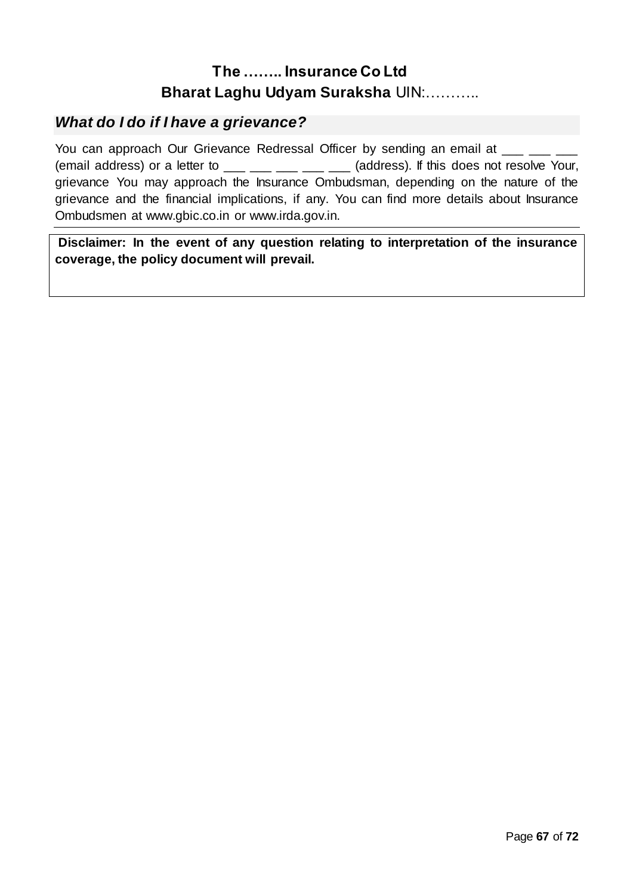**The …….. Insurance Co Ltd**

**Bharat Laghu Udyam Suraksha** UIN:………..

### *What do I do if I have a grievance?*

You can approach Our Grievance Redressal Officer by sending an email at ___ ___ ___ (email address) or a letter to ___ ___ ___ ___ ___ (address). If this does not resolve Your, grievance You may approach the Insurance Ombudsman, depending on the nature of the grievance and the financial implications, if any. You can find more details about Insurance Ombudsmen at www.gbic.co.in or www.irda.gov.in.

**Disclaimer: In the event of any question relating to interpretation of the insurance coverage, the policy document will prevail.**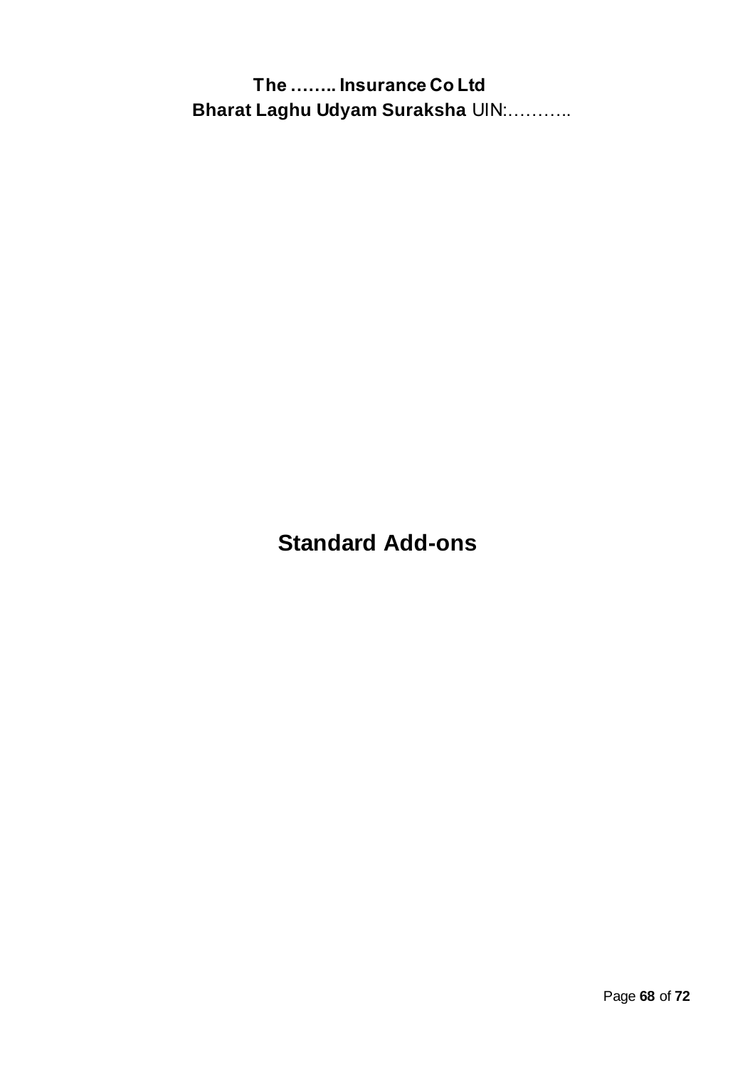# Standard Add-ons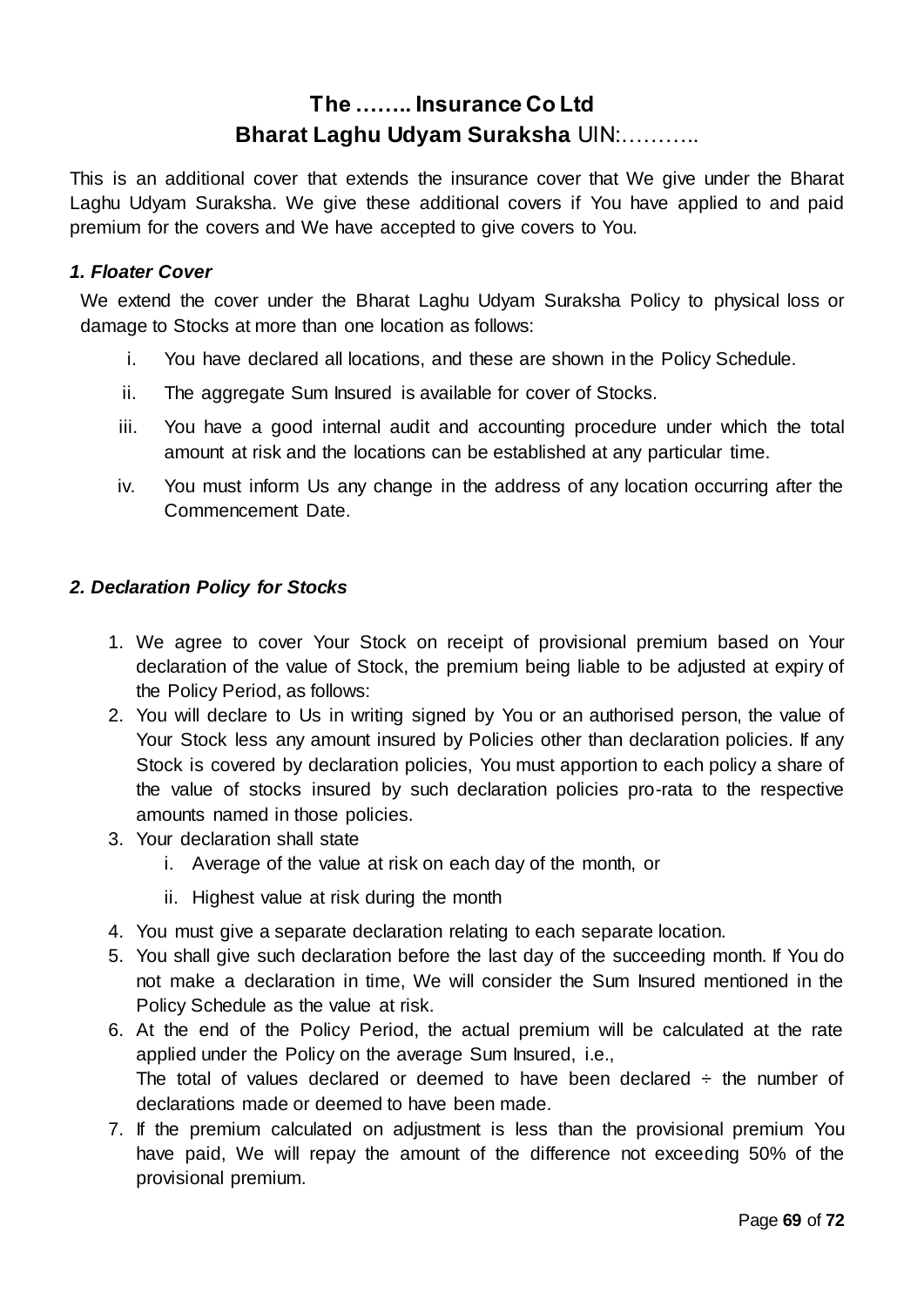# The …….. Insurance Co Ltd
# Bharat Laghu Udyam Suraksha UIN:………..

This is an additional cover that extends the insurance cover that We give under the Bharat Laghu Udyam Suraksha. We give these additional covers if You have applied to and paid premium for the covers and We have accepted to give covers to You.

### *1. Floater Cover*

We extend the cover under the Bharat Laghu Udyam Suraksha Policy to physical loss or damage to Stocks at more than one location as follows:

i. You have declared all locations, and these are shown in the Policy Schedule.

ii. The aggregate Sum Insured is available for cover of Stocks.

iii. You have a good internal audit and accounting procedure under which the total amount at risk and the locations can be established at any particular time.

iv. You must inform Us any change in the address of any location occurring after the Commencement Date.

### *2. Declaration Policy for Stocks*

1. We agree to cover Your Stock on receipt of provisional premium based on Your declaration of the value of Stock, the premium being liable to be adjusted at expiry of the Policy Period, as follows:
2. You will declare to Us in writing signed by You or an authorised person, the value of Your Stock less any amount insured by Policies other than declaration policies. If any Stock is covered by declaration policies, You must apportion to each policy a share of the value of stocks insured by such declaration policies pro-rata to the respective amounts named in those policies.
3. Your declaration shall state
   i. Average of the value at risk on each day of the month, or
   ii. Highest value at risk during the month
4. You must give a separate declaration relating to each separate location.
5. You shall give such declaration before the last day of the succeeding month. If You do not make a declaration in time, We will consider the Sum Insured mentioned in the Policy Schedule as the value at risk.
6. At the end of the Policy Period, the actual premium will be calculated at the rate applied under the Policy on the average Sum Insured, i.e.,
   The total of values declared or deemed to have been declared ÷ the number of declarations made or deemed to have been made.
7. If the premium calculated on adjustment is less than the provisional premium You have paid, We will repay the amount of the difference not exceeding 50% of the provisional premium.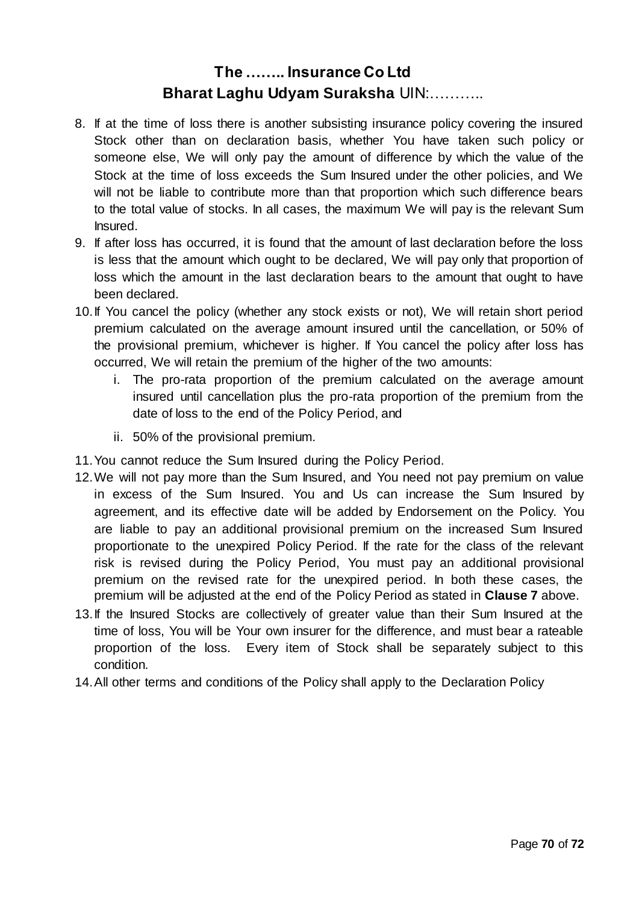8. If at the time of loss there is another subsisting insurance policy covering the insured Stock other than on declaration basis, whether You have taken such policy or someone else, We will only pay the amount of difference by which the value of the Stock at the time of loss exceeds the Sum Insured under the other policies, and We will not be liable to contribute more than that proportion which such difference bears to the total value of stocks. In all cases, the maximum We will pay is the relevant Sum Insured.
9. If after loss has occurred, it is found that the amount of last declaration before the loss is less that the amount which ought to be declared, We will pay only that proportion of loss which the amount in the last declaration bears to the amount that ought to have been declared.
10. If You cancel the policy (whether any stock exists or not), We will retain short period premium calculated on the average amount insured until the cancellation, or 50% of the provisional premium, whichever is higher. If You cancel the policy after loss has occurred, We will retain the premium of the higher of the two amounts:
    i. The pro-rata proportion of the premium calculated on the average amount insured until cancellation plus the pro-rata proportion of the premium from the date of loss to the end of the Policy Period, and
    ii. 50% of the provisional premium.
11. You cannot reduce the Sum Insured during the Policy Period.
12. We will not pay more than the Sum Insured, and You need not pay premium on value in excess of the Sum Insured. You and Us can increase the Sum Insured by agreement, and its effective date will be added by Endorsement on the Policy. You are liable to pay an additional provisional premium on the increased Sum Insured proportionate to the unexpired Policy Period. If the rate for the class of the relevant risk is revised during the Policy Period, You must pay an additional provisional premium on the revised rate for the unexpired period. In both these cases, the premium will be adjusted at the end of the Policy Period as stated in **Clause 7** above.
13. If the Insured Stocks are collectively of greater value than their Sum Insured at the time of loss, You will be Your own insurer for the difference, and must bear a rateable proportion of the loss. Every item of Stock shall be separately subject to this condition.
14. All other terms and conditions of the Policy shall apply to the Declaration Policy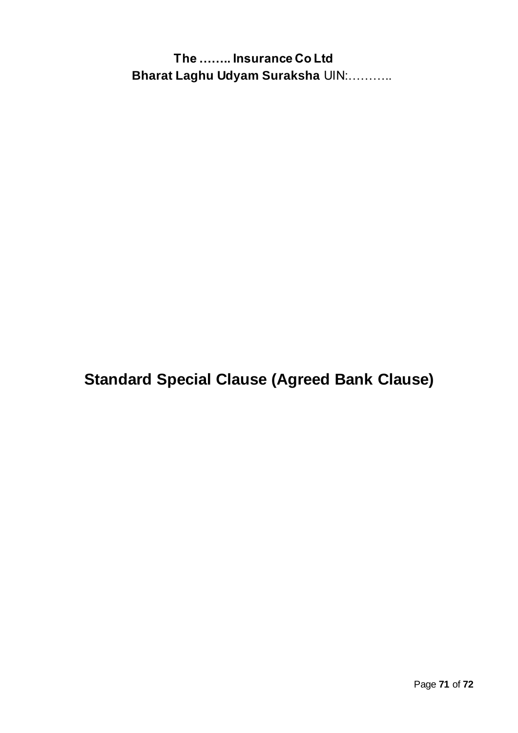# Standard Special Clause (Agreed Bank Clause)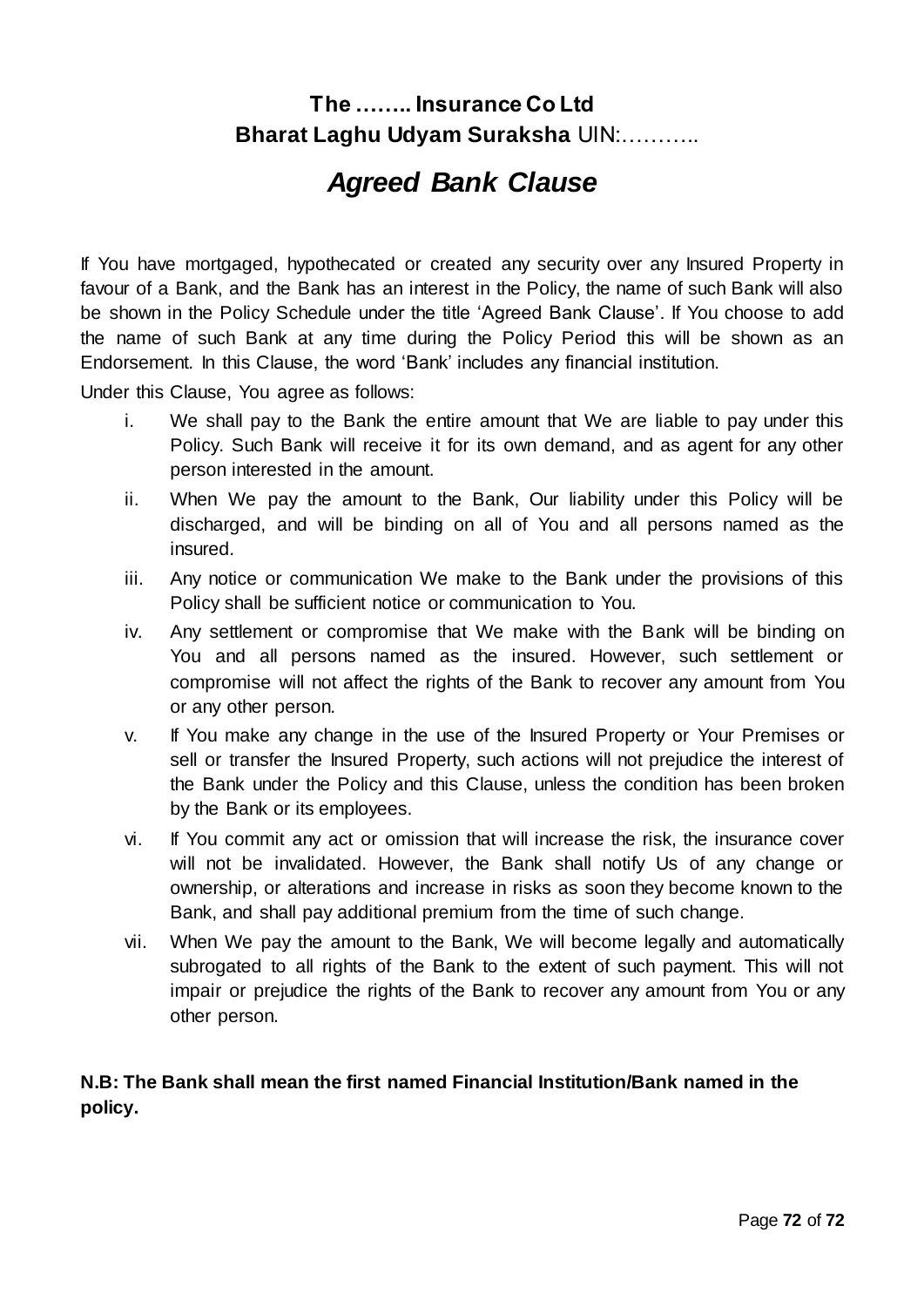**The …….. Insurance Co Ltd**
**Bharat Laghu Udyam Suraksha** UIN:………..

# *Agreed Bank Clause*

If You have mortgaged, hypothecated or created any security over any Insured Property in favour of a Bank, and the Bank has an interest in the Policy, the name of such Bank will also be shown in the Policy Schedule under the title 'Agreed Bank Clause'. If You choose to add the name of such Bank at any time during the Policy Period this will be shown as an Endorsement. In this Clause, the word 'Bank' includes any financial institution.

Under this Clause, You agree as follows:

i. We shall pay to the Bank the entire amount that We are liable to pay under this Policy. Such Bank will receive it for its own demand, and as agent for any other person interested in the amount.

ii. When We pay the amount to the Bank, Our liability under this Policy will be discharged, and will be binding on all of You and all persons named as the insured.

iii. Any notice or communication We make to the Bank under the provisions of this Policy shall be sufficient notice or communication to You.

iv. Any settlement or compromise that We make with the Bank will be binding on You and all persons named as the insured. However, such settlement or compromise will not affect the rights of the Bank to recover any amount from You or any other person.

v. If You make any change in the use of the Insured Property or Your Premises or sell or transfer the Insured Property, such actions will not prejudice the interest of the Bank under the Policy and this Clause, unless the condition has been broken by the Bank or its employees.

vi. If You commit any act or omission that will increase the risk, the insurance cover will not be invalidated. However, the Bank shall notify Us of any change or ownership, or alterations and increase in risks as soon they become known to the Bank, and shall pay additional premium from the time of such change.

vii. When We pay the amount to the Bank, We will become legally and automatically subrogated to all rights of the Bank to the extent of such payment. This will not impair or prejudice the rights of the Bank to recover any amount from You or any other person.

**N.B: The Bank shall mean the first named Financial Institution/Bank named in the policy.**